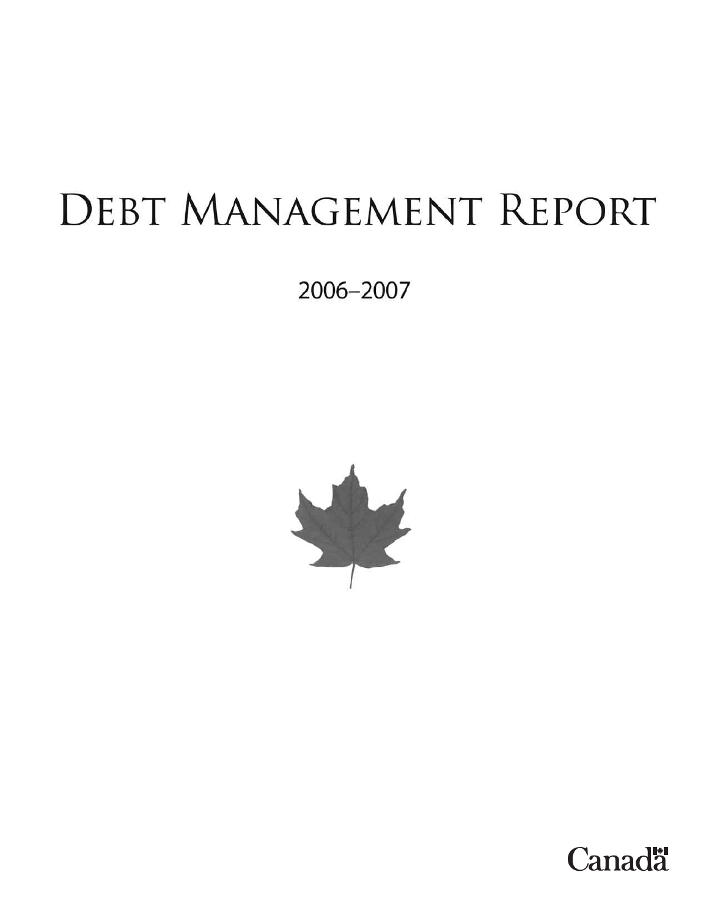# Debt Management Report

2006–2007

Canada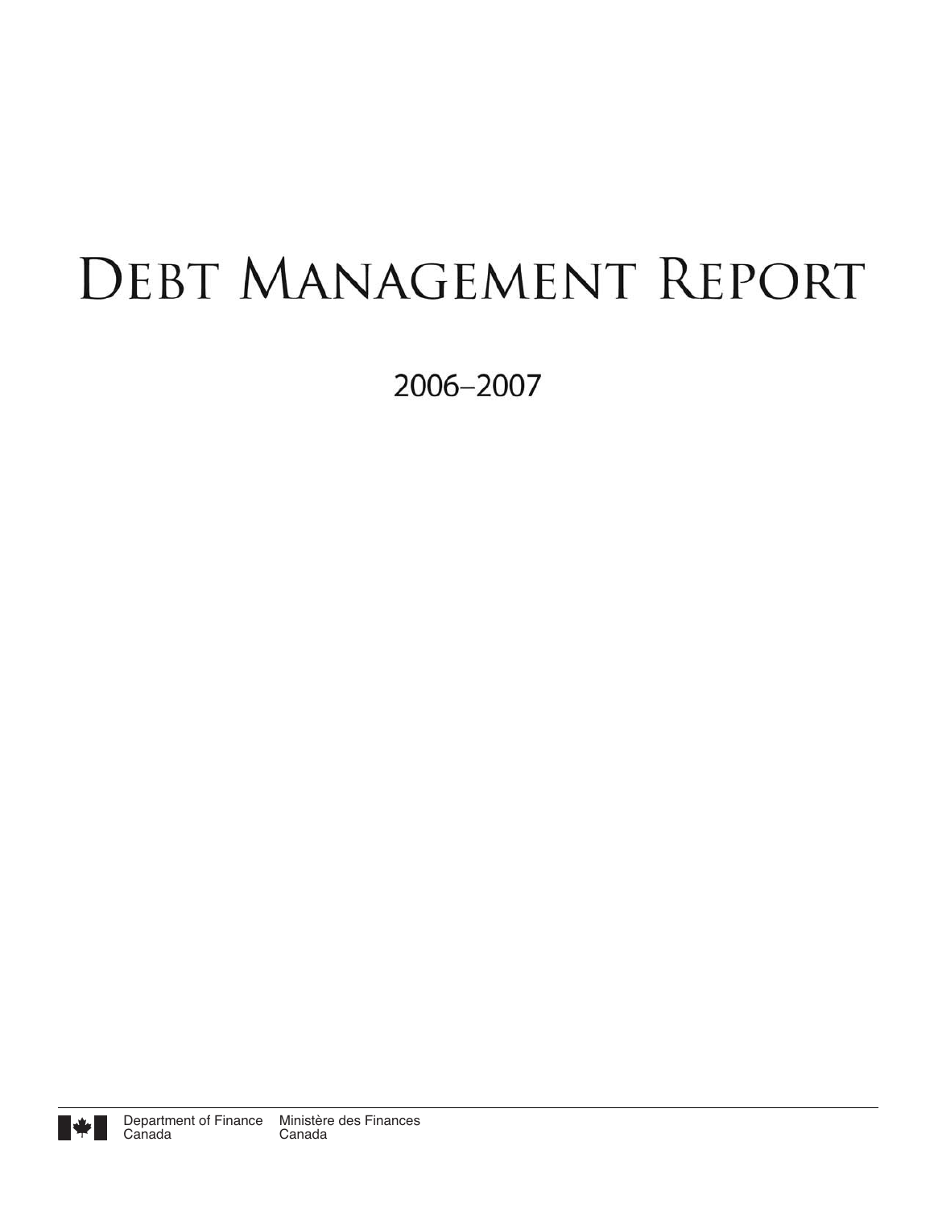# Debt Management Report

2006–2007

Department of Finance Canada    Ministère des Finances Canada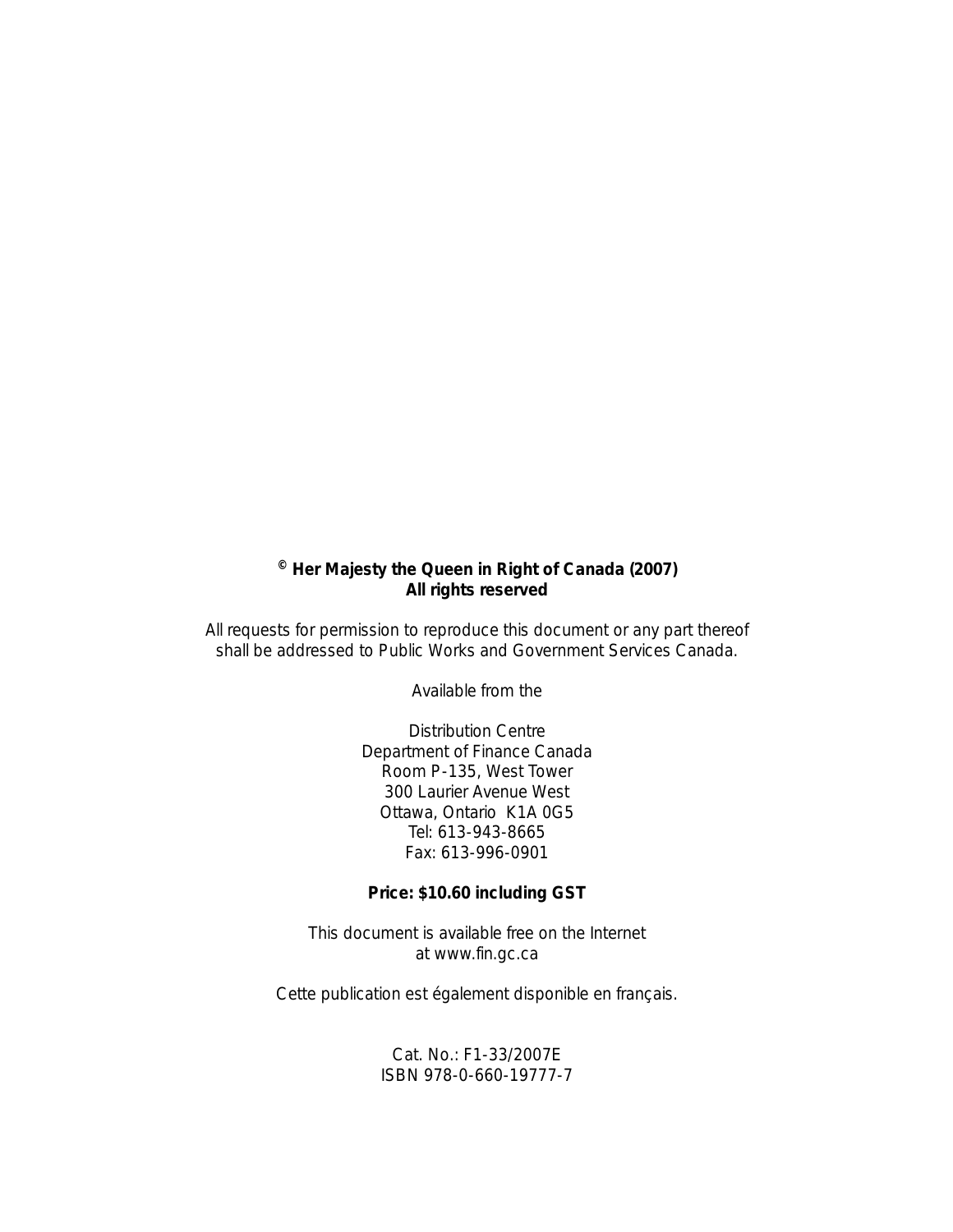**© Her Majesty the Queen in Right of Canada (2007)**
**All rights reserved**

All requests for permission to reproduce this document or any part thereof shall be addressed to Public Works and Government Services Canada.

Available from the

Distribution Centre
Department of Finance Canada
Room P-135, West Tower
300 Laurier Avenue West
Ottawa, Ontario K1A 0G5
Tel: 613-943-8665
Fax: 613-996-0901

**Price: $10.60 including GST**

This document is available free on the Internet
at www.fin.gc.ca

Cette publication est également disponible en français.

Cat. No.: F1-33/2007E
ISBN 978-0-660-19777-7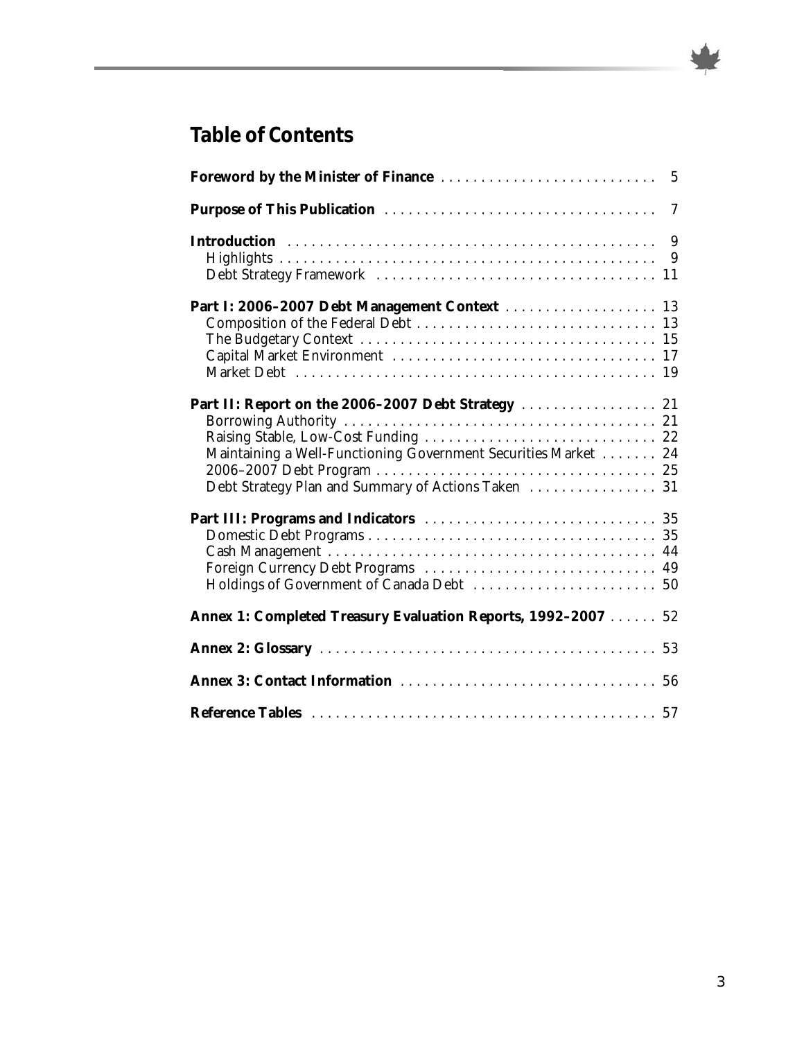# Table of Contents

**Foreword by the Minister of Finance** . . . . . . . . . . . . . . . . . . . . . . . . . . . 5

**Purpose of This Publication** . . . . . . . . . . . . . . . . . . . . . . . . . . . . . . . . . . 7

**Introduction** . . . . . . . . . . . . . . . . . . . . . . . . . . . . . . . . . . . . . . . . . . . . . . 9
- Highlights . . . . . . . . . . . . . . . . . . . . . . . . . . . . . . . . . . . . . . . . . . . . . . . 9
- Debt Strategy Framework . . . . . . . . . . . . . . . . . . . . . . . . . . . . . . . . . . . 11

**Part I: 2006–2007 Debt Management Context** . . . . . . . . . . . . . . . . . . . 13
- Composition of the Federal Debt . . . . . . . . . . . . . . . . . . . . . . . . . . . . . . 13
- The Budgetary Context . . . . . . . . . . . . . . . . . . . . . . . . . . . . . . . . . . . . . 15
- Capital Market Environment . . . . . . . . . . . . . . . . . . . . . . . . . . . . . . . . . 17
- Market Debt . . . . . . . . . . . . . . . . . . . . . . . . . . . . . . . . . . . . . . . . . . . . . 19

**Part II: Report on the 2006–2007 Debt Strategy** . . . . . . . . . . . . . . . . . 21
- Borrowing Authority . . . . . . . . . . . . . . . . . . . . . . . . . . . . . . . . . . . . . . . 21
- Raising Stable, Low-Cost Funding . . . . . . . . . . . . . . . . . . . . . . . . . . . . . 22
- Maintaining a Well-Functioning Government Securities Market . . . . . . . 24
- 2006–2007 Debt Program . . . . . . . . . . . . . . . . . . . . . . . . . . . . . . . . . . . 25
- Debt Strategy Plan and Summary of Actions Taken . . . . . . . . . . . . . . . . 31

**Part III: Programs and Indicators** . . . . . . . . . . . . . . . . . . . . . . . . . . . . . 35
- Domestic Debt Programs . . . . . . . . . . . . . . . . . . . . . . . . . . . . . . . . . . . . 35
- Cash Management . . . . . . . . . . . . . . . . . . . . . . . . . . . . . . . . . . . . . . . . . 44
- Foreign Currency Debt Programs . . . . . . . . . . . . . . . . . . . . . . . . . . . . . 49
- Holdings of Government of Canada Debt . . . . . . . . . . . . . . . . . . . . . . . 50

**Annex 1: Completed Treasury Evaluation Reports, 1992–2007** . . . . . . 52

**Annex 2: Glossary** . . . . . . . . . . . . . . . . . . . . . . . . . . . . . . . . . . . . . . . . . . 53

**Annex 3: Contact Information** . . . . . . . . . . . . . . . . . . . . . . . . . . . . . . . . 56

**Reference Tables** . . . . . . . . . . . . . . . . . . . . . . . . . . . . . . . . . . . . . . . . . . . 57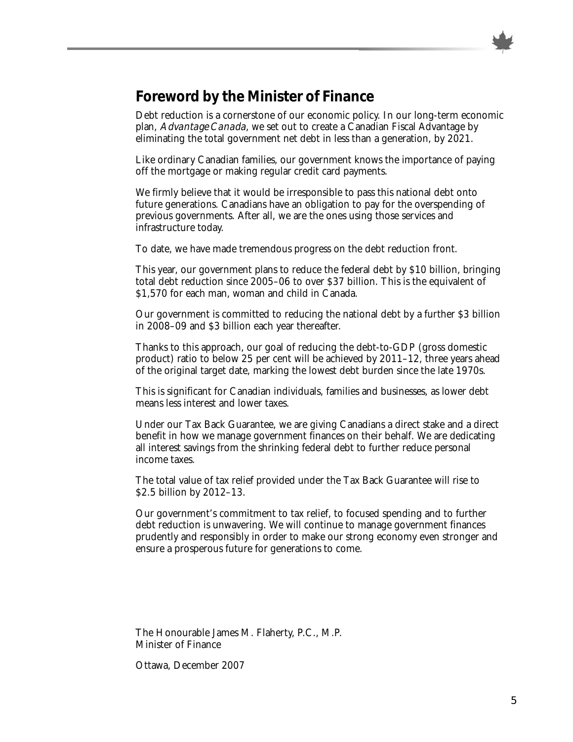## Foreword by the Minister of Finance

Debt reduction is a cornerstone of our economic policy. In our long-term economic plan, *Advantage Canada*, we set out to create a Canadian Fiscal Advantage by eliminating the total government net debt in less than a generation, by 2021.

Like ordinary Canadian families, our government knows the importance of paying off the mortgage or making regular credit card payments.

We firmly believe that it would be irresponsible to pass this national debt onto future generations. Canadians have an obligation to pay for the overspending of previous governments. After all, we are the ones using those services and infrastructure today.

To date, we have made tremendous progress on the debt reduction front.

This year, our government plans to reduce the federal debt by $10 billion, bringing total debt reduction since 2005–06 to over $37 billion. This is the equivalent of $1,570 for each man, woman and child in Canada.

Our government is committed to reducing the national debt by a further $3 billion in 2008–09 and $3 billion each year thereafter.

Thanks to this approach, our goal of reducing the debt-to-GDP (gross domestic product) ratio to below 25 per cent will be achieved by 2011–12, three years ahead of the original target date, marking the lowest debt burden since the late 1970s.

This is significant for Canadian individuals, families and businesses, as lower debt means less interest and lower taxes.

Under our Tax Back Guarantee, we are giving Canadians a direct stake and a direct benefit in how we manage government finances on their behalf. We are dedicating all interest savings from the shrinking federal debt to further reduce personal income taxes.

The total value of tax relief provided under the Tax Back Guarantee will rise to $2.5 billion by 2012–13.

Our government's commitment to tax relief, to focused spending and to further debt reduction is unwavering. We will continue to manage government finances prudently and responsibly in order to make our strong economy even stronger and ensure a prosperous future for generations to come.

The Honourable James M. Flaherty, P.C., M.P.  
Minister of Finance

Ottawa, December 2007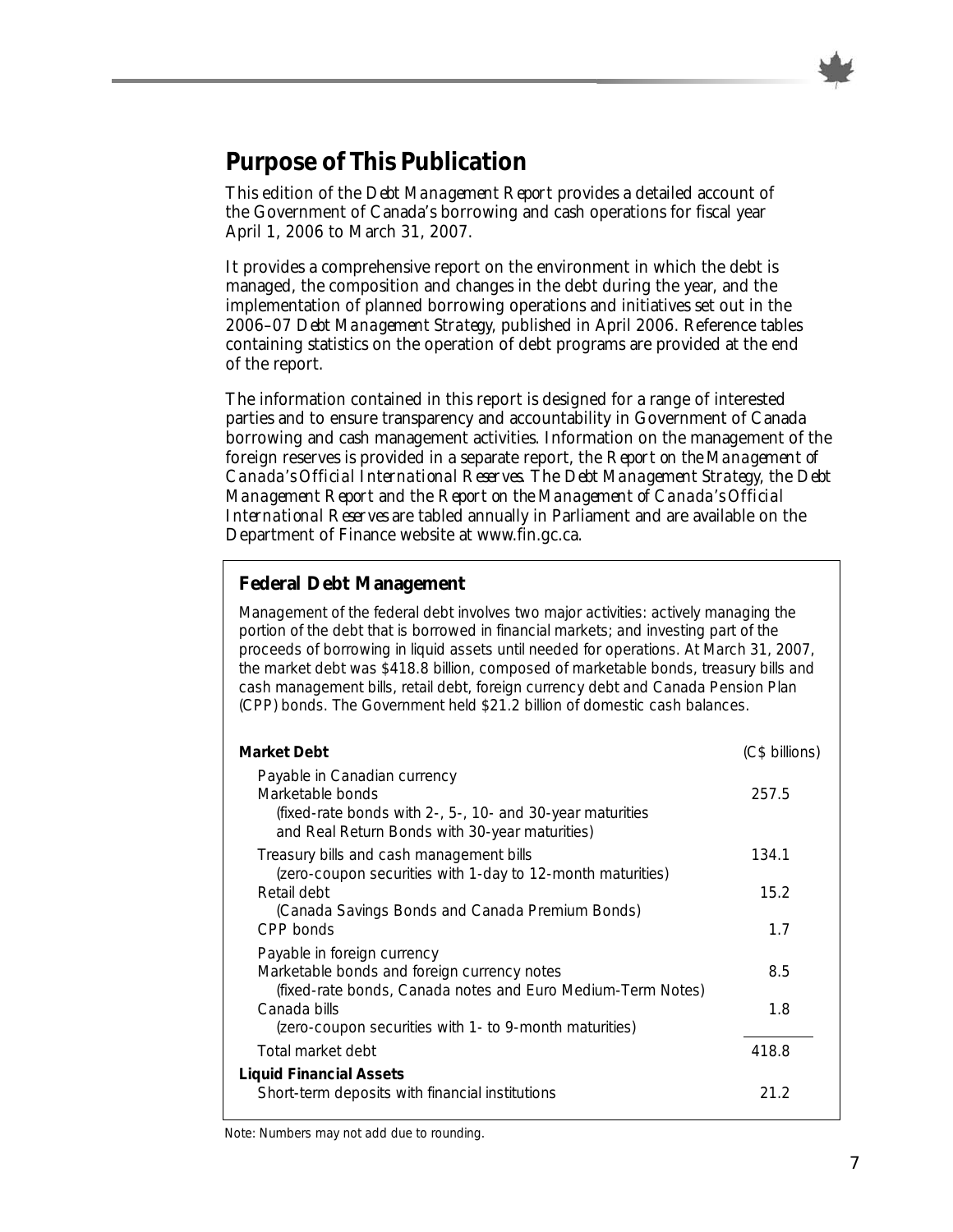## Purpose of This Publication

This edition of the *Debt Management Report* provides a detailed account of the Government of Canada's borrowing and cash operations for fiscal year April 1, 2006 to March 31, 2007.

It provides a comprehensive report on the environment in which the debt is managed, the composition and changes in the debt during the year, and the implementation of planned borrowing operations and initiatives set out in the *2006–07 Debt Management Strategy*, published in April 2006. Reference tables containing statistics on the operation of debt programs are provided at the end of the report.

The information contained in this report is designed for a range of interested parties and to ensure transparency and accountability in Government of Canada borrowing and cash management activities. Information on the management of the foreign reserves is provided in a separate report, the *Report on the Management of Canada's Official International Reserves*. The *Debt Management Strategy*, the *Debt Management Report* and the *Report on the Management of Canada's Official International Reserves* are tabled annually in Parliament and are available on the Department of Finance website at www.fin.gc.ca.

### Federal Debt Management

Management of the federal debt involves two major activities: actively managing the portion of the debt that is borrowed in financial markets; and investing part of the proceeds of borrowing in liquid assets until needed for operations. At March 31, 2007, the market debt was $418.8 billion, composed of marketable bonds, treasury bills and cash management bills, retail debt, foreign currency debt and Canada Pension Plan (CPP) bonds. The Government held $21.2 billion of domestic cash balances.

| **Market Debt** | (C$ billions) |
|---|---|
| Payable in Canadian currency | |
| Marketable bonds (fixed-rate bonds with 2-, 5-, 10- and 30-year maturities and Real Return Bonds with 30-year maturities) | 257.5 |
| Treasury bills and cash management bills (zero-coupon securities with 1-day to 12-month maturities) | 134.1 |
| Retail debt (Canada Savings Bonds and Canada Premium Bonds) | 15.2 |
| CPP bonds | 1.7 |
| Payable in foreign currency | |
| Marketable bonds and foreign currency notes (fixed-rate bonds, Canada notes and Euro Medium-Term Notes) | 8.5 |
| Canada bills (zero-coupon securities with 1- to 9-month maturities) | 1.8 |
| Total market debt | 418.8 |
| **Liquid Financial Assets** | |
| Short-term deposits with financial institutions | 21.2 |

Note: Numbers may not add due to rounding.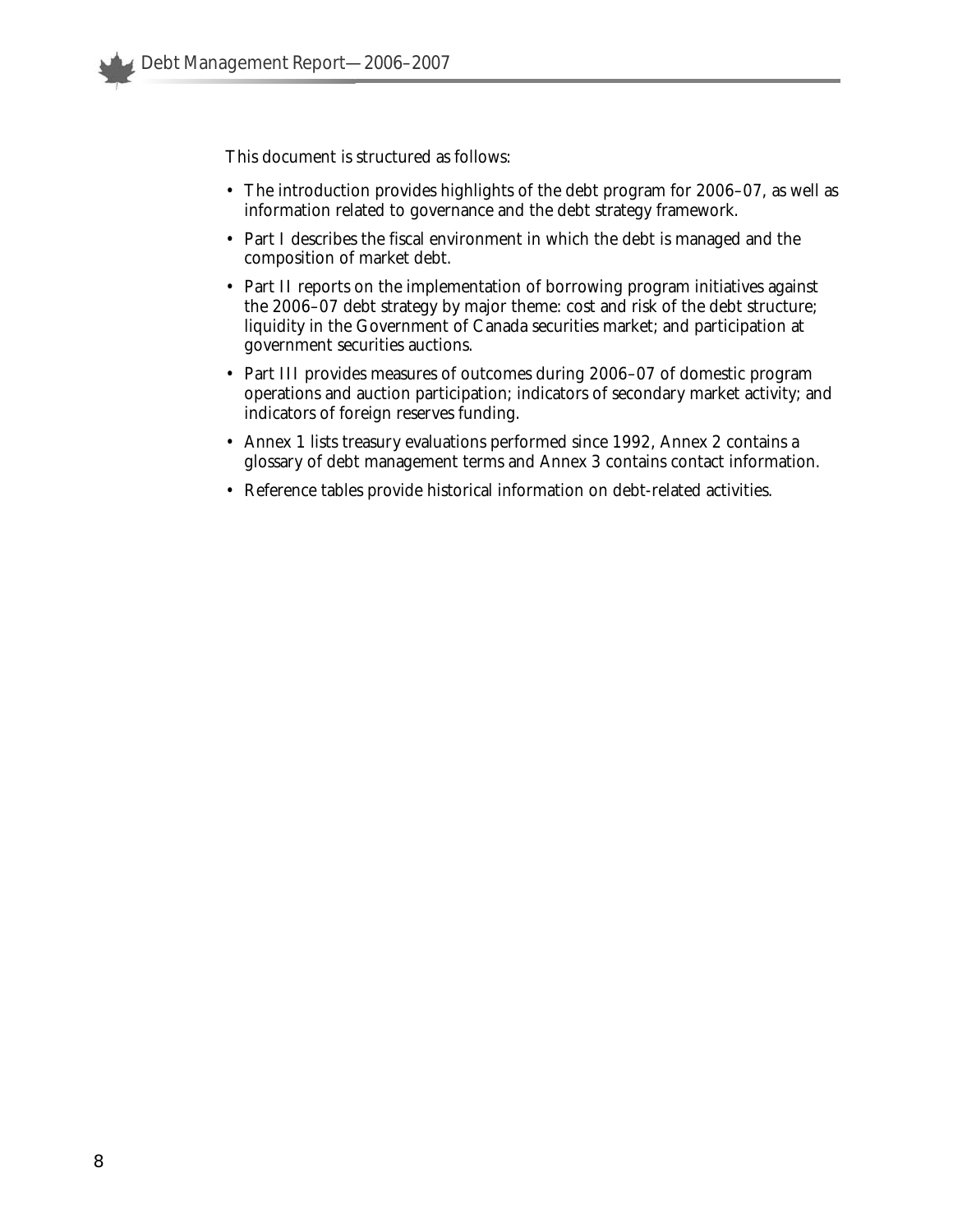This document is structured as follows:

- The introduction provides highlights of the debt program for 2006–07, as well as information related to governance and the debt strategy framework.
- Part I describes the fiscal environment in which the debt is managed and the composition of market debt.
- Part II reports on the implementation of borrowing program initiatives against the 2006–07 debt strategy by major theme: cost and risk of the debt structure; liquidity in the Government of Canada securities market; and participation at government securities auctions.
- Part III provides measures of outcomes during 2006–07 of domestic program operations and auction participation; indicators of secondary market activity; and indicators of foreign reserves funding.
- Annex 1 lists treasury evaluations performed since 1992, Annex 2 contains a glossary of debt management terms and Annex 3 contains contact information.
- Reference tables provide historical information on debt-related activities.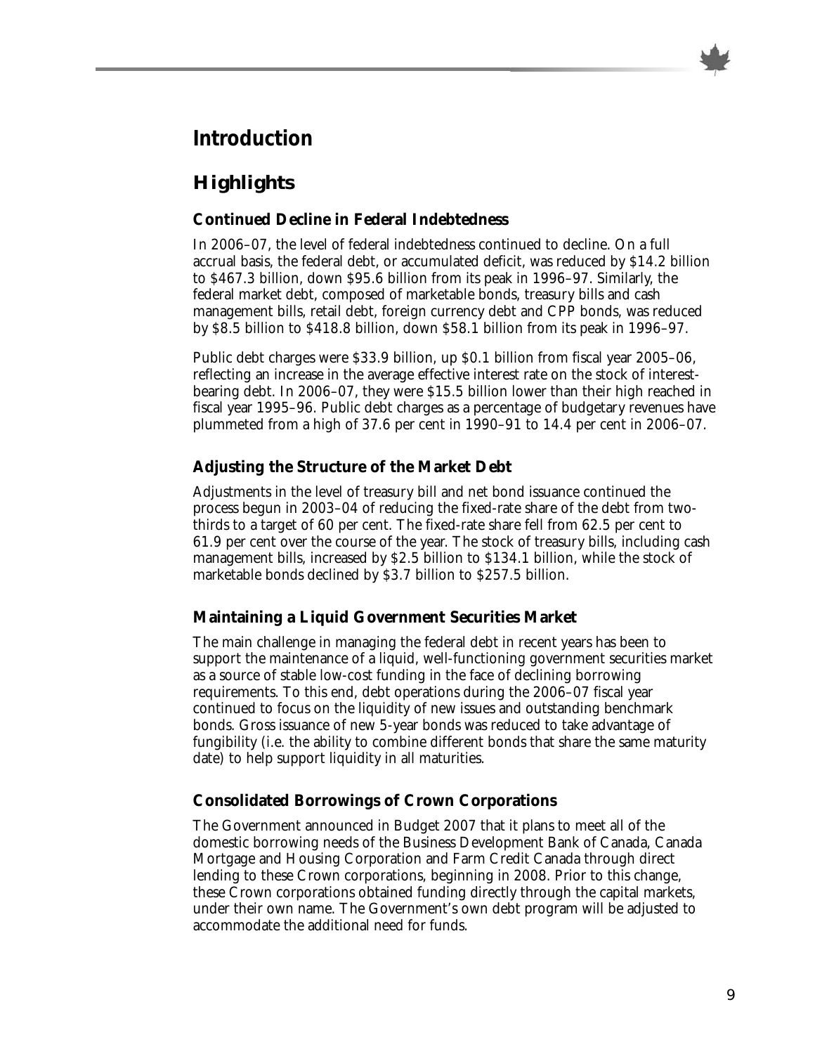# Introduction

## Highlights

### Continued Decline in Federal Indebtedness

In 2006–07, the level of federal indebtedness continued to decline. On a full accrual basis, the federal debt, or accumulated deficit, was reduced by $14.2 billion to $467.3 billion, down $95.6 billion from its peak in 1996–97. Similarly, the federal market debt, composed of marketable bonds, treasury bills and cash management bills, retail debt, foreign currency debt and CPP bonds, was reduced by $8.5 billion to $418.8 billion, down $58.1 billion from its peak in 1996–97.

Public debt charges were $33.9 billion, up $0.1 billion from fiscal year 2005–06, reflecting an increase in the average effective interest rate on the stock of interest-bearing debt. In 2006–07, they were $15.5 billion lower than their high reached in fiscal year 1995–96. Public debt charges as a percentage of budgetary revenues have plummeted from a high of 37.6 per cent in 1990–91 to 14.4 per cent in 2006–07.

### Adjusting the Structure of the Market Debt

Adjustments in the level of treasury bill and net bond issuance continued the process begun in 2003–04 of reducing the fixed-rate share of the debt from two-thirds to a target of 60 per cent. The fixed-rate share fell from 62.5 per cent to 61.9 per cent over the course of the year. The stock of treasury bills, including cash management bills, increased by $2.5 billion to $134.1 billion, while the stock of marketable bonds declined by $3.7 billion to $257.5 billion.

### Maintaining a Liquid Government Securities Market

The main challenge in managing the federal debt in recent years has been to support the maintenance of a liquid, well-functioning government securities market as a source of stable low-cost funding in the face of declining borrowing requirements. To this end, debt operations during the 2006–07 fiscal year continued to focus on the liquidity of new issues and outstanding benchmark bonds. Gross issuance of new 5-year bonds was reduced to take advantage of fungibility (i.e. the ability to combine different bonds that share the same maturity date) to help support liquidity in all maturities.

### Consolidated Borrowings of Crown Corporations

The Government announced in Budget 2007 that it plans to meet all of the domestic borrowing needs of the Business Development Bank of Canada, Canada Mortgage and Housing Corporation and Farm Credit Canada through direct lending to these Crown corporations, beginning in 2008. Prior to this change, these Crown corporations obtained funding directly through the capital markets, under their own name. The Government's own debt program will be adjusted to accommodate the additional need for funds.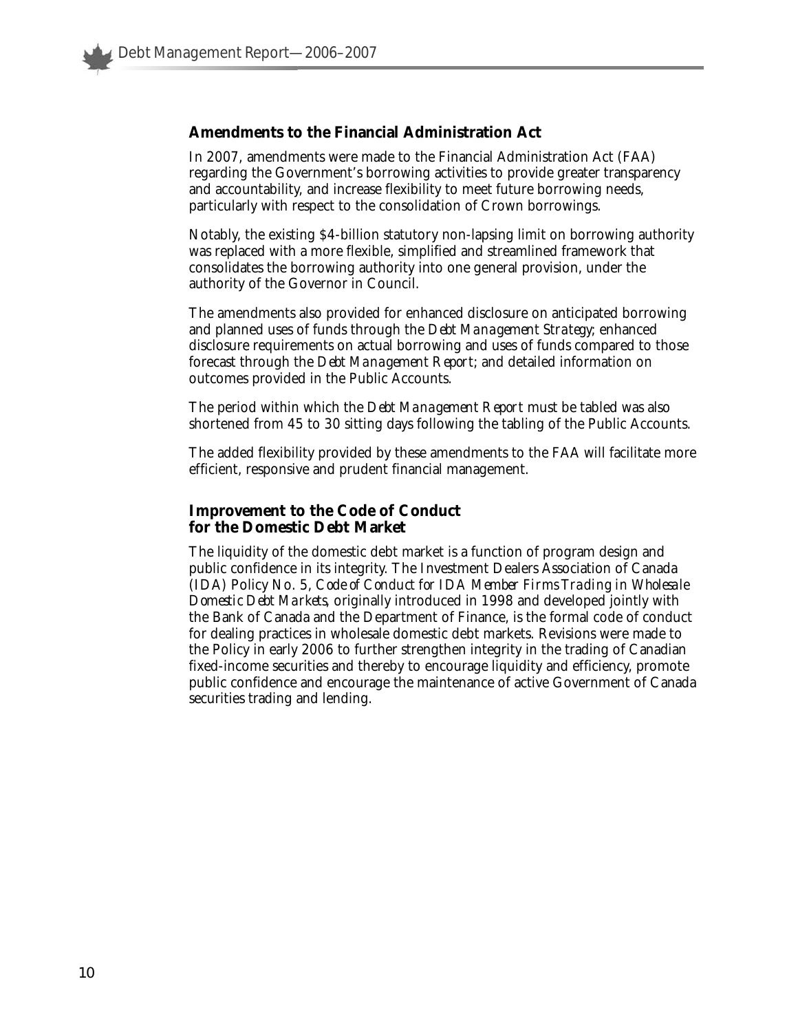### Amendments to the Financial Administration Act

In 2007, amendments were made to the Financial Administration Act (FAA) regarding the Government's borrowing activities to provide greater transparency and accountability, and increase flexibility to meet future borrowing needs, particularly with respect to the consolidation of Crown borrowings.

Notably, the existing $4-billion statutory non-lapsing limit on borrowing authority was replaced with a more flexible, simplified and streamlined framework that consolidates the borrowing authority into one general provision, under the authority of the Governor in Council.

The amendments also provided for enhanced disclosure on anticipated borrowing and planned uses of funds through the *Debt Management Strategy*; enhanced disclosure requirements on actual borrowing and uses of funds compared to those forecast through the *Debt Management Report*; and detailed information on outcomes provided in the Public Accounts.

The period within which the *Debt Management Report* must be tabled was also shortened from 45 to 30 sitting days following the tabling of the Public Accounts.

The added flexibility provided by these amendments to the FAA will facilitate more efficient, responsive and prudent financial management.

### Improvement to the Code of Conduct for the Domestic Debt Market

The liquidity of the domestic debt market is a function of program design and public confidence in its integrity. The Investment Dealers Association of Canada (IDA) Policy No. 5, *Code of Conduct for IDA Member Firms Trading in Wholesale Domestic Debt Markets*, originally introduced in 1998 and developed jointly with the Bank of Canada and the Department of Finance, is the formal code of conduct for dealing practices in wholesale domestic debt markets. Revisions were made to the Policy in early 2006 to further strengthen integrity in the trading of Canadian fixed-income securities and thereby to encourage liquidity and efficiency, promote public confidence and encourage the maintenance of active Government of Canada securities trading and lending.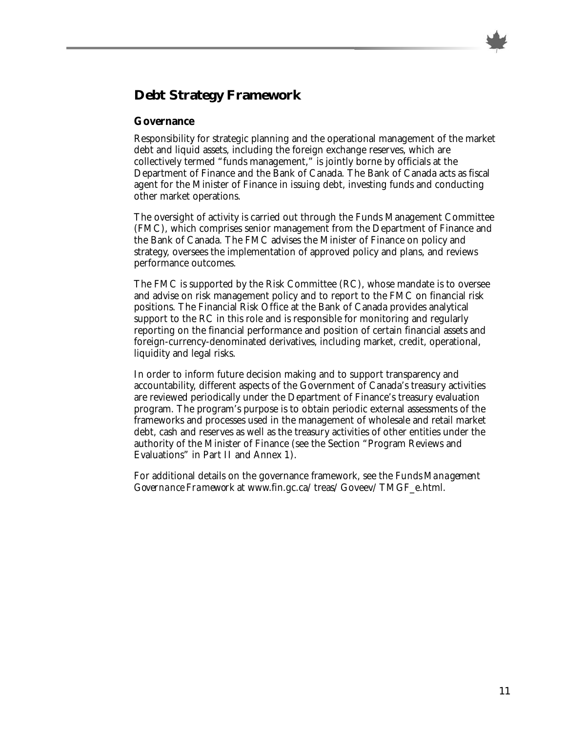## Debt Strategy Framework

### Governance

Responsibility for strategic planning and the operational management of the market debt and liquid assets, including the foreign exchange reserves, which are collectively termed "funds management," is jointly borne by officials at the Department of Finance and the Bank of Canada. The Bank of Canada acts as fiscal agent for the Minister of Finance in issuing debt, investing funds and conducting other market operations.

The oversight of activity is carried out through the Funds Management Committee (FMC), which comprises senior management from the Department of Finance and the Bank of Canada. The FMC advises the Minister of Finance on policy and strategy, oversees the implementation of approved policy and plans, and reviews performance outcomes.

The FMC is supported by the Risk Committee (RC), whose mandate is to oversee and advise on risk management policy and to report to the FMC on financial risk positions. The Financial Risk Office at the Bank of Canada provides analytical support to the RC in this role and is responsible for monitoring and regularly reporting on the financial performance and position of certain financial assets and foreign-currency-denominated derivatives, including market, credit, operational, liquidity and legal risks.

In order to inform future decision making and to support transparency and accountability, different aspects of the Government of Canada's treasury activities are reviewed periodically under the Department of Finance's treasury evaluation program. The program's purpose is to obtain periodic external assessments of the frameworks and processes used in the management of wholesale and retail market debt, cash and reserves as well as the treasury activities of other entities under the authority of the Minister of Finance (see the Section "Program Reviews and Evaluations" in Part II and Annex 1).

For additional details on the governance framework, see the *Funds Management Governance Framework* at www.fin.gc.ca/treas/Goveev/TMGF_e.html.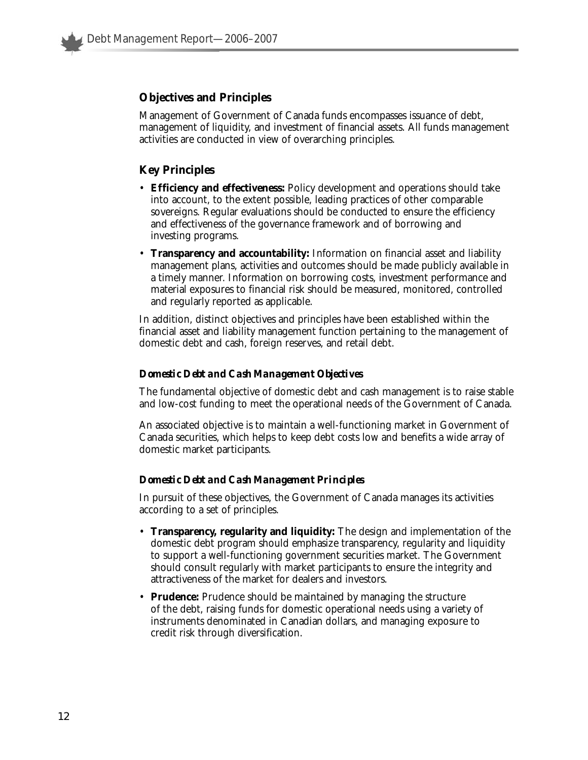## Objectives and Principles

Management of Government of Canada funds encompasses issuance of debt, management of liquidity, and investment of financial assets. All funds management activities are conducted in view of overarching principles.

## Key Principles

- **Efficiency and effectiveness:** Policy development and operations should take into account, to the extent possible, leading practices of other comparable sovereigns. Regular evaluations should be conducted to ensure the efficiency and effectiveness of the governance framework and of borrowing and investing programs.
- **Transparency and accountability:** Information on financial asset and liability management plans, activities and outcomes should be made publicly available in a timely manner. Information on borrowing costs, investment performance and material exposures to financial risk should be measured, monitored, controlled and regularly reported as applicable.

In addition, distinct objectives and principles have been established within the financial asset and liability management function pertaining to the management of domestic debt and cash, foreign reserves, and retail debt.

### *Domestic Debt and Cash Management Objectives*

The fundamental objective of domestic debt and cash management is to raise stable and low-cost funding to meet the operational needs of the Government of Canada.

An associated objective is to maintain a well-functioning market in Government of Canada securities, which helps to keep debt costs low and benefits a wide array of domestic market participants.

### *Domestic Debt and Cash Management Principles*

In pursuit of these objectives, the Government of Canada manages its activities according to a set of principles.

- **Transparency, regularity and liquidity:** The design and implementation of the domestic debt program should emphasize transparency, regularity and liquidity to support a well-functioning government securities market. The Government should consult regularly with market participants to ensure the integrity and attractiveness of the market for dealers and investors.
- **Prudence:** Prudence should be maintained by managing the structure of the debt, raising funds for domestic operational needs using a variety of instruments denominated in Canadian dollars, and managing exposure to credit risk through diversification.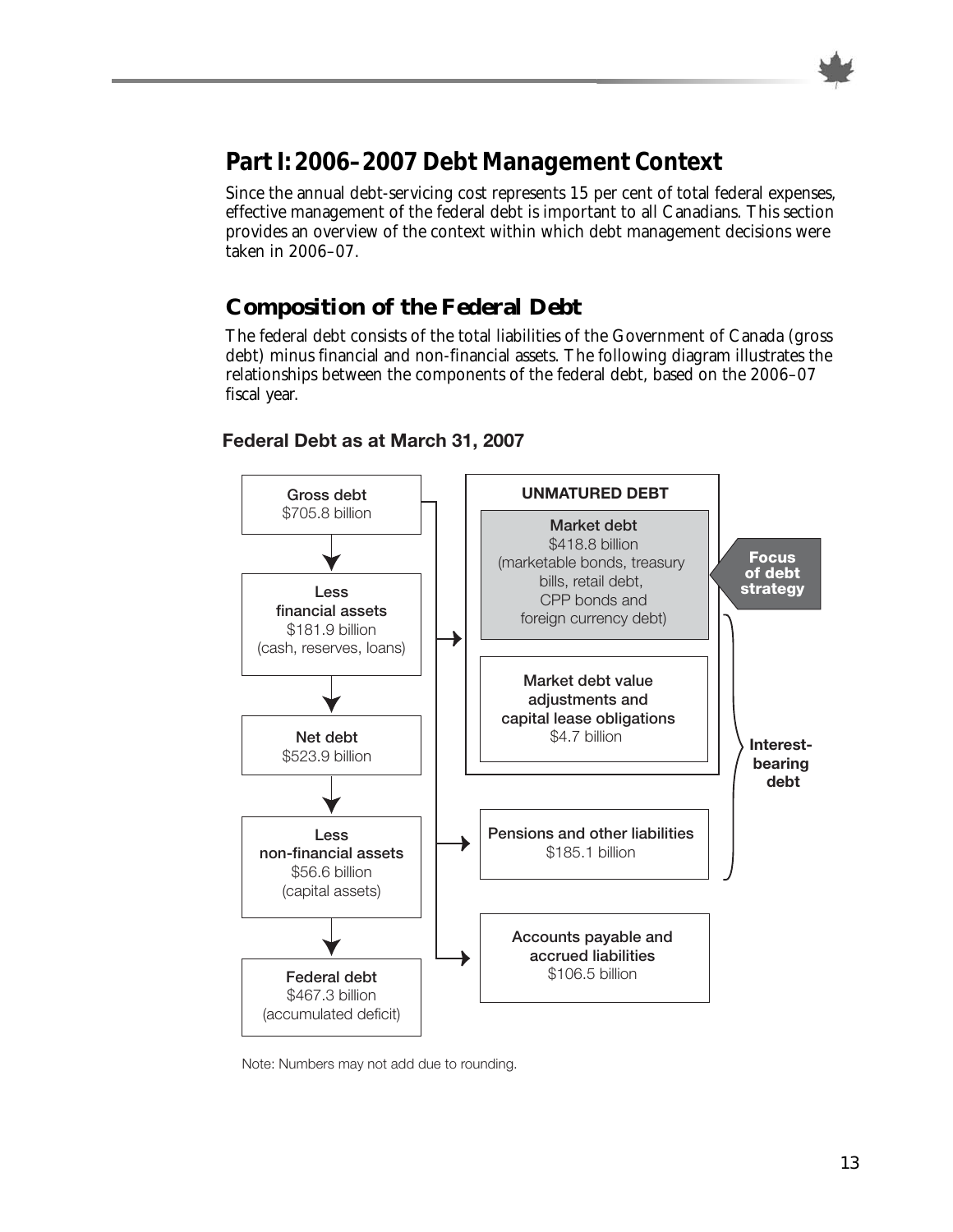## Part I: 2006–2007 Debt Management Context

Since the annual debt-servicing cost represents 15 per cent of total federal expenses, effective management of the federal debt is important to all Canadians. This section provides an overview of the context within which debt management decisions were taken in 2006–07.

### Composition of the Federal Debt

The federal debt consists of the total liabilities of the Government of Canada (gross debt) minus financial and non-financial assets. The following diagram illustrates the relationships between the components of the federal debt, based on the 2006–07 fiscal year.

**Federal Debt as at March 31, 2007**

**Gross debt**
$705.8 billion

↓

**Less financial assets**
$181.9 billion
(cash, reserves, loans)

↓

**Net debt**
$523.9 billion

↓

**Less non-financial assets**
$56.6 billion
(capital assets)

↓

**Federal debt**
$467.3 billion
(accumulated deficit)

Gross debt comprises:

- **UNMATURED DEBT**
  - **Market debt** $418.8 billion (marketable bonds, treasury bills, retail debt, CPP bonds and foreign currency debt) — **Focus of debt strategy**
  - **Market debt value adjustments and capital lease obligations** $4.7 billion
- **Pensions and other liabilities** $185.1 billion
- **Accounts payable and accrued liabilities** $106.5 billion

**Interest-bearing debt**: Unmatured debt plus pensions and other liabilities.

Note: Numbers may not add due to rounding.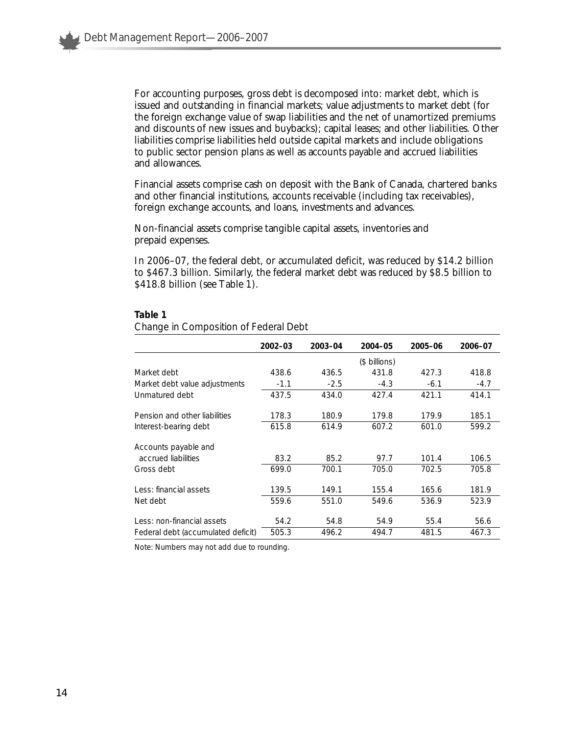For accounting purposes, gross debt is decomposed into: market debt, which is issued and outstanding in financial markets; value adjustments to market debt (for the foreign exchange value of swap liabilities and the net of unamortized premiums and discounts of new issues and buybacks); capital leases; and other liabilities. Other liabilities comprise liabilities held outside capital markets and include obligations to public sector pension plans as well as accounts payable and accrued liabilities and allowances.

Financial assets comprise cash on deposit with the Bank of Canada, chartered banks and other financial institutions, accounts receivable (including tax receivables), foreign exchange accounts, and loans, investments and advances.

Non-financial assets comprise tangible capital assets, inventories and prepaid expenses.

In 2006–07, the federal debt, or accumulated deficit, was reduced by $14.2 billion to $467.3 billion. Similarly, the federal market debt was reduced by $8.5 billion to $418.8 billion (see Table 1).

**Table 1**

Change in Composition of Federal Debt

| | 2002–03 | 2003–04 | 2004–05 | 2005–06 | 2006–07 |
|---|---|---|---|---|---|
| | | | ($ billions) | | |
| Market debt | 438.6 | 436.5 | 431.8 | 427.3 | 418.8 |
| Market debt value adjustments | -1.1 | -2.5 | -4.3 | -6.1 | -4.7 |
| Unmatured debt | 437.5 | 434.0 | 427.4 | 421.1 | 414.1 |
| Pension and other liabilities | 178.3 | 180.9 | 179.8 | 179.9 | 185.1 |
| Interest-bearing debt | 615.8 | 614.9 | 607.2 | 601.0 | 599.2 |
| Accounts payable and accrued liabilities | 83.2 | 85.2 | 97.7 | 101.4 | 106.5 |
| Gross debt | 699.0 | 700.1 | 705.0 | 702.5 | 705.8 |
| Less: financial assets | 139.5 | 149.1 | 155.4 | 165.6 | 181.9 |
| Net debt | 559.6 | 551.0 | 549.6 | 536.9 | 523.9 |
| Less: non-financial assets | 54.2 | 54.8 | 54.9 | 55.4 | 56.6 |
| Federal debt (accumulated deficit) | 505.3 | 496.2 | 494.7 | 481.5 | 467.3 |

Note: Numbers may not add due to rounding.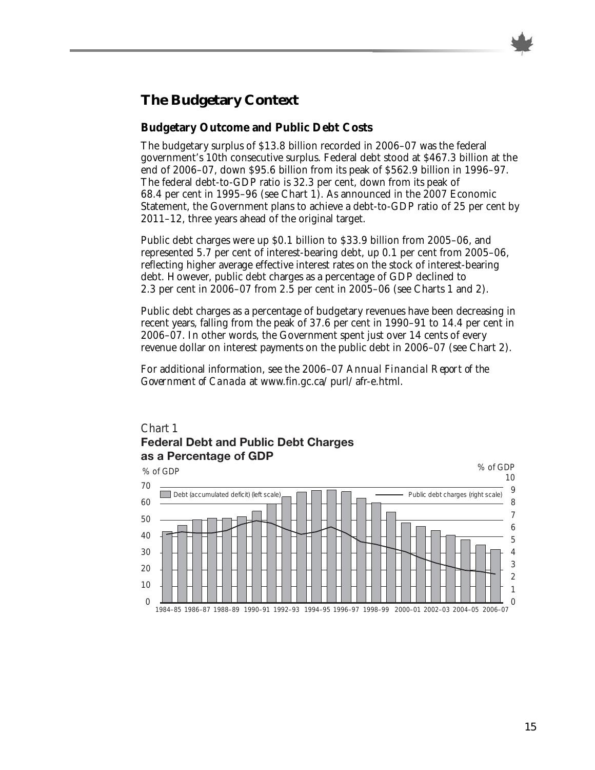## The Budgetary Context

### Budgetary Outcome and Public Debt Costs

The budgetary surplus of $13.8 billion recorded in 2006–07 was the federal government's 10th consecutive surplus. Federal debt stood at $467.3 billion at the end of 2006–07, down $95.6 billion from its peak of $562.9 billion in 1996–97. The federal debt-to-GDP ratio is 32.3 per cent, down from its peak of 68.4 per cent in 1995–96 (see Chart 1). As announced in the 2007 Economic Statement, the Government plans to achieve a debt-to-GDP ratio of 25 per cent by 2011–12, three years ahead of the original target.

Public debt charges were up $0.1 billion to $33.9 billion from 2005–06, and represented 5.7 per cent of interest-bearing debt, up 0.1 per cent from 2005–06, reflecting higher average effective interest rates on the stock of interest-bearing debt. However, public debt charges as a percentage of GDP declined to 2.3 per cent in 2006–07 from 2.5 per cent in 2005–06 (see Charts 1 and 2).

Public debt charges as a percentage of budgetary revenues have been decreasing in recent years, falling from the peak of 37.6 per cent in 1990–91 to 14.4 per cent in 2006–07. In other words, the Government spent just over 14 cents of every revenue dollar on interest payments on the public debt in 2006–07 (see Chart 2).

For additional information, see the 2006–07 *Annual Financial Report of the Government of Canada* at www.fin.gc.ca/purl/afr-e.html.

*Chart 1*

**Federal Debt and Public Debt Charges as a Percentage of GDP**

% of GDP (left scale: 0–70); % of GDP (right scale: 0–10)

Debt (accumulated deficit) (left scale) — Public debt charges (right scale)

1984–85 1986–87 1988–89 1990–91 1992–93 1994–95 1996–97 1998–99 2000–01 2002–03 2004–05 2006–07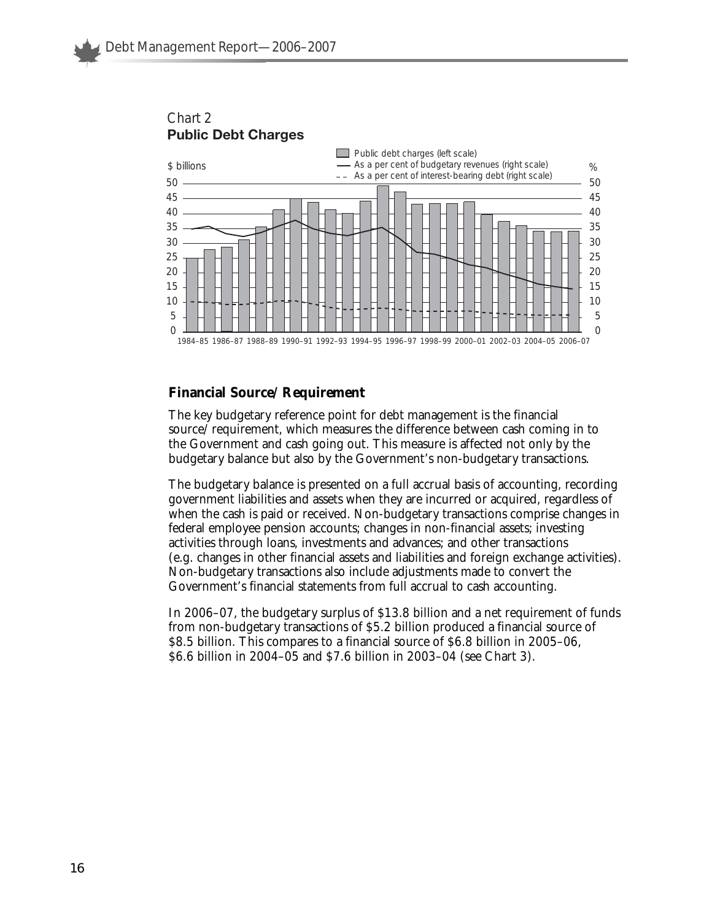Chart 2
**Public Debt Charges**

## Financial Source/Requirement

The key budgetary reference point for debt management is the financial source/requirement, which measures the difference between cash coming in to the Government and cash going out. This measure is affected not only by the budgetary balance but also by the Government's non-budgetary transactions.

The budgetary balance is presented on a full accrual basis of accounting, recording government liabilities and assets when they are incurred or acquired, regardless of when the cash is paid or received. Non-budgetary transactions comprise changes in federal employee pension accounts; changes in non-financial assets; investing activities through loans, investments and advances; and other transactions (e.g. changes in other financial assets and liabilities and foreign exchange activities). Non-budgetary transactions also include adjustments made to convert the Government's financial statements from full accrual to cash accounting.

In 2006–07, the budgetary surplus of $13.8 billion and a net requirement of funds from non-budgetary transactions of $5.2 billion produced a financial source of $8.5 billion. This compares to a financial source of $6.8 billion in 2005–06, $6.6 billion in 2004–05 and $7.6 billion in 2003–04 (see Chart 3).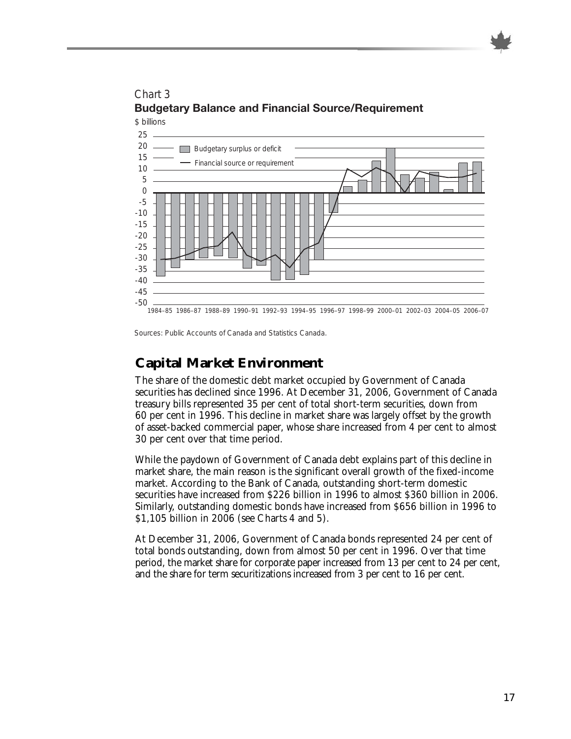Chart 3

**Budgetary Balance and Financial Source/Requirement**

Sources: Public Accounts of Canada and Statistics Canada.

## Capital Market Environment

The share of the domestic debt market occupied by Government of Canada securities has declined since 1996. At December 31, 2006, Government of Canada treasury bills represented 35 per cent of total short-term securities, down from 60 per cent in 1996. This decline in market share was largely offset by the growth of asset-backed commercial paper, whose share increased from 4 per cent to almost 30 per cent over that time period.

While the paydown of Government of Canada debt explains part of this decline in market share, the main reason is the significant overall growth of the fixed-income market. According to the Bank of Canada, outstanding short-term domestic securities have increased from $226 billion in 1996 to almost $360 billion in 2006. Similarly, outstanding domestic bonds have increased from $656 billion in 1996 to $1,105 billion in 2006 (see Charts 4 and 5).

At December 31, 2006, Government of Canada bonds represented 24 per cent of total bonds outstanding, down from almost 50 per cent in 1996. Over that time period, the market share for corporate paper increased from 13 per cent to 24 per cent, and the share for term securitizations increased from 3 per cent to 16 per cent.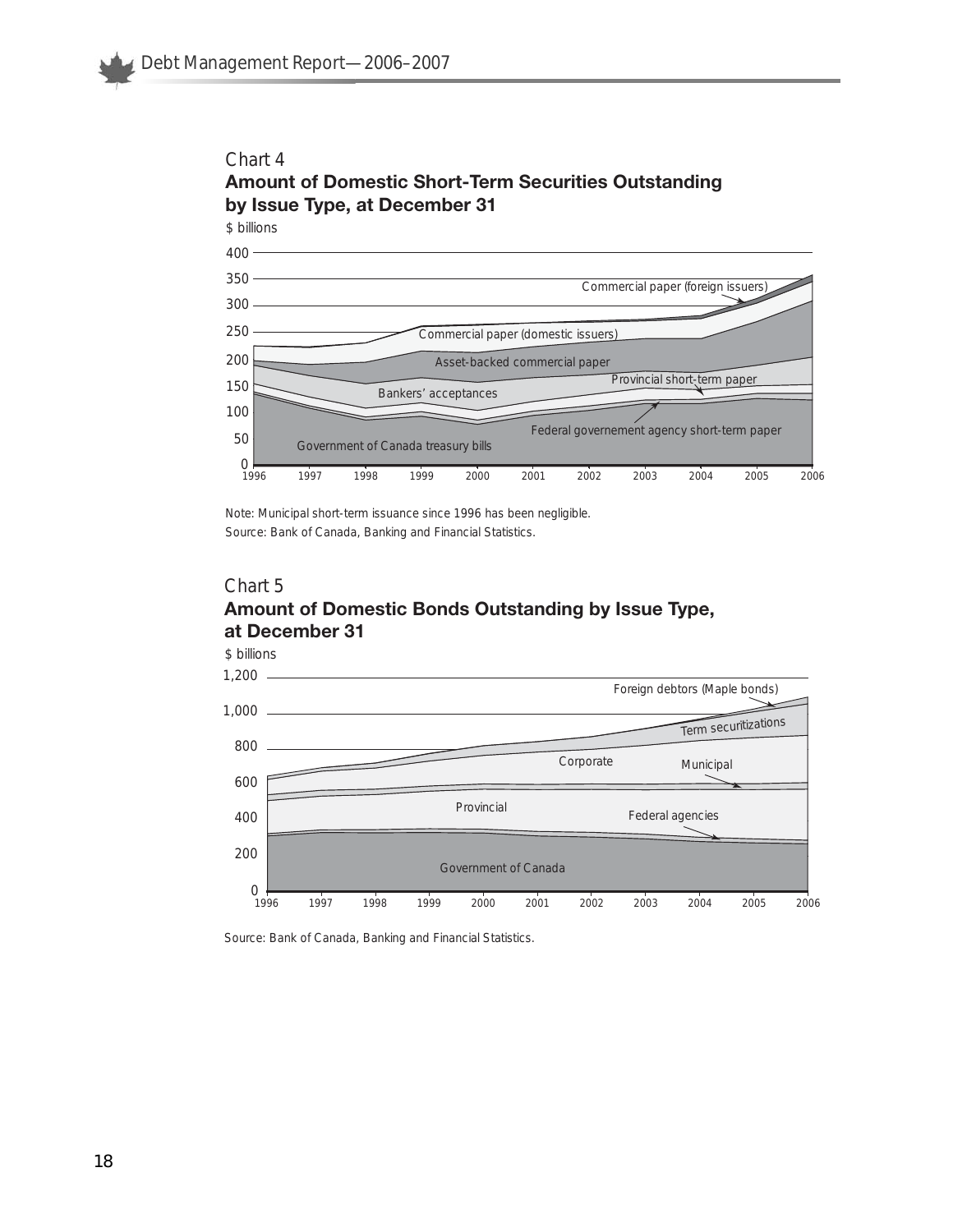Chart 4

**Amount of Domestic Short-Term Securities Outstanding by Issue Type, at December 31**

Note: Municipal short-term issuance since 1996 has been negligible.

Source: Bank of Canada, Banking and Financial Statistics.

Chart 5

**Amount of Domestic Bonds Outstanding by Issue Type, at December 31**

Source: Bank of Canada, Banking and Financial Statistics.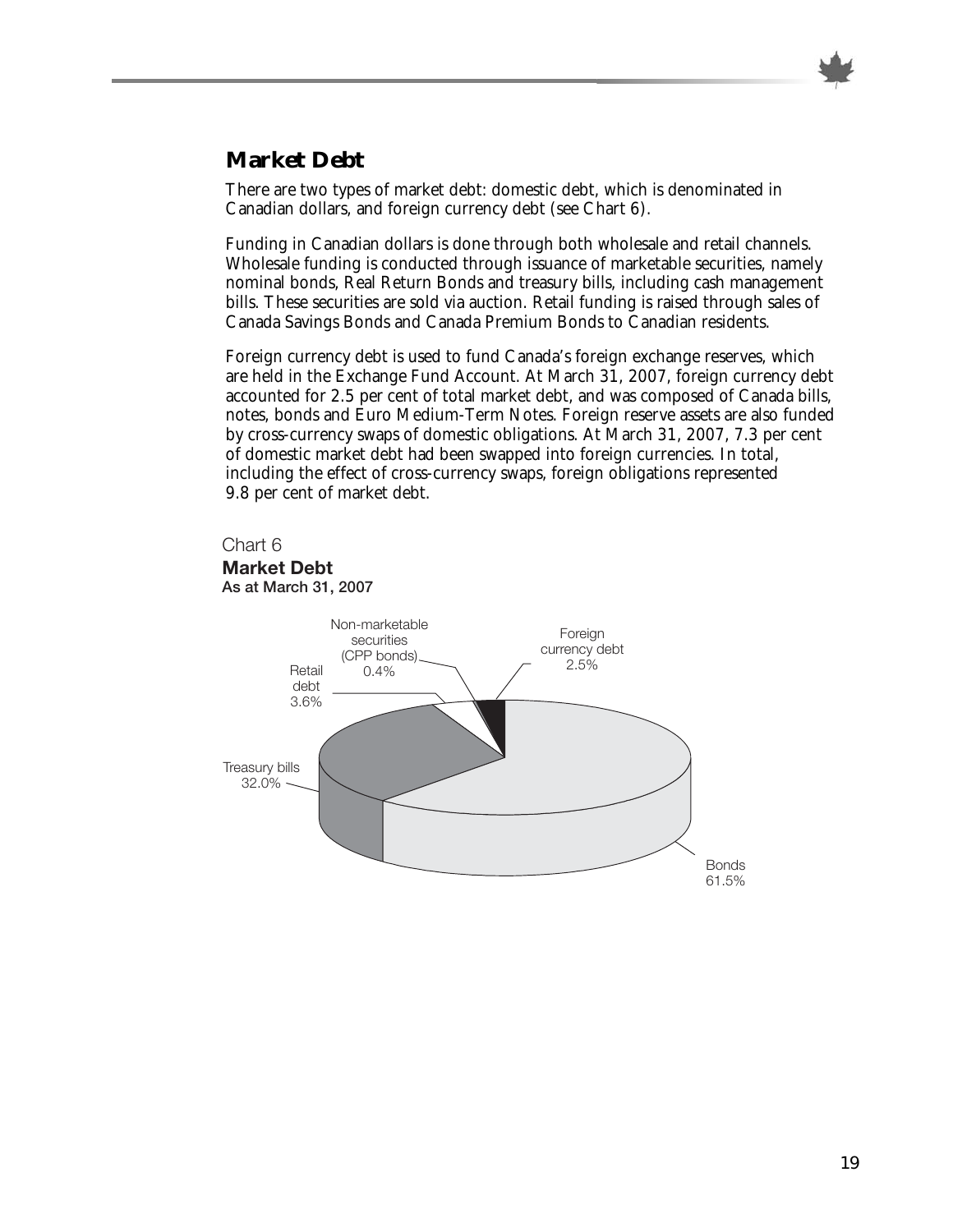## Market Debt

There are two types of market debt: domestic debt, which is denominated in Canadian dollars, and foreign currency debt (see Chart 6).

Funding in Canadian dollars is done through both wholesale and retail channels. Wholesale funding is conducted through issuance of marketable securities, namely nominal bonds, Real Return Bonds and treasury bills, including cash management bills. These securities are sold via auction. Retail funding is raised through sales of Canada Savings Bonds and Canada Premium Bonds to Canadian residents.

Foreign currency debt is used to fund Canada's foreign exchange reserves, which are held in the Exchange Fund Account. At March 31, 2007, foreign currency debt accounted for 2.5 per cent of total market debt, and was composed of Canada bills, notes, bonds and Euro Medium-Term Notes. Foreign reserve assets are also funded by cross-currency swaps of domestic obligations. At March 31, 2007, 7.3 per cent of domestic market debt had been swapped into foreign currencies. In total, including the effect of cross-currency swaps, foreign obligations represented 9.8 per cent of market debt.

Chart 6
**Market Debt**
**As at March 31, 2007**

| Category | Share |
|---|---|
| Bonds | 61.5% |
| Treasury bills | 32.0% |
| Retail debt | 3.6% |
| Non-marketable securities (CPP bonds) | 0.4% |
| Foreign currency debt | 2.5% |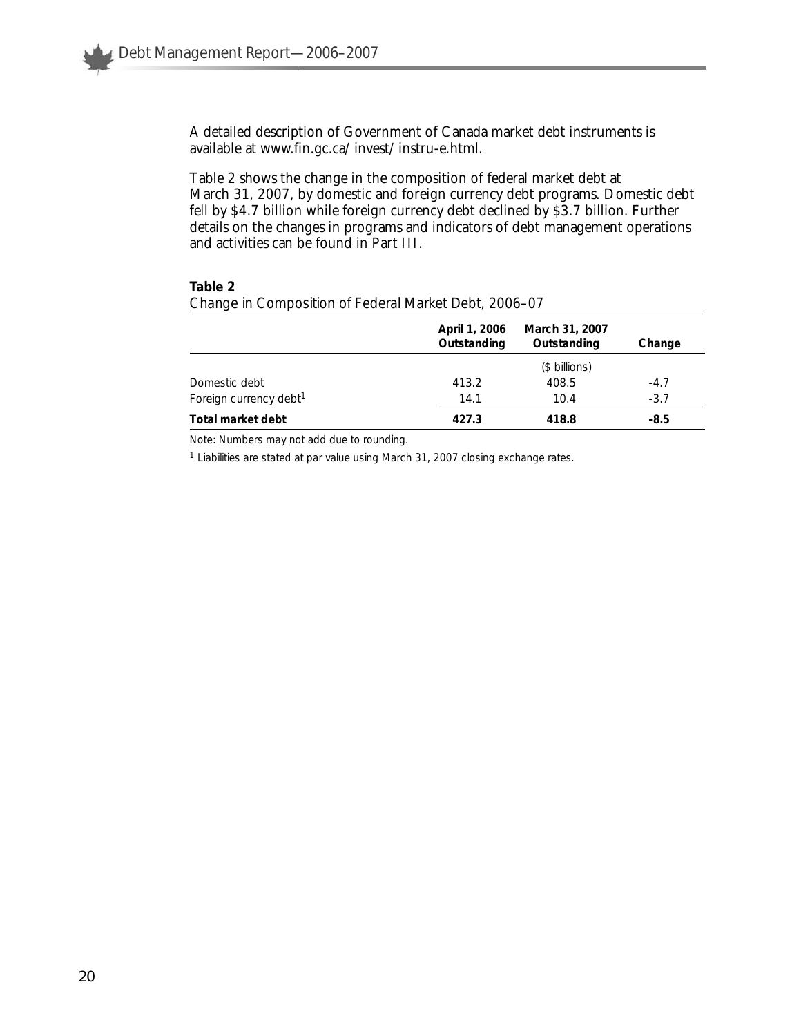A detailed description of Government of Canada market debt instruments is available at www.fin.gc.ca/invest/instru-e.html.

Table 2 shows the change in the composition of federal market debt at March 31, 2007, by domestic and foreign currency debt programs. Domestic debt fell by $4.7 billion while foreign currency debt declined by $3.7 billion. Further details on the changes in programs and indicators of debt management operations and activities can be found in Part III.

**Table 2**
*Change in Composition of Federal Market Debt, 2006–07*

| | April 1, 2006 Outstanding | March 31, 2007 Outstanding | Change |
|---|---|---|---|
| | | ($ billions) | |
| Domestic debt | 413.2 | 408.5 | -4.7 |
| Foreign currency debt[1] | 14.1 | 10.4 | -3.7 |
| **Total market debt** | **427.3** | **418.8** | **-8.5** |

Note: Numbers may not add due to rounding.

[1] Liabilities are stated at par value using March 31, 2007 closing exchange rates.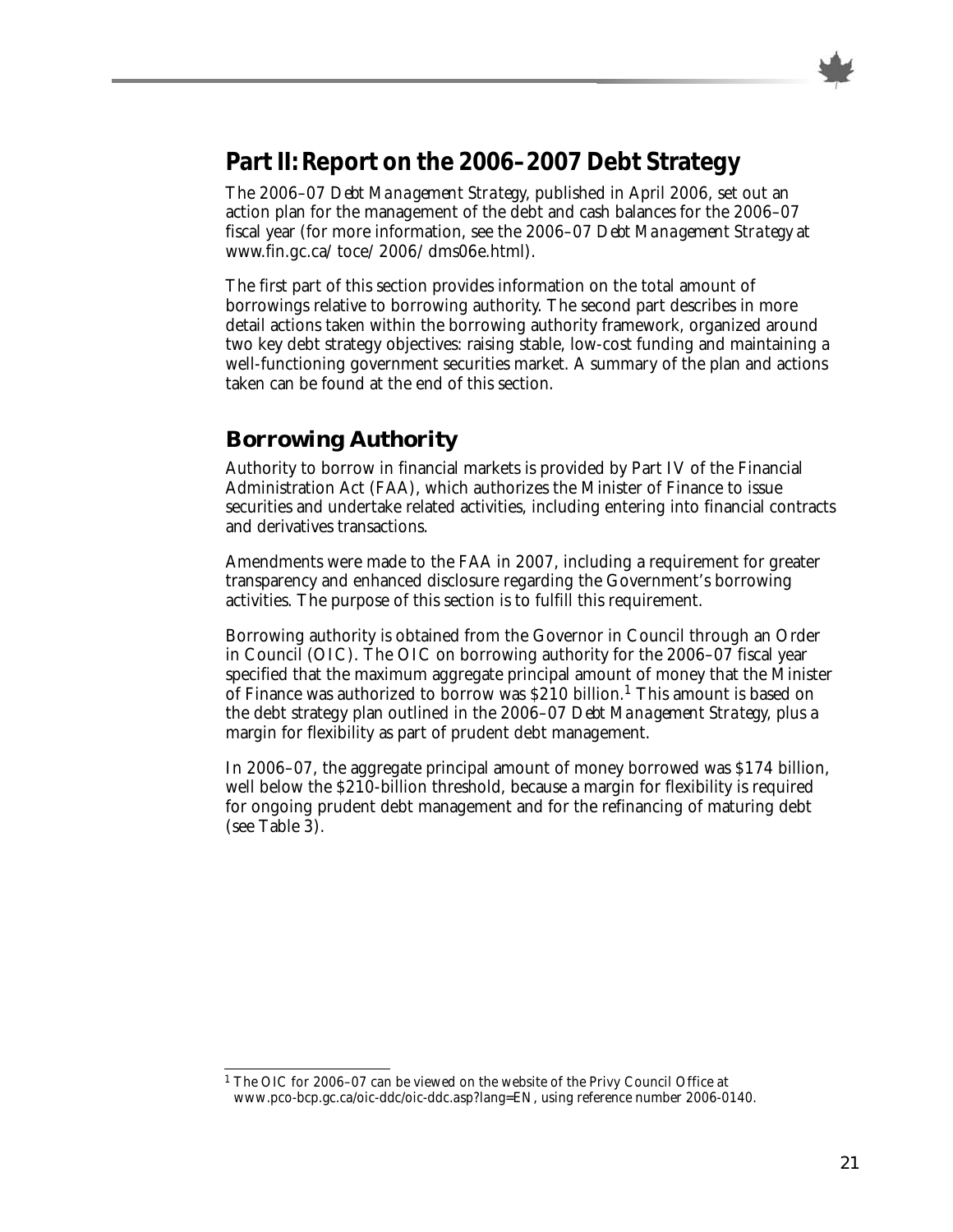## Part II: Report on the 2006–2007 Debt Strategy

The *2006–07 Debt Management Strategy*, published in April 2006, set out an action plan for the management of the debt and cash balances for the 2006–07 fiscal year (for more information, see the *2006–07 Debt Management Strategy* at www.fin.gc.ca/toce/2006/dms06e.html).

The first part of this section provides information on the total amount of borrowings relative to borrowing authority. The second part describes in more detail actions taken within the borrowing authority framework, organized around two key debt strategy objectives: raising stable, low-cost funding and maintaining a well-functioning government securities market. A summary of the plan and actions taken can be found at the end of this section.

### Borrowing Authority

Authority to borrow in financial markets is provided by Part IV of the Financial Administration Act (FAA), which authorizes the Minister of Finance to issue securities and undertake related activities, including entering into financial contracts and derivatives transactions.

Amendments were made to the FAA in 2007, including a requirement for greater transparency and enhanced disclosure regarding the Government's borrowing activities. The purpose of this section is to fulfill this requirement.

Borrowing authority is obtained from the Governor in Council through an Order in Council (OIC). The OIC on borrowing authority for the 2006–07 fiscal year specified that the maximum aggregate principal amount of money that the Minister of Finance was authorized to borrow was $210 billion.[1] This amount is based on the debt strategy plan outlined in the *2006–07 Debt Management Strategy*, plus a margin for flexibility as part of prudent debt management.

In 2006–07, the aggregate principal amount of money borrowed was $174 billion, well below the $210-billion threshold, because a margin for flexibility is required for ongoing prudent debt management and for the refinancing of maturing debt (see Table 3).

---

[1] The OIC for 2006–07 can be viewed on the website of the Privy Council Office at www.pco-bcp.gc.ca/oic-ddc/oic-ddc.asp?lang=EN, using reference number 2006-0140.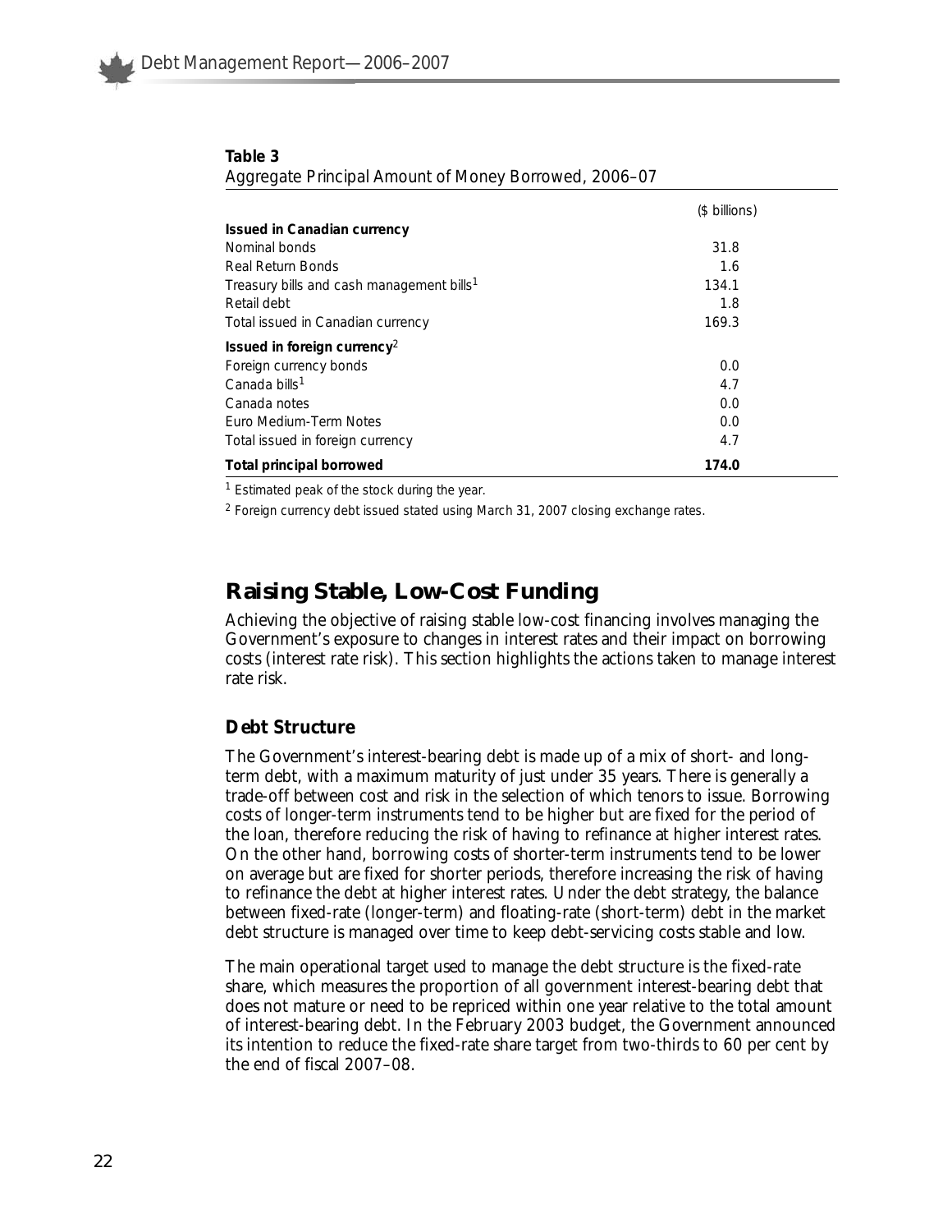**Table 3**
Aggregate Principal Amount of Money Borrowed, 2006–07

| | ($ billions) |
|---|---|
| **Issued in Canadian currency** | |
| Nominal bonds | 31.8 |
| Real Return Bonds | 1.6 |
| Treasury bills and cash management bills[1] | 134.1 |
| Retail debt | 1.8 |
| Total issued in Canadian currency | 169.3 |
| **Issued in foreign currency**[2] | |
| Foreign currency bonds | 0.0 |
| Canada bills[1] | 4.7 |
| Canada notes | 0.0 |
| Euro Medium-Term Notes | 0.0 |
| Total issued in foreign currency | 4.7 |
| **Total principal borrowed** | **174.0** |

[1] Estimated peak of the stock during the year.

[2] Foreign currency debt issued stated using March 31, 2007 closing exchange rates.

## Raising Stable, Low-Cost Funding

Achieving the objective of raising stable low-cost financing involves managing the Government's exposure to changes in interest rates and their impact on borrowing costs (interest rate risk). This section highlights the actions taken to manage interest rate risk.

### Debt Structure

The Government's interest-bearing debt is made up of a mix of short- and long-term debt, with a maximum maturity of just under 35 years. There is generally a trade-off between cost and risk in the selection of which tenors to issue. Borrowing costs of longer-term instruments tend to be higher but are fixed for the period of the loan, therefore reducing the risk of having to refinance at higher interest rates. On the other hand, borrowing costs of shorter-term instruments tend to be lower on average but are fixed for shorter periods, therefore increasing the risk of having to refinance the debt at higher interest rates. Under the debt strategy, the balance between fixed-rate (longer-term) and floating-rate (short-term) debt in the market debt structure is managed over time to keep debt-servicing costs stable and low.

The main operational target used to manage the debt structure is the fixed-rate share, which measures the proportion of all government interest-bearing debt that does not mature or need to be repriced within one year relative to the total amount of interest-bearing debt. In the February 2003 budget, the Government announced its intention to reduce the fixed-rate share target from two-thirds to 60 per cent by the end of fiscal 2007–08.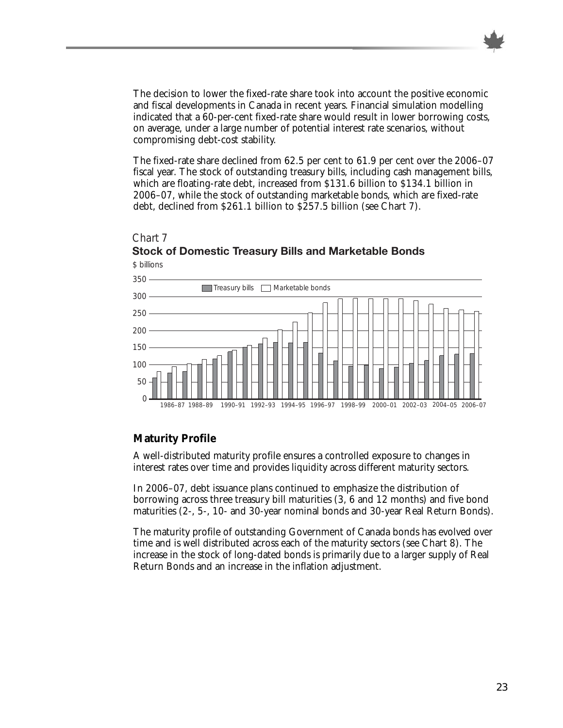The decision to lower the fixed-rate share took into account the positive economic and fiscal developments in Canada in recent years. Financial simulation modelling indicated that a 60-per-cent fixed-rate share would result in lower borrowing costs, on average, under a large number of potential interest rate scenarios, without compromising debt-cost stability.

The fixed-rate share declined from 62.5 per cent to 61.9 per cent over the 2006–07 fiscal year. The stock of outstanding treasury bills, including cash management bills, which are floating-rate debt, increased from $131.6 billion to $134.1 billion in 2006–07, while the stock of outstanding marketable bonds, which are fixed-rate debt, declined from $261.1 billion to $257.5 billion (see Chart 7).

*Chart 7*

**Stock of Domestic Treasury Bills and Marketable Bonds**

## Maturity Profile

A well-distributed maturity profile ensures a controlled exposure to changes in interest rates over time and provides liquidity across different maturity sectors.

In 2006–07, debt issuance plans continued to emphasize the distribution of borrowing across three treasury bill maturities (3, 6 and 12 months) and five bond maturities (2-, 5-, 10- and 30-year nominal bonds and 30-year Real Return Bonds).

The maturity profile of outstanding Government of Canada bonds has evolved over time and is well distributed across each of the maturity sectors (see Chart 8). The increase in the stock of long-dated bonds is primarily due to a larger supply of Real Return Bonds and an increase in the inflation adjustment.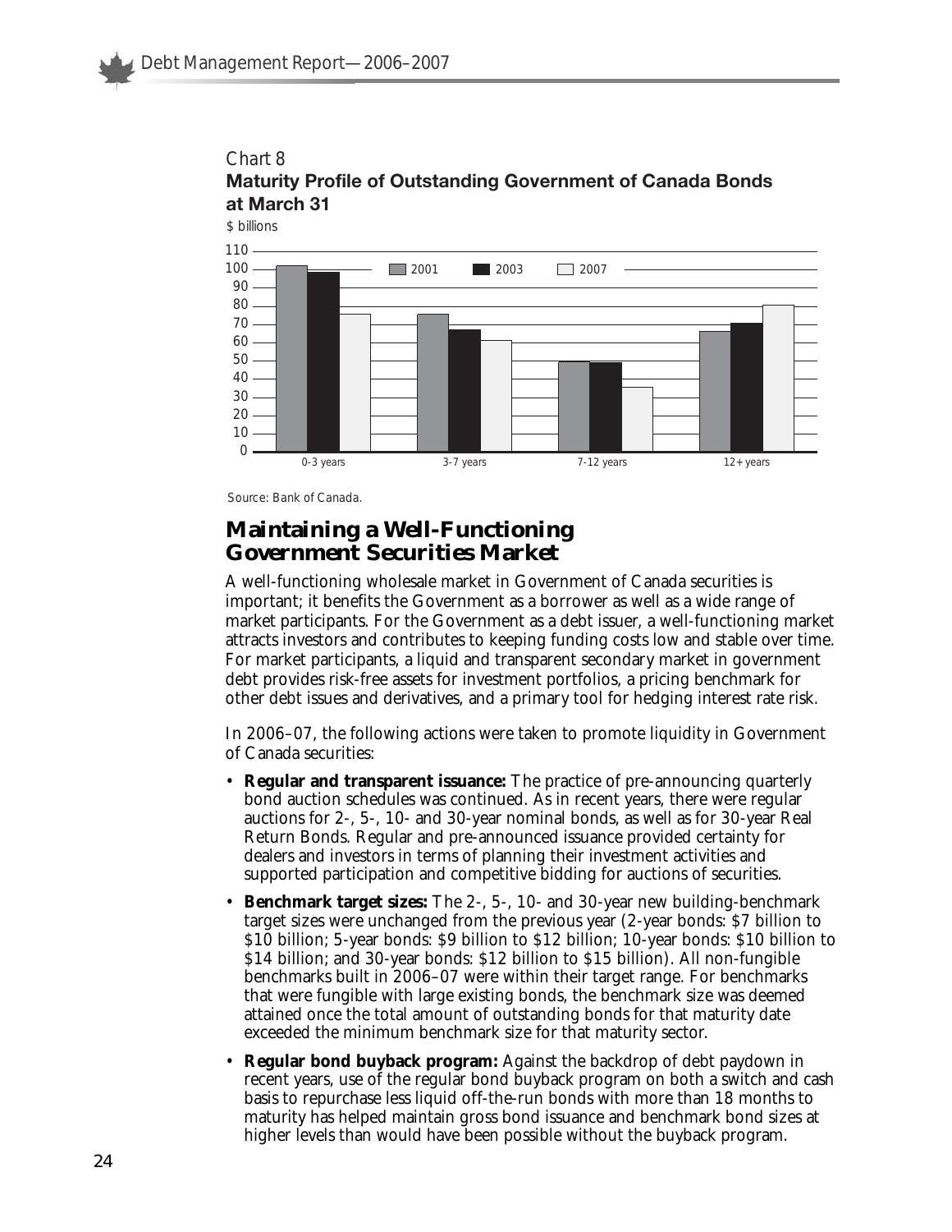Chart 8

**Maturity Profile of Outstanding Government of Canada Bonds at March 31**

$ billions

Source: Bank of Canada.

## Maintaining a Well-Functioning Government Securities Market

A well-functioning wholesale market in Government of Canada securities is important; it benefits the Government as a borrower as well as a wide range of market participants. For the Government as a debt issuer, a well-functioning market attracts investors and contributes to keeping funding costs low and stable over time. For market participants, a liquid and transparent secondary market in government debt provides risk-free assets for investment portfolios, a pricing benchmark for other debt issues and derivatives, and a primary tool for hedging interest rate risk.

In 2006–07, the following actions were taken to promote liquidity in Government of Canada securities:

- **Regular and transparent issuance:** The practice of pre-announcing quarterly bond auction schedules was continued. As in recent years, there were regular auctions for 2-, 5-, 10- and 30-year nominal bonds, as well as for 30-year Real Return Bonds. Regular and pre-announced issuance provided certainty for dealers and investors in terms of planning their investment activities and supported participation and competitive bidding for auctions of securities.
- **Benchmark target sizes:** The 2-, 5-, 10- and 30-year new building-benchmark target sizes were unchanged from the previous year (2-year bonds: $7 billion to $10 billion; 5-year bonds: $9 billion to $12 billion; 10-year bonds: $10 billion to $14 billion; and 30-year bonds: $12 billion to $15 billion). All non-fungible benchmarks built in 2006–07 were within their target range. For benchmarks that were fungible with large existing bonds, the benchmark size was deemed attained once the total amount of outstanding bonds for that maturity date exceeded the minimum benchmark size for that maturity sector.
- **Regular bond buyback program:** Against the backdrop of debt paydown in recent years, use of the regular bond buyback program on both a switch and cash basis to repurchase less liquid off-the-run bonds with more than 18 months to maturity has helped maintain gross bond issuance and benchmark bond sizes at higher levels than would have been possible without the buyback program.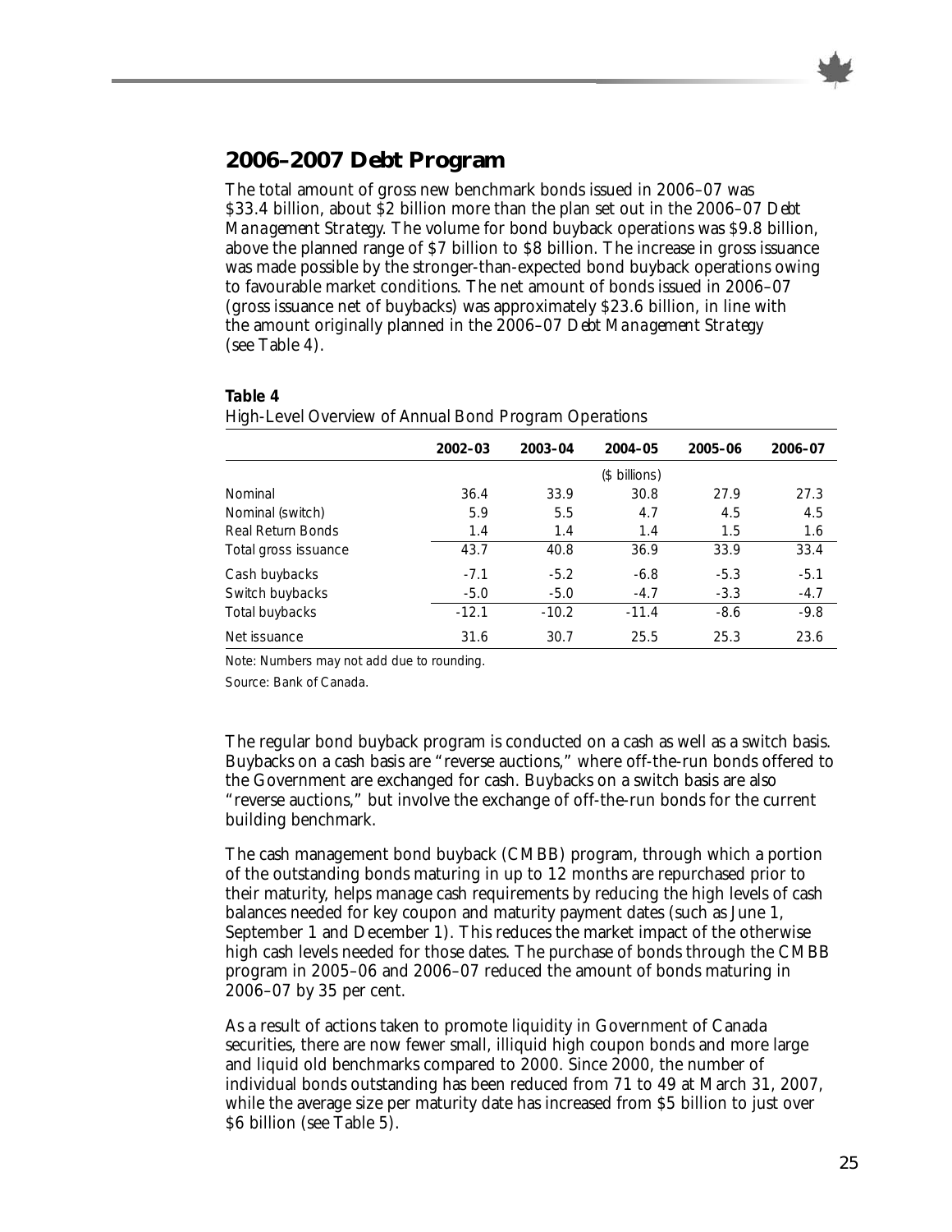## 2006–2007 Debt Program

The total amount of gross new benchmark bonds issued in 2006–07 was $33.4 billion, about $2 billion more than the plan set out in the 2006–07 *Debt Management Strategy*. The volume for bond buyback operations was $9.8 billion, above the planned range of $7 billion to $8 billion. The increase in gross issuance was made possible by the stronger-than-expected bond buyback operations owing to favourable market conditions. The net amount of bonds issued in 2006–07 (gross issuance net of buybacks) was approximately $23.6 billion, in line with the amount originally planned in the 2006–07 *Debt Management Strategy* (see Table 4).

**Table 4**
High-Level Overview of Annual Bond Program Operations

| | 2002–03 | 2003–04 | 2004–05 | 2005–06 | 2006–07 |
|---|---|---|---|---|---|
| | | | ($ billions) | | |
| Nominal | 36.4 | 33.9 | 30.8 | 27.9 | 27.3 |
| Nominal (switch) | 5.9 | 5.5 | 4.7 | 4.5 | 4.5 |
| Real Return Bonds | 1.4 | 1.4 | 1.4 | 1.5 | 1.6 |
| Total gross issuance | 43.7 | 40.8 | 36.9 | 33.9 | 33.4 |
| Cash buybacks | -7.1 | -5.2 | -6.8 | -5.3 | -5.1 |
| Switch buybacks | -5.0 | -5.0 | -4.7 | -3.3 | -4.7 |
| Total buybacks | -12.1 | -10.2 | -11.4 | -8.6 | -9.8 |
| Net issuance | 31.6 | 30.7 | 25.5 | 25.3 | 23.6 |

Note: Numbers may not add due to rounding.

Source: Bank of Canada.

The regular bond buyback program is conducted on a cash as well as a switch basis. Buybacks on a cash basis are "reverse auctions," where off-the-run bonds offered to the Government are exchanged for cash. Buybacks on a switch basis are also "reverse auctions," but involve the exchange of off-the-run bonds for the current building benchmark.

The cash management bond buyback (CMBB) program, through which a portion of the outstanding bonds maturing in up to 12 months are repurchased prior to their maturity, helps manage cash requirements by reducing the high levels of cash balances needed for key coupon and maturity payment dates (such as June 1, September 1 and December 1). This reduces the market impact of the otherwise high cash levels needed for those dates. The purchase of bonds through the CMBB program in 2005–06 and 2006–07 reduced the amount of bonds maturing in 2006–07 by 35 per cent.

As a result of actions taken to promote liquidity in Government of Canada securities, there are now fewer small, illiquid high coupon bonds and more large and liquid old benchmarks compared to 2000. Since 2000, the number of individual bonds outstanding has been reduced from 71 to 49 at March 31, 2007, while the average size per maturity date has increased from $5 billion to just over $6 billion (see Table 5).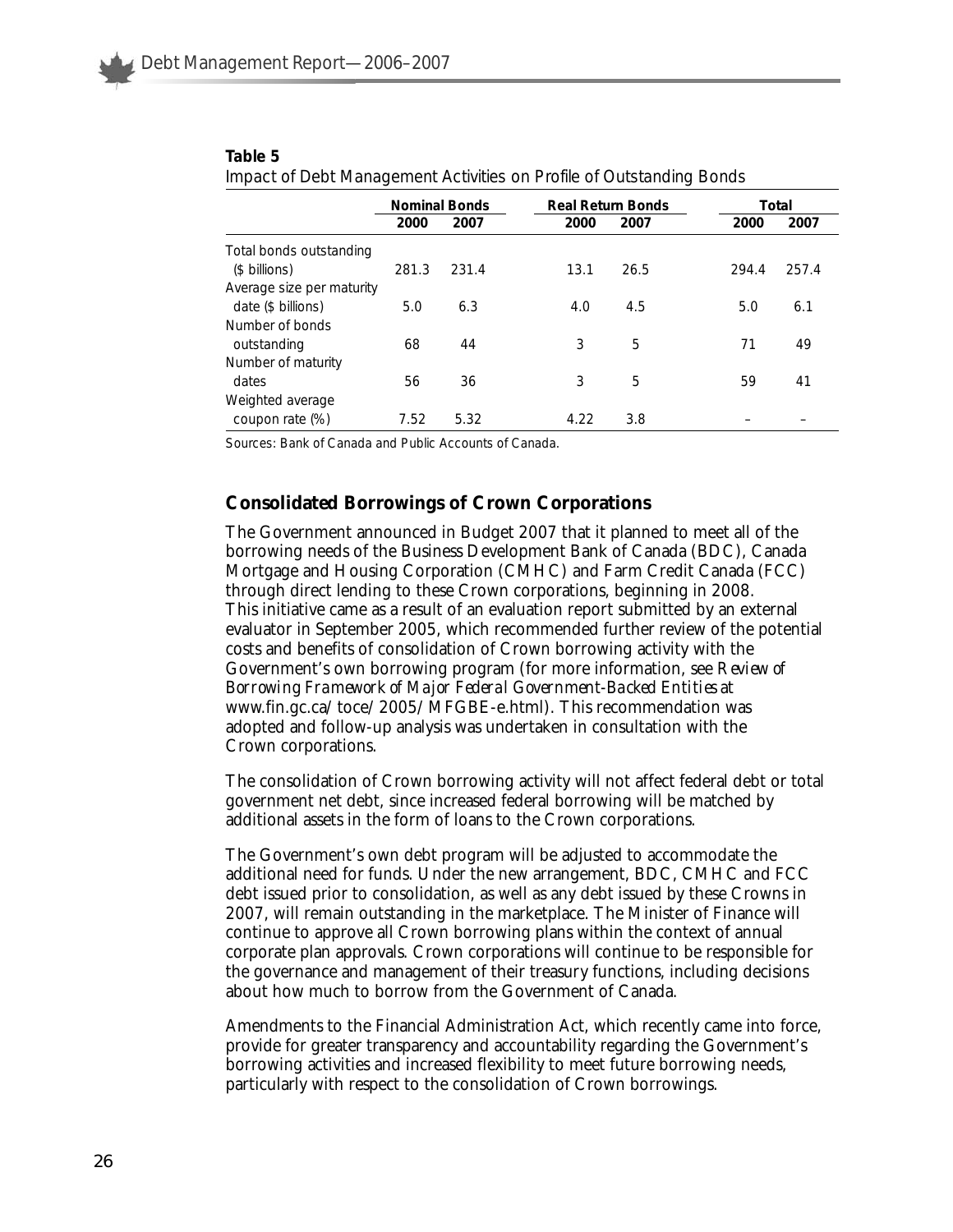**Table 5**

Impact of Debt Management Activities on Profile of Outstanding Bonds

| | Nominal Bonds | | Real Return Bonds | | Total | |
|---|---|---|---|---|---|---|
| | 2000 | 2007 | 2000 | 2007 | 2000 | 2007 |
| Total bonds outstanding ($ billions) | 281.3 | 231.4 | 13.1 | 26.5 | 294.4 | 257.4 |
| Average size per maturity date ($ billions) | 5.0 | 6.3 | 4.0 | 4.5 | 5.0 | 6.1 |
| Number of bonds outstanding | 68 | 44 | 3 | 5 | 71 | 49 |
| Number of maturity dates | 56 | 36 | 3 | 5 | 59 | 41 |
| Weighted average coupon rate (%) | 7.52 | 5.32 | 4.22 | 3.8 | – | – |

Sources: Bank of Canada and Public Accounts of Canada.

## Consolidated Borrowings of Crown Corporations

The Government announced in Budget 2007 that it planned to meet all of the borrowing needs of the Business Development Bank of Canada (BDC), Canada Mortgage and Housing Corporation (CMHC) and Farm Credit Canada (FCC) through direct lending to these Crown corporations, beginning in 2008. This initiative came as a result of an evaluation report submitted by an external evaluator in September 2005, which recommended further review of the potential costs and benefits of consolidation of Crown borrowing activity with the Government's own borrowing program (for more information, see *Review of Borrowing Framework of Major Federal Government-Backed Entities* at www.fin.gc.ca/toce/2005/MFGBE-e.html). This recommendation was adopted and follow-up analysis was undertaken in consultation with the Crown corporations.

The consolidation of Crown borrowing activity will not affect federal debt or total government net debt, since increased federal borrowing will be matched by additional assets in the form of loans to the Crown corporations.

The Government's own debt program will be adjusted to accommodate the additional need for funds. Under the new arrangement, BDC, CMHC and FCC debt issued prior to consolidation, as well as any debt issued by these Crowns in 2007, will remain outstanding in the marketplace. The Minister of Finance will continue to approve all Crown borrowing plans within the context of annual corporate plan approvals. Crown corporations will continue to be responsible for the governance and management of their treasury functions, including decisions about how much to borrow from the Government of Canada.

Amendments to the Financial Administration Act, which recently came into force, provide for greater transparency and accountability regarding the Government's borrowing activities and increased flexibility to meet future borrowing needs, particularly with respect to the consolidation of Crown borrowings.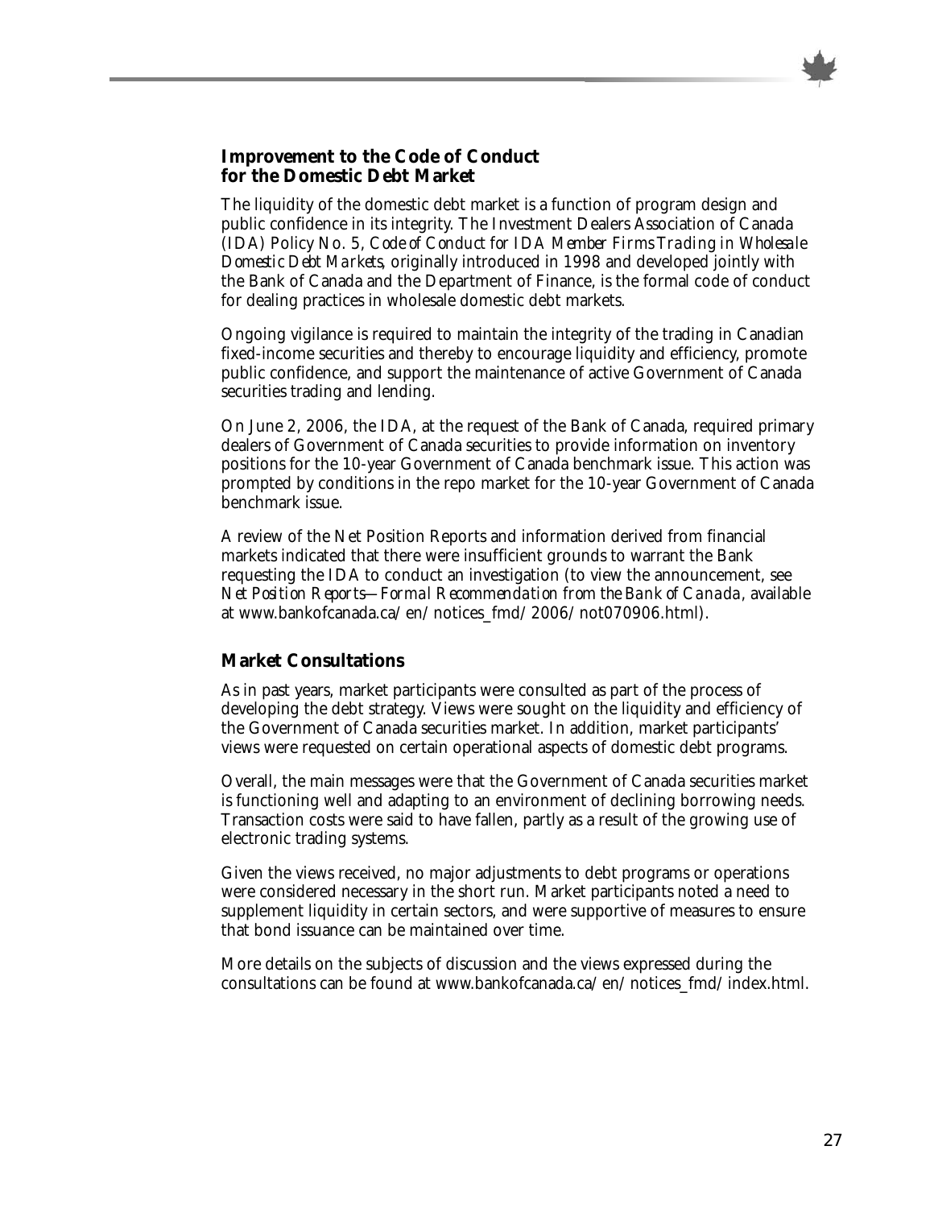## Improvement to the Code of Conduct for the Domestic Debt Market

The liquidity of the domestic debt market is a function of program design and public confidence in its integrity. The Investment Dealers Association of Canada (IDA) Policy No. 5, *Code of Conduct for IDA Member Firms Trading in Wholesale Domestic Debt Markets*, originally introduced in 1998 and developed jointly with the Bank of Canada and the Department of Finance, is the formal code of conduct for dealing practices in wholesale domestic debt markets.

Ongoing vigilance is required to maintain the integrity of the trading in Canadian fixed-income securities and thereby to encourage liquidity and efficiency, promote public confidence, and support the maintenance of active Government of Canada securities trading and lending.

On June 2, 2006, the IDA, at the request of the Bank of Canada, required primary dealers of Government of Canada securities to provide information on inventory positions for the 10-year Government of Canada benchmark issue. This action was prompted by conditions in the repo market for the 10-year Government of Canada benchmark issue.

A review of the Net Position Reports and information derived from financial markets indicated that there were insufficient grounds to warrant the Bank requesting the IDA to conduct an investigation (to view the announcement, see *Net Position Reports—Formal Recommendation from the Bank of Canada*, available at www.bankofcanada.ca/en/notices_fmd/2006/not070906.html).

## Market Consultations

As in past years, market participants were consulted as part of the process of developing the debt strategy. Views were sought on the liquidity and efficiency of the Government of Canada securities market. In addition, market participants' views were requested on certain operational aspects of domestic debt programs.

Overall, the main messages were that the Government of Canada securities market is functioning well and adapting to an environment of declining borrowing needs. Transaction costs were said to have fallen, partly as a result of the growing use of electronic trading systems.

Given the views received, no major adjustments to debt programs or operations were considered necessary in the short run. Market participants noted a need to supplement liquidity in certain sectors, and were supportive of measures to ensure that bond issuance can be maintained over time.

More details on the subjects of discussion and the views expressed during the consultations can be found at www.bankofcanada.ca/en/notices_fmd/index.html.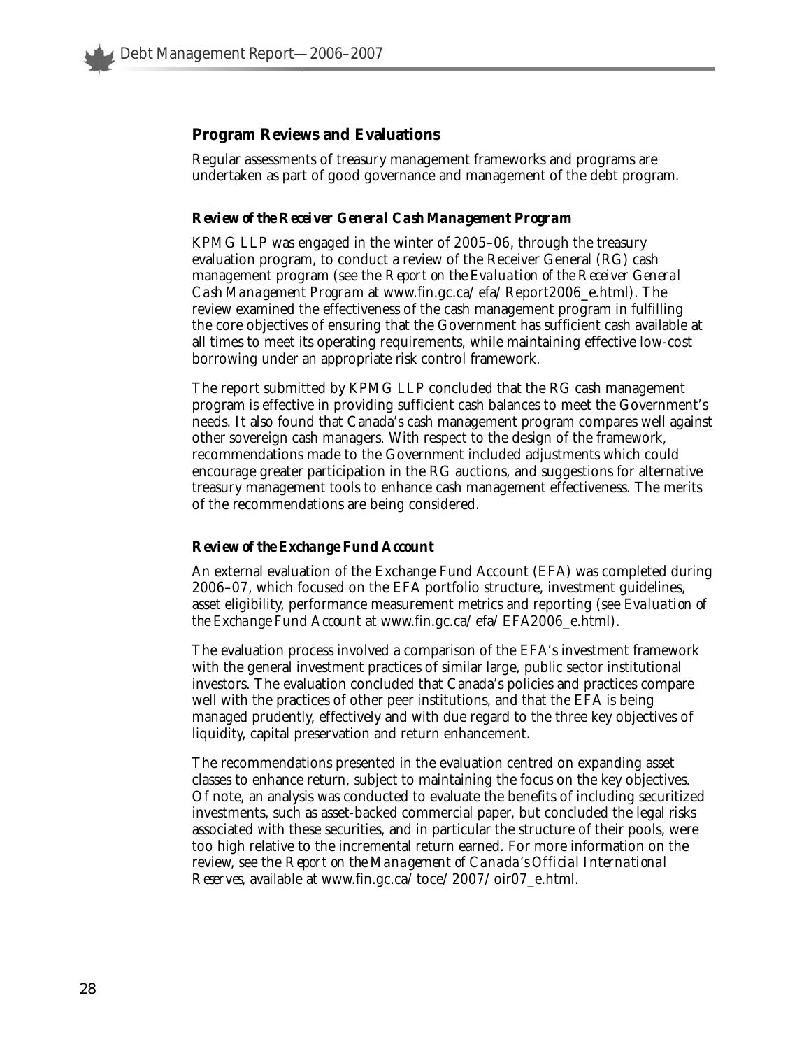## Program Reviews and Evaluations

Regular assessments of treasury management frameworks and programs are undertaken as part of good governance and management of the debt program.

### *Review of the Receiver General Cash Management Program*

KPMG LLP was engaged in the winter of 2005–06, through the treasury evaluation program, to conduct a review of the Receiver General (RG) cash management program (see the *Report on the Evaluation of the Receiver General Cash Management Program* at www.fin.gc.ca/efa/Report2006_e.html). The review examined the effectiveness of the cash management program in fulfilling the core objectives of ensuring that the Government has sufficient cash available at all times to meet its operating requirements, while maintaining effective low-cost borrowing under an appropriate risk control framework.

The report submitted by KPMG LLP concluded that the RG cash management program is effective in providing sufficient cash balances to meet the Government's needs. It also found that Canada's cash management program compares well against other sovereign cash managers. With respect to the design of the framework, recommendations made to the Government included adjustments which could encourage greater participation in the RG auctions, and suggestions for alternative treasury management tools to enhance cash management effectiveness. The merits of the recommendations are being considered.

### *Review of the Exchange Fund Account*

An external evaluation of the Exchange Fund Account (EFA) was completed during 2006–07, which focused on the EFA portfolio structure, investment guidelines, asset eligibility, performance measurement metrics and reporting (see *Evaluation of the Exchange Fund Account* at www.fin.gc.ca/efa/EFA2006_e.html).

The evaluation process involved a comparison of the EFA's investment framework with the general investment practices of similar large, public sector institutional investors. The evaluation concluded that Canada's policies and practices compare well with the practices of other peer institutions, and that the EFA is being managed prudently, effectively and with due regard to the three key objectives of liquidity, capital preservation and return enhancement.

The recommendations presented in the evaluation centred on expanding asset classes to enhance return, subject to maintaining the focus on the key objectives. Of note, an analysis was conducted to evaluate the benefits of including securitized investments, such as asset-backed commercial paper, but concluded the legal risks associated with these securities, and in particular the structure of their pools, were too high relative to the incremental return earned. For more information on the review, see the *Report on the Management of Canada's Official International Reserves*, available at www.fin.gc.ca/toce/2007/oir07_e.html.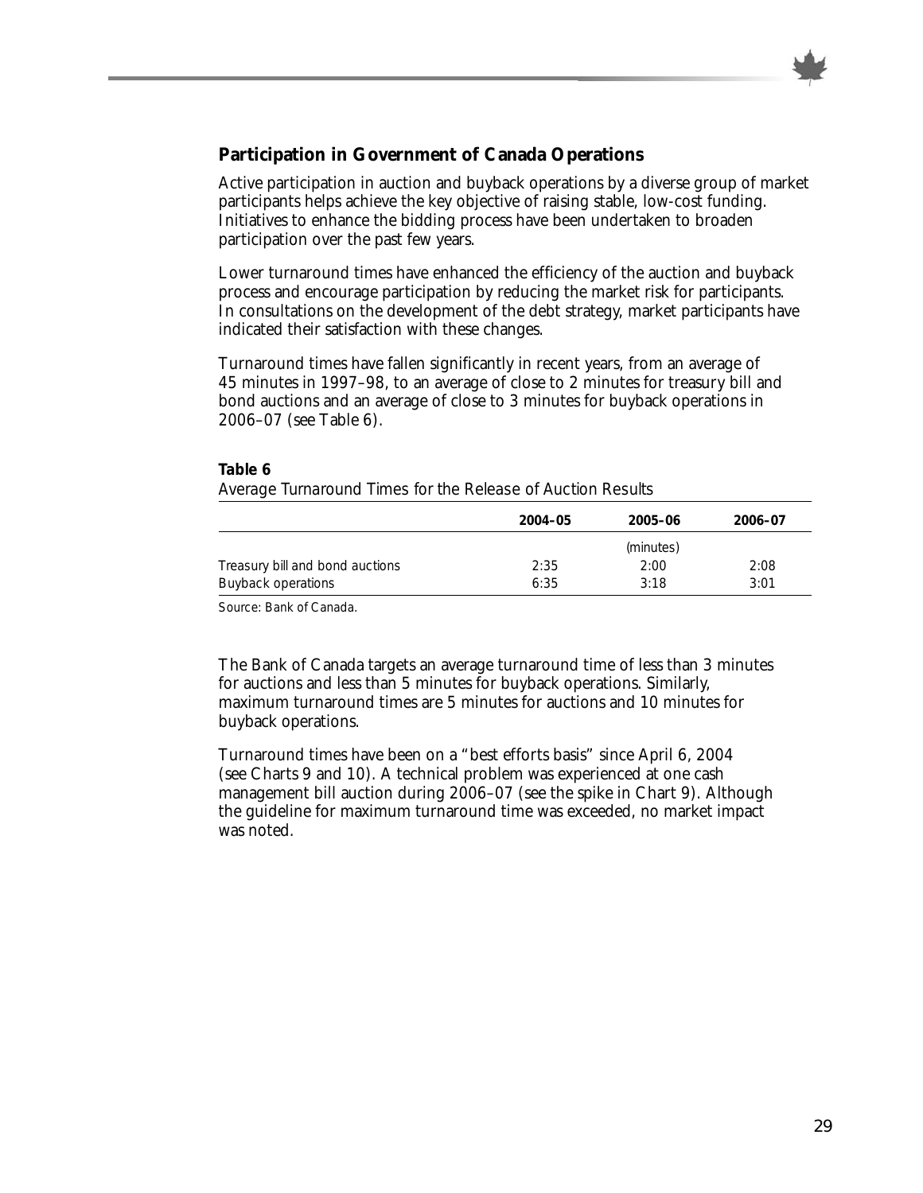## Participation in Government of Canada Operations

Active participation in auction and buyback operations by a diverse group of market participants helps achieve the key objective of raising stable, low-cost funding. Initiatives to enhance the bidding process have been undertaken to broaden participation over the past few years.

Lower turnaround times have enhanced the efficiency of the auction and buyback process and encourage participation by reducing the market risk for participants. In consultations on the development of the debt strategy, market participants have indicated their satisfaction with these changes.

Turnaround times have fallen significantly in recent years, from an average of 45 minutes in 1997–98, to an average of close to 2 minutes for treasury bill and bond auctions and an average of close to 3 minutes for buyback operations in 2006–07 (see Table 6).

**Table 6**

Average Turnaround Times for the Release of Auction Results

| | 2004–05 | 2005–06 | 2006–07 |
|---|---|---|---|
| | | (minutes) | |
| Treasury bill and bond auctions | 2:35 | 2:00 | 2:08 |
| Buyback operations | 6:35 | 3:18 | 3:01 |

Source: Bank of Canada.

The Bank of Canada targets an average turnaround time of less than 3 minutes for auctions and less than 5 minutes for buyback operations. Similarly, maximum turnaround times are 5 minutes for auctions and 10 minutes for buyback operations.

Turnaround times have been on a "best efforts basis" since April 6, 2004 (see Charts 9 and 10). A technical problem was experienced at one cash management bill auction during 2006–07 (see the spike in Chart 9). Although the guideline for maximum turnaround time was exceeded, no market impact was noted.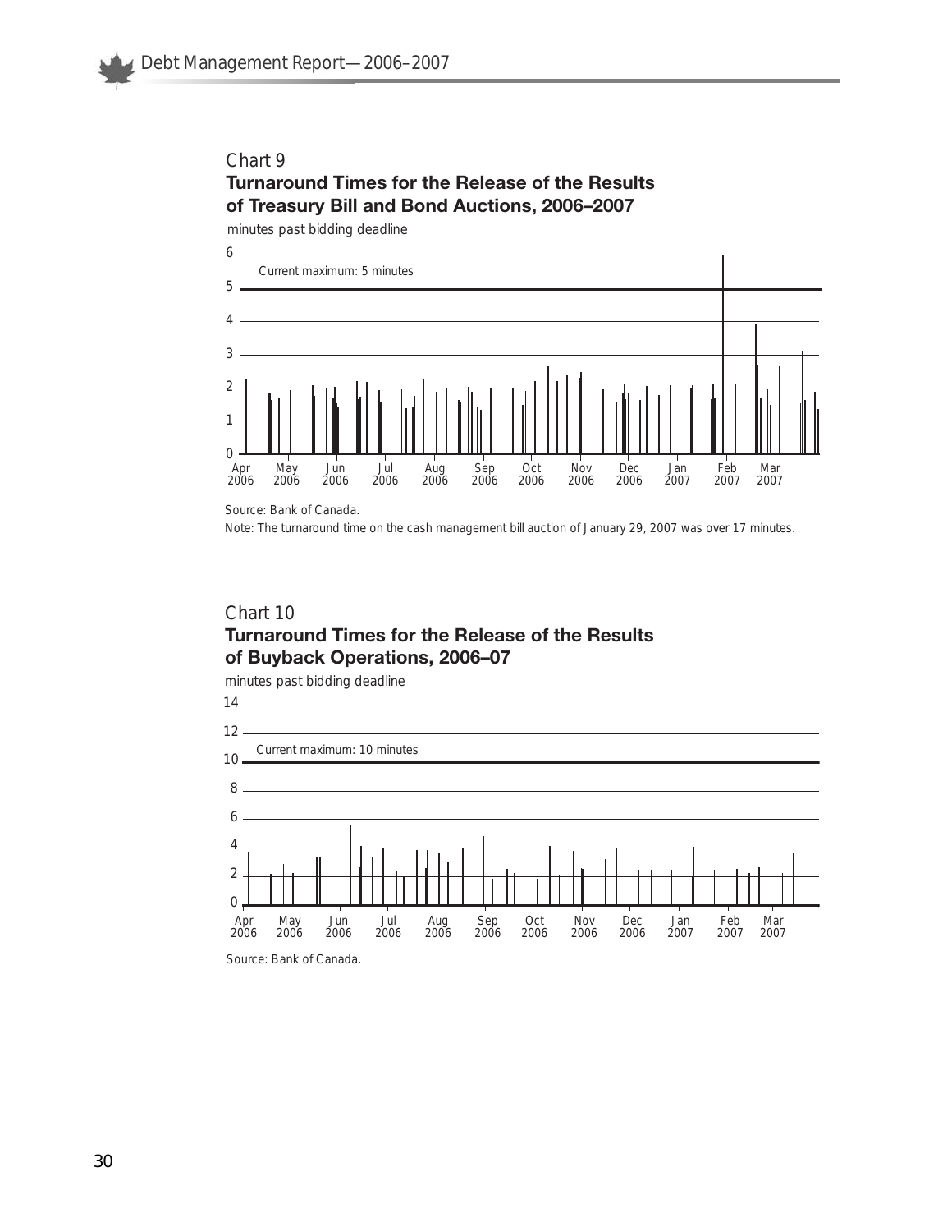Chart 9

**Turnaround Times for the Release of the Results of Treasury Bill and Bond Auctions, 2006–2007**

minutes past bidding deadline

Current maximum: 5 minutes

Source: Bank of Canada.

Note: The turnaround time on the cash management bill auction of January 29, 2007 was over 17 minutes.

Chart 10

**Turnaround Times for the Release of the Results of Buyback Operations, 2006–07**

minutes past bidding deadline

Current maximum: 10 minutes

Source: Bank of Canada.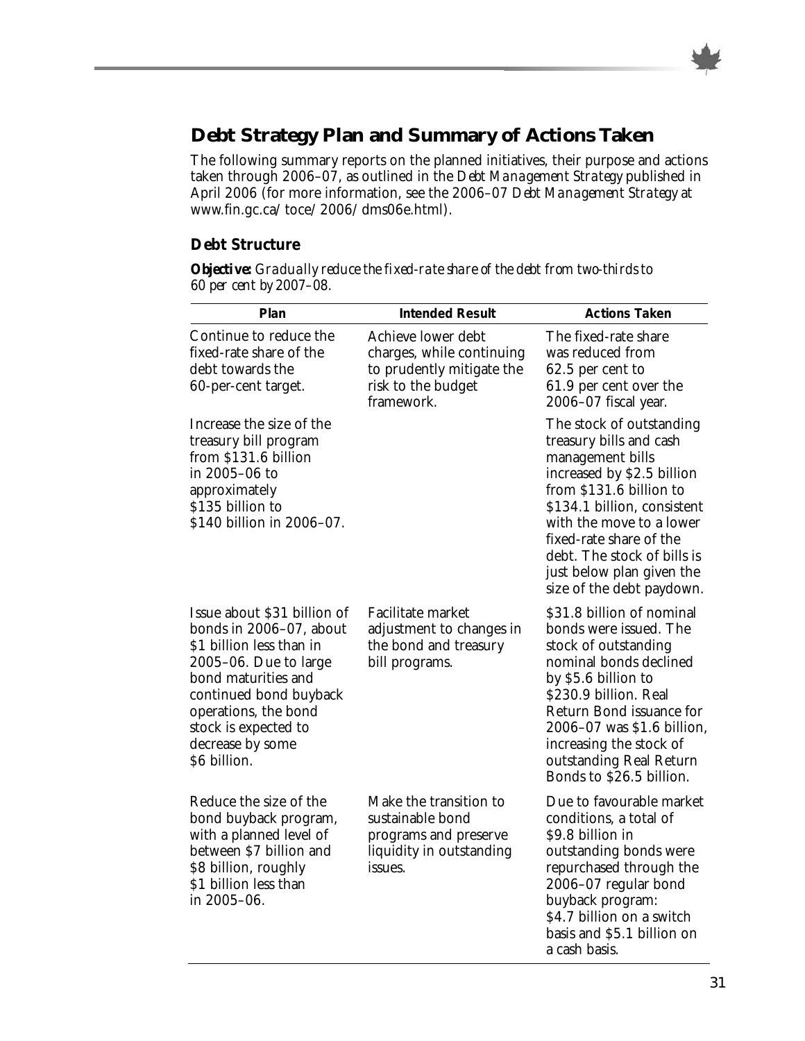## Debt Strategy Plan and Summary of Actions Taken

The following summary reports on the planned initiatives, their purpose and actions taken through 2006–07, as outlined in the *Debt Management Strategy* published in April 2006 (for more information, see the 2006–07 *Debt Management Strategy* at www.fin.gc.ca/toce/2006/dms06e.html).

### Debt Structure

***Objective:*** *Gradually reduce the fixed-rate share of the debt from two-thirds to 60 per cent by 2007–08.*

| Plan | Intended Result | Actions Taken |
|---|---|---|
| Continue to reduce the fixed-rate share of the debt towards the 60-per-cent target. | Achieve lower debt charges, while continuing to prudently mitigate the risk to the budget framework. | The fixed-rate share was reduced from 62.5 per cent to 61.9 per cent over the 2006–07 fiscal year. |
| Increase the size of the treasury bill program from $131.6 billion in 2005–06 to approximately $135 billion to $140 billion in 2006–07. | | The stock of outstanding treasury bills and cash management bills increased by $2.5 billion from $131.6 billion to $134.1 billion, consistent with the move to a lower fixed-rate share of the debt. The stock of bills is just below plan given the size of the debt paydown. |
| Issue about $31 billion of bonds in 2006–07, about $1 billion less than in 2005–06. Due to large bond maturities and continued bond buyback operations, the bond stock is expected to decrease by some $6 billion. | Facilitate market adjustment to changes in the bond and treasury bill programs. | $31.8 billion of nominal bonds were issued. The stock of outstanding nominal bonds declined by $5.6 billion to $230.9 billion. Real Return Bond issuance for 2006–07 was $1.6 billion, increasing the stock of outstanding Real Return Bonds to $26.5 billion. |
| Reduce the size of the bond buyback program, with a planned level of between $7 billion and $8 billion, roughly $1 billion less than in 2005–06. | Make the transition to sustainable bond programs and preserve liquidity in outstanding issues. | Due to favourable market conditions, a total of $9.8 billion in outstanding bonds were repurchased through the 2006–07 regular bond buyback program: $4.7 billion on a switch basis and $5.1 billion on a cash basis. |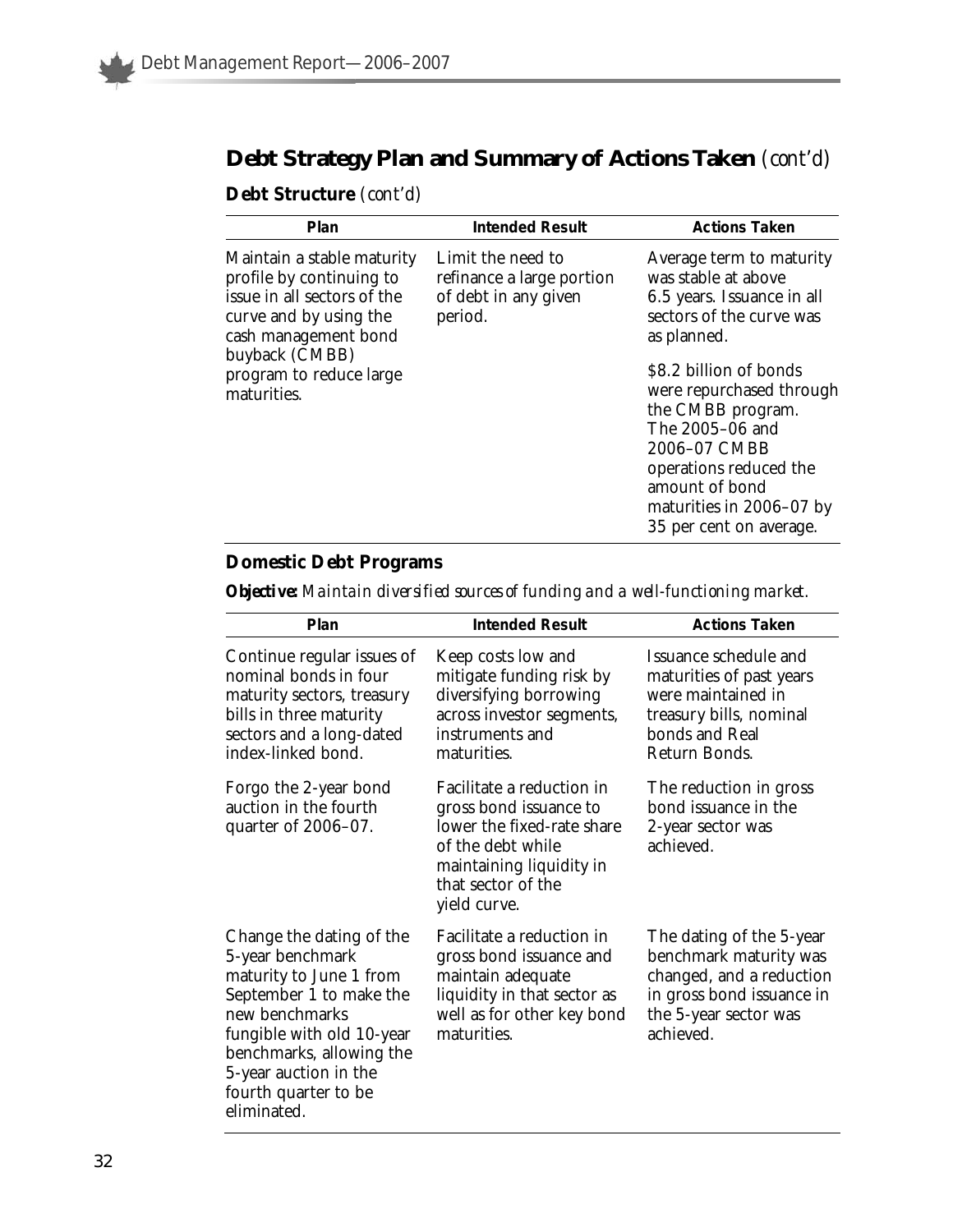## Debt Strategy Plan and Summary of Actions Taken *(cont'd)*

### Debt Structure *(cont'd)*

| Plan | Intended Result | Actions Taken |
|---|---|---|
| Maintain a stable maturity profile by continuing to issue in all sectors of the curve and by using the cash management bond buyback (CMBB) program to reduce large maturities. | Limit the need to refinance a large portion of debt in any given period. | Average term to maturity was stable at above 6.5 years. Issuance in all sectors of the curve was as planned.<br><br>$8.2 billion of bonds were repurchased through the CMBB program. The 2005–06 and 2006–07 CMBB operations reduced the amount of bond maturities in 2006–07 by 35 per cent on average. |

### Domestic Debt Programs

***Objective:*** *Maintain diversified sources of funding and a well-functioning market.*

| Plan | Intended Result | Actions Taken |
|---|---|---|
| Continue regular issues of nominal bonds in four maturity sectors, treasury bills in three maturity sectors and a long-dated index-linked bond. | Keep costs low and mitigate funding risk by diversifying borrowing across investor segments, instruments and maturities. | Issuance schedule and maturities of past years were maintained in treasury bills, nominal bonds and Real Return Bonds. |
| Forgo the 2-year bond auction in the fourth quarter of 2006–07. | Facilitate a reduction in gross bond issuance to lower the fixed-rate share of the debt while maintaining liquidity in that sector of the yield curve. | The reduction in gross bond issuance in the 2-year sector was achieved. |
| Change the dating of the 5-year benchmark maturity to June 1 from September 1 to make the new benchmarks fungible with old 10-year benchmarks, allowing the 5-year auction in the fourth quarter to be eliminated. | Facilitate a reduction in gross bond issuance and maintain adequate liquidity in that sector as well as for other key bond maturities. | The dating of the 5-year benchmark maturity was changed, and a reduction in gross bond issuance in the 5-year sector was achieved. |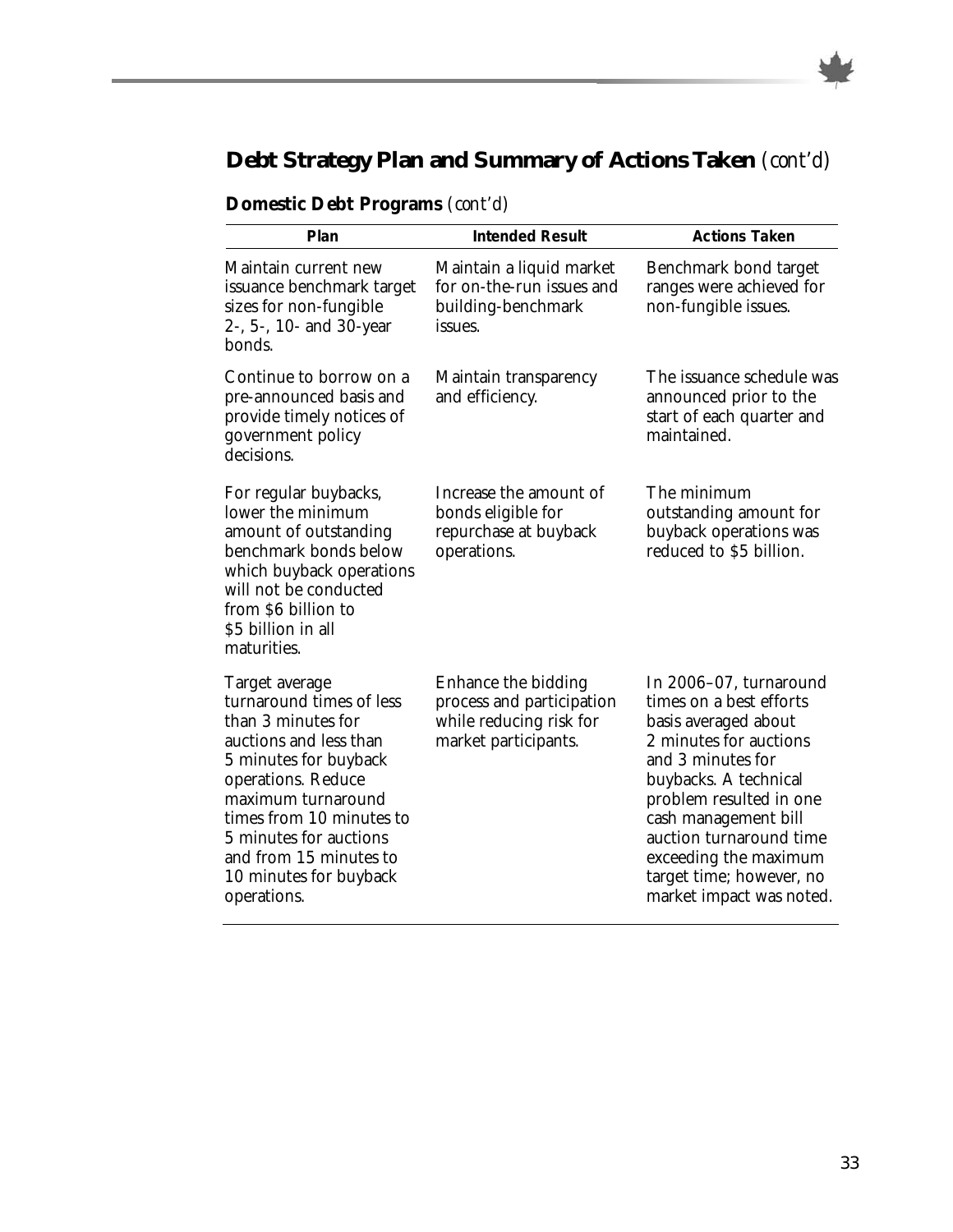## Debt Strategy Plan and Summary of Actions Taken *(cont'd)*

### Domestic Debt Programs *(cont'd)*

| Plan | Intended Result | Actions Taken |
|---|---|---|
| Maintain current new issuance benchmark target sizes for non-fungible 2-, 5-, 10- and 30-year bonds. | Maintain a liquid market for on-the-run issues and building-benchmark issues. | Benchmark bond target ranges were achieved for non-fungible issues. |
| Continue to borrow on a pre-announced basis and provide timely notices of government policy decisions. | Maintain transparency and efficiency. | The issuance schedule was announced prior to the start of each quarter and maintained. |
| For regular buybacks, lower the minimum amount of outstanding benchmark bonds below which buyback operations will not be conducted from $6 billion to $5 billion in all maturities. | Increase the amount of bonds eligible for repurchase at buyback operations. | The minimum outstanding amount for buyback operations was reduced to $5 billion. |
| Target average turnaround times of less than 3 minutes for auctions and less than 5 minutes for buyback operations. Reduce maximum turnaround times from 10 minutes to 5 minutes for auctions and from 15 minutes to 10 minutes for buyback operations. | Enhance the bidding process and participation while reducing risk for market participants. | In 2006–07, turnaround times on a best efforts basis averaged about 2 minutes for auctions and 3 minutes for buybacks. A technical problem resulted in one cash management bill auction turnaround time exceeding the maximum target time; however, no market impact was noted. |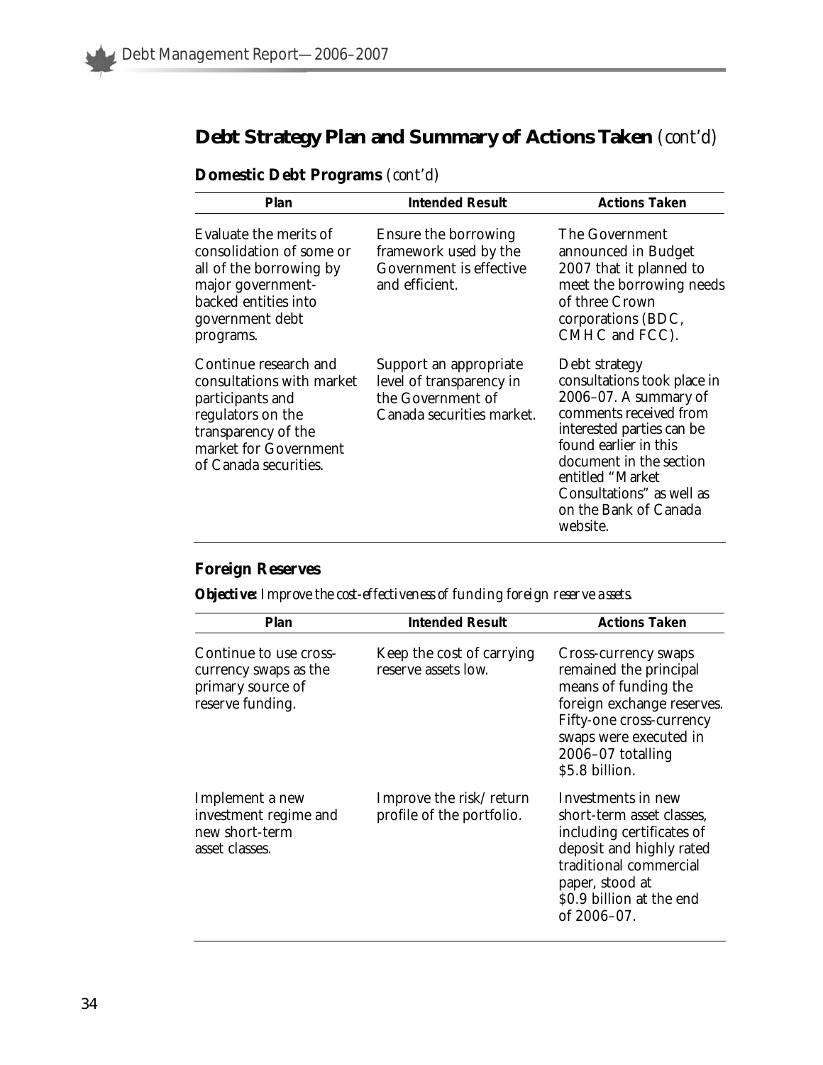## Debt Strategy Plan and Summary of Actions Taken *(cont'd)*

### Domestic Debt Programs *(cont'd)*

| Plan | Intended Result | Actions Taken |
|---|---|---|
| Evaluate the merits of consolidation of some or all of the borrowing by major government-backed entities into government debt programs. | Ensure the borrowing framework used by the Government is effective and efficient. | The Government announced in Budget 2007 that it planned to meet the borrowing needs of three Crown corporations (BDC, CMHC and FCC). |
| Continue research and consultations with market participants and regulators on the transparency of the market for Government of Canada securities. | Support an appropriate level of transparency in the Government of Canada securities market. | Debt strategy consultations took place in 2006–07. A summary of comments received from interested parties can be found earlier in this document in the section entitled "Market Consultations" as well as on the Bank of Canada website. |

### Foreign Reserves

**Objective:** *Improve the cost-effectiveness of funding foreign reserve assets.*

| Plan | Intended Result | Actions Taken |
|---|---|---|
| Continue to use cross-currency swaps as the primary source of reserve funding. | Keep the cost of carrying reserve assets low. | Cross-currency swaps remained the principal means of funding the foreign exchange reserves. Fifty-one cross-currency swaps were executed in 2006–07 totalling $5.8 billion. |
| Implement a new investment regime and new short-term asset classes. | Improve the risk/return profile of the portfolio. | Investments in new short-term asset classes, including certificates of deposit and highly rated traditional commercial paper, stood at $0.9 billion at the end of 2006–07. |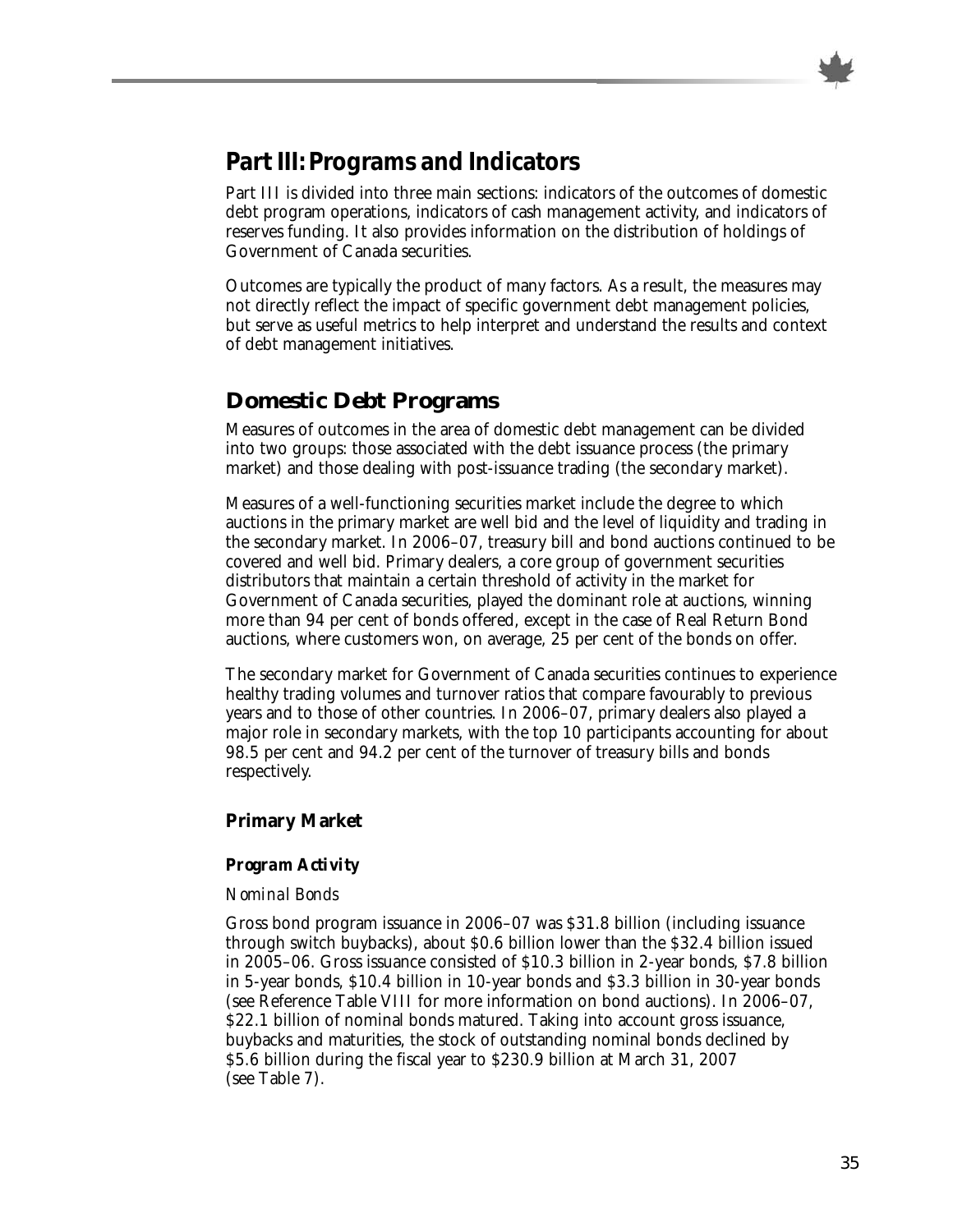# Part III: Programs and Indicators

Part III is divided into three main sections: indicators of the outcomes of domestic debt program operations, indicators of cash management activity, and indicators of reserves funding. It also provides information on the distribution of holdings of Government of Canada securities.

Outcomes are typically the product of many factors. As a result, the measures may not directly reflect the impact of specific government debt management policies, but serve as useful metrics to help interpret and understand the results and context of debt management initiatives.

## Domestic Debt Programs

Measures of outcomes in the area of domestic debt management can be divided into two groups: those associated with the debt issuance process (the primary market) and those dealing with post-issuance trading (the secondary market).

Measures of a well-functioning securities market include the degree to which auctions in the primary market are well bid and the level of liquidity and trading in the secondary market. In 2006–07, treasury bill and bond auctions continued to be covered and well bid. Primary dealers, a core group of government securities distributors that maintain a certain threshold of activity in the market for Government of Canada securities, played the dominant role at auctions, winning more than 94 per cent of bonds offered, except in the case of Real Return Bond auctions, where customers won, on average, 25 per cent of the bonds on offer.

The secondary market for Government of Canada securities continues to experience healthy trading volumes and turnover ratios that compare favourably to previous years and to those of other countries. In 2006–07, primary dealers also played a major role in secondary markets, with the top 10 participants accounting for about 98.5 per cent and 94.2 per cent of the turnover of treasury bills and bonds respectively.

### Primary Market

#### *Program Activity*

*Nominal Bonds*

Gross bond program issuance in 2006–07 was $31.8 billion (including issuance through switch buybacks), about $0.6 billion lower than the $32.4 billion issued in 2005–06. Gross issuance consisted of $10.3 billion in 2-year bonds, $7.8 billion in 5-year bonds, $10.4 billion in 10-year bonds and $3.3 billion in 30-year bonds (see Reference Table VIII for more information on bond auctions). In 2006–07, $22.1 billion of nominal bonds matured. Taking into account gross issuance, buybacks and maturities, the stock of outstanding nominal bonds declined by $5.6 billion during the fiscal year to $230.9 billion at March 31, 2007 (see Table 7).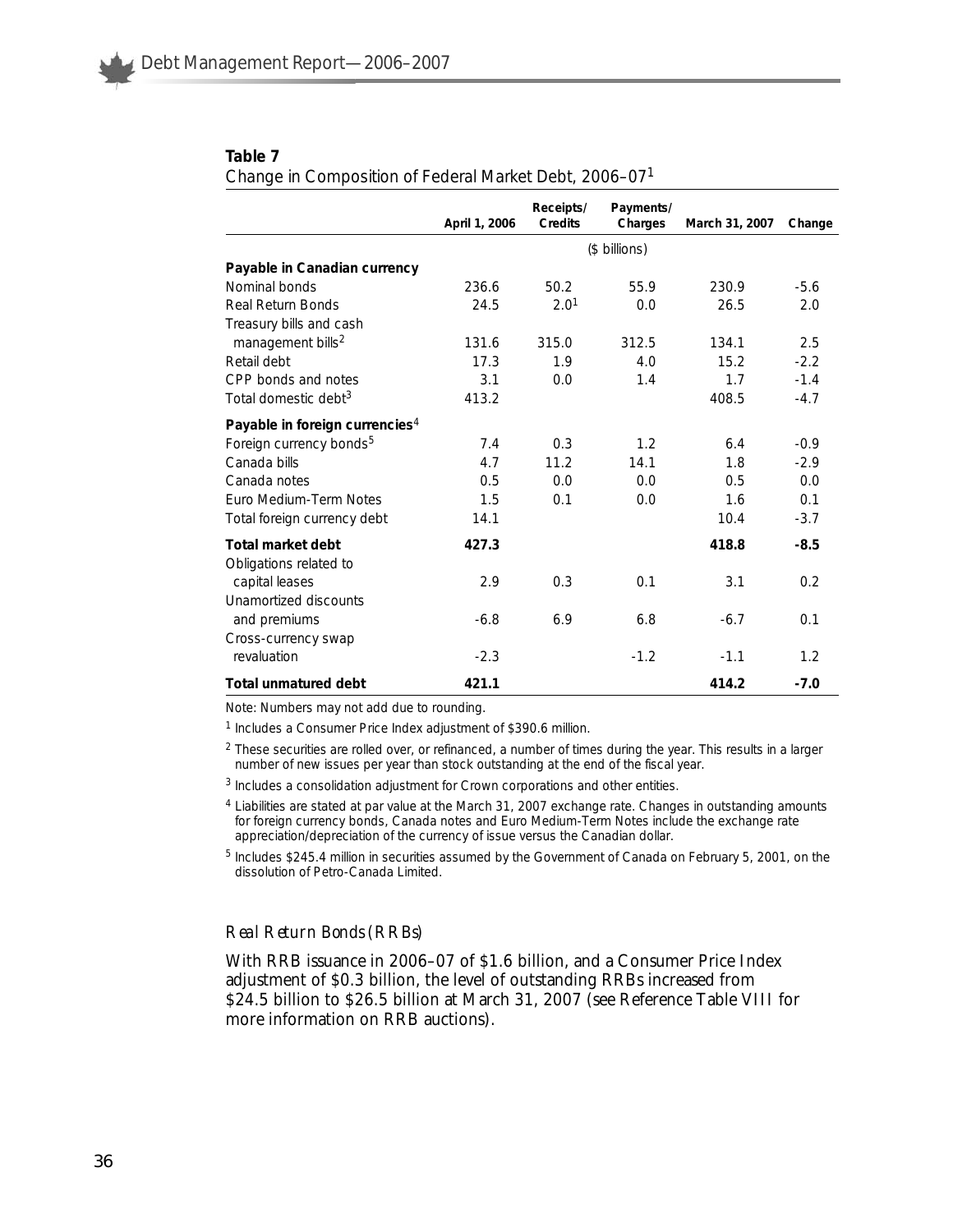**Table 7**
Change in Composition of Federal Market Debt, 2006–07[1]

| | April 1, 2006 | Receipts/ Credits | Payments/ Charges | March 31, 2007 | Change |
|---|---|---|---|---|---|
| | | | ($ billions) | | |
| **Payable in Canadian currency** | | | | | |
| Nominal bonds | 236.6 | 50.2 | 55.9 | 230.9 | -5.6 |
| Real Return Bonds | 24.5 | 2.0[1] | 0.0 | 26.5 | 2.0 |
| Treasury bills and cash management bills[2] | 131.6 | 315.0 | 312.5 | 134.1 | 2.5 |
| Retail debt | 17.3 | 1.9 | 4.0 | 15.2 | -2.2 |
| CPP bonds and notes | 3.1 | 0.0 | 1.4 | 1.7 | -1.4 |
| Total domestic debt[3] | 413.2 | | | 408.5 | -4.7 |
| **Payable in foreign currencies**[4] | | | | | |
| Foreign currency bonds[5] | 7.4 | 0.3 | 1.2 | 6.4 | -0.9 |
| Canada bills | 4.7 | 11.2 | 14.1 | 1.8 | -2.9 |
| Canada notes | 0.5 | 0.0 | 0.0 | 0.5 | 0.0 |
| Euro Medium-Term Notes | 1.5 | 0.1 | 0.0 | 1.6 | 0.1 |
| Total foreign currency debt | 14.1 | | | 10.4 | -3.7 |
| **Total market debt** | **427.3** | | | **418.8** | **-8.5** |
| Obligations related to capital leases | 2.9 | 0.3 | 0.1 | 3.1 | 0.2 |
| Unamortized discounts and premiums | -6.8 | 6.9 | 6.8 | -6.7 | 0.1 |
| Cross-currency swap revaluation | -2.3 | | -1.2 | -1.1 | 1.2 |
| **Total unmatured debt** | **421.1** | | | **414.2** | **-7.0** |

Note: Numbers may not add due to rounding.

[1] Includes a Consumer Price Index adjustment of $390.6 million.

[2] These securities are rolled over, or refinanced, a number of times during the year. This results in a larger number of new issues per year than stock outstanding at the end of the fiscal year.

[3] Includes a consolidation adjustment for Crown corporations and other entities.

[4] Liabilities are stated at par value at the March 31, 2007 exchange rate. Changes in outstanding amounts for foreign currency bonds, Canada notes and Euro Medium-Term Notes include the exchange rate appreciation/depreciation of the currency of issue versus the Canadian dollar.

[5] Includes $245.4 million in securities assumed by the Government of Canada on February 5, 2001, on the dissolution of Petro-Canada Limited.

### *Real Return Bonds (RRBs)*

With RRB issuance in 2006–07 of $1.6 billion, and a Consumer Price Index adjustment of $0.3 billion, the level of outstanding RRBs increased from $24.5 billion to $26.5 billion at March 31, 2007 (see Reference Table VIII for more information on RRB auctions).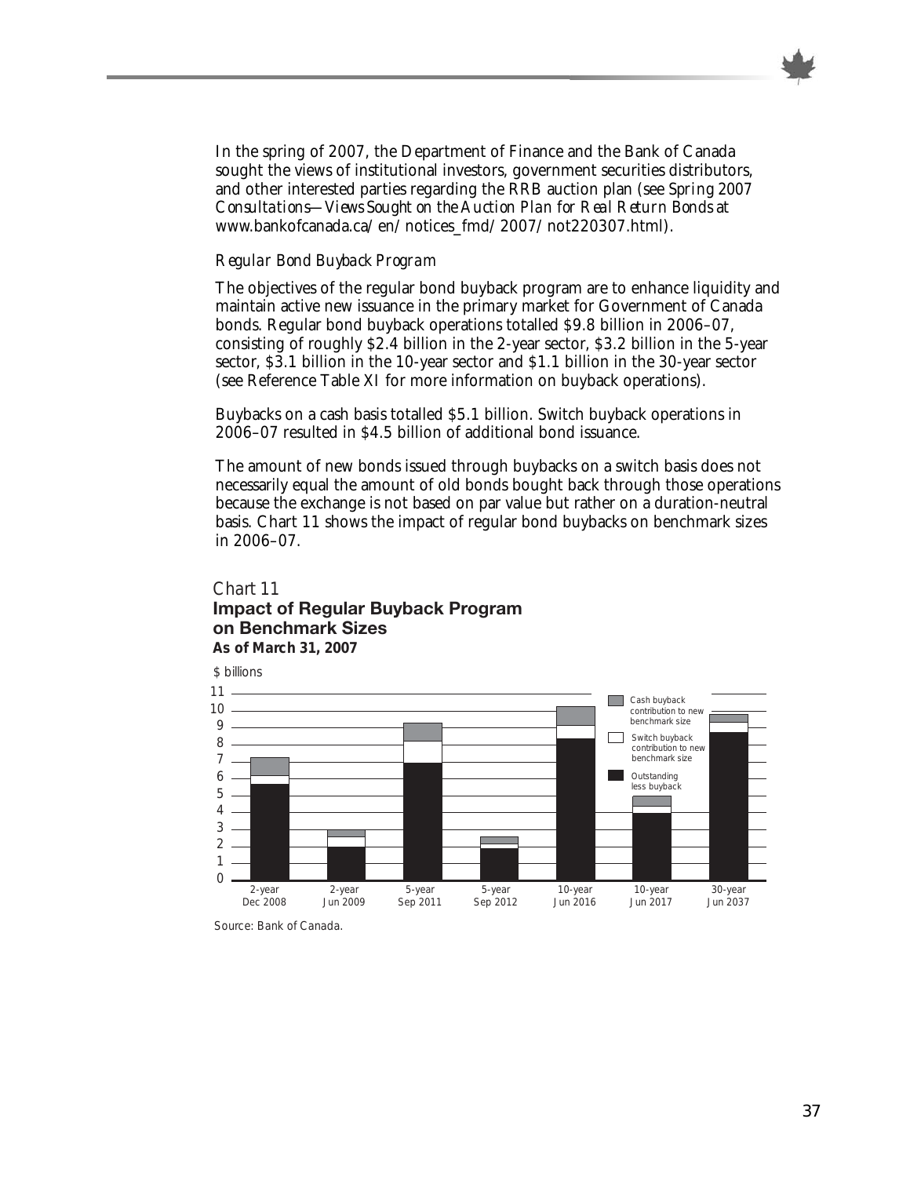In the spring of 2007, the Department of Finance and the Bank of Canada sought the views of institutional investors, government securities distributors, and other interested parties regarding the RRB auction plan (see *Spring 2007 Consultations—Views Sought on the Auction Plan for Real Return Bonds* at www.bankofcanada.ca/en/notices_fmd/2007/not220307.html).

*Regular Bond Buyback Program*

The objectives of the regular bond buyback program are to enhance liquidity and maintain active new issuance in the primary market for Government of Canada bonds. Regular bond buyback operations totalled $9.8 billion in 2006–07, consisting of roughly $2.4 billion in the 2-year sector, $3.2 billion in the 5-year sector, $3.1 billion in the 10-year sector and $1.1 billion in the 30-year sector (see Reference Table XI for more information on buyback operations).

Buybacks on a cash basis totalled $5.1 billion. Switch buyback operations in 2006–07 resulted in $4.5 billion of additional bond issuance.

The amount of new bonds issued through buybacks on a switch basis does not necessarily equal the amount of old bonds bought back through those operations because the exchange is not based on par value but rather on a duration-neutral basis. Chart 11 shows the impact of regular bond buybacks on benchmark sizes in 2006–07.

*Chart 11*

**Impact of Regular Buyback Program on Benchmark Sizes**

**As of March 31, 2007**

$ billions

Legend: Cash buyback contribution to new benchmark size; Switch buyback contribution to new benchmark size; Outstanding less buyback

Categories: 2-year Dec 2008; 2-year Jun 2009; 5-year Sep 2011; 5-year Sep 2012; 10-year Jun 2016; 10-year Jun 2017; 30-year Jun 2037

Source: Bank of Canada.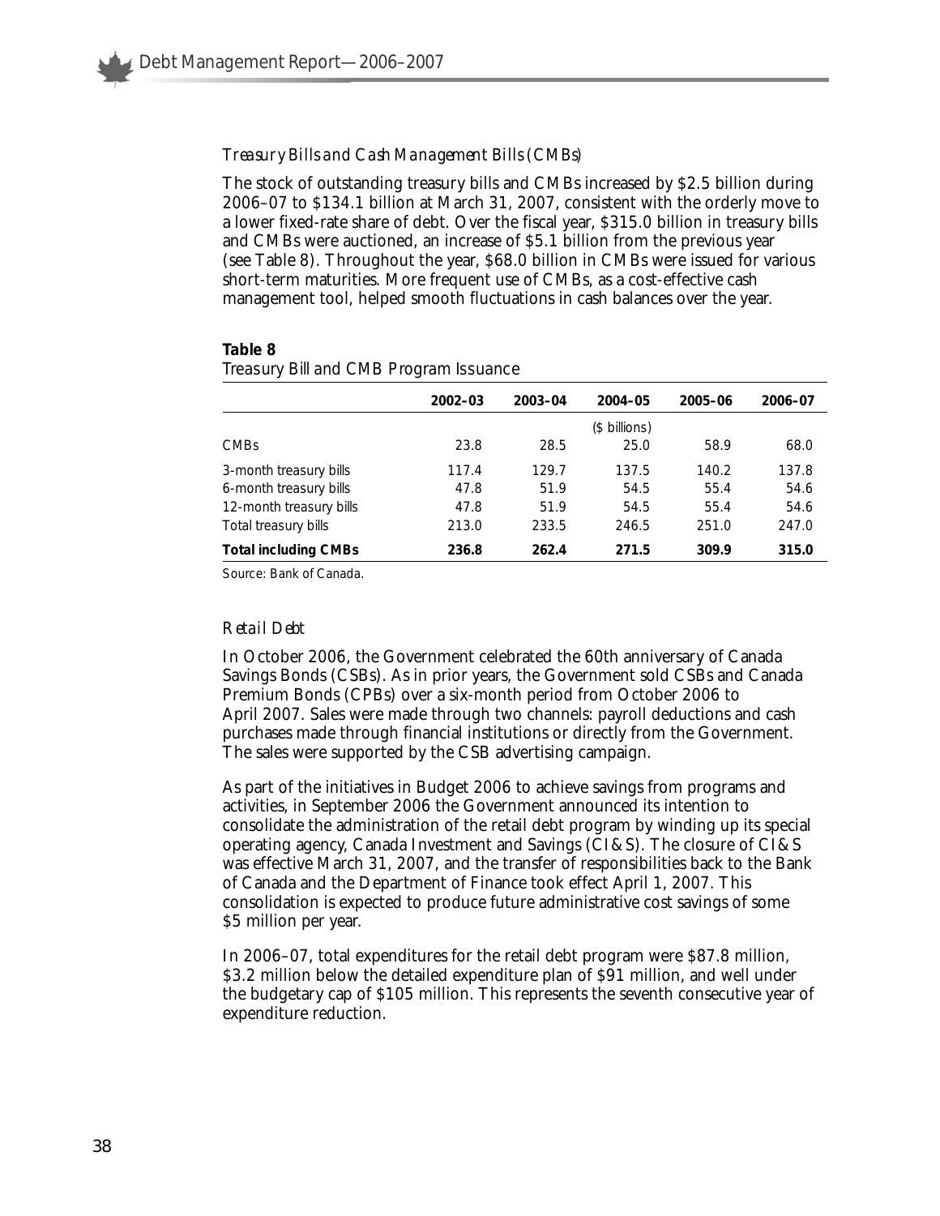*Treasury Bills and Cash Management Bills (CMBs)*

The stock of outstanding treasury bills and CMBs increased by $2.5 billion during 2006–07 to $134.1 billion at March 31, 2007, consistent with the orderly move to a lower fixed-rate share of debt. Over the fiscal year, $315.0 billion in treasury bills and CMBs were auctioned, an increase of $5.1 billion from the previous year (see Table 8). Throughout the year, $68.0 billion in CMBs were issued for various short-term maturities. More frequent use of CMBs, as a cost-effective cash management tool, helped smooth fluctuations in cash balances over the year.

**Table 8**
Treasury Bill and CMB Program Issuance

| | 2002–03 | 2003–04 | 2004–05 | 2005–06 | 2006–07 |
|---|---|---|---|---|---|
| | | | ($ billions) | | |
| CMBs | 23.8 | 28.5 | 25.0 | 58.9 | 68.0 |
| 3-month treasury bills | 117.4 | 129.7 | 137.5 | 140.2 | 137.8 |
| 6-month treasury bills | 47.8 | 51.9 | 54.5 | 55.4 | 54.6 |
| 12-month treasury bills | 47.8 | 51.9 | 54.5 | 55.4 | 54.6 |
| Total treasury bills | 213.0 | 233.5 | 246.5 | 251.0 | 247.0 |
| **Total including CMBs** | **236.8** | **262.4** | **271.5** | **309.9** | **315.0** |

Source: Bank of Canada.

*Retail Debt*

In October 2006, the Government celebrated the 60th anniversary of Canada Savings Bonds (CSBs). As in prior years, the Government sold CSBs and Canada Premium Bonds (CPBs) over a six-month period from October 2006 to April 2007. Sales were made through two channels: payroll deductions and cash purchases made through financial institutions or directly from the Government. The sales were supported by the CSB advertising campaign.

As part of the initiatives in Budget 2006 to achieve savings from programs and activities, in September 2006 the Government announced its intention to consolidate the administration of the retail debt program by winding up its special operating agency, Canada Investment and Savings (CI&S). The closure of CI&S was effective March 31, 2007, and the transfer of responsibilities back to the Bank of Canada and the Department of Finance took effect April 1, 2007. This consolidation is expected to produce future administrative cost savings of some $5 million per year.

In 2006–07, total expenditures for the retail debt program were $87.8 million, $3.2 million below the detailed expenditure plan of $91 million, and well under the budgetary cap of $105 million. This represents the seventh consecutive year of expenditure reduction.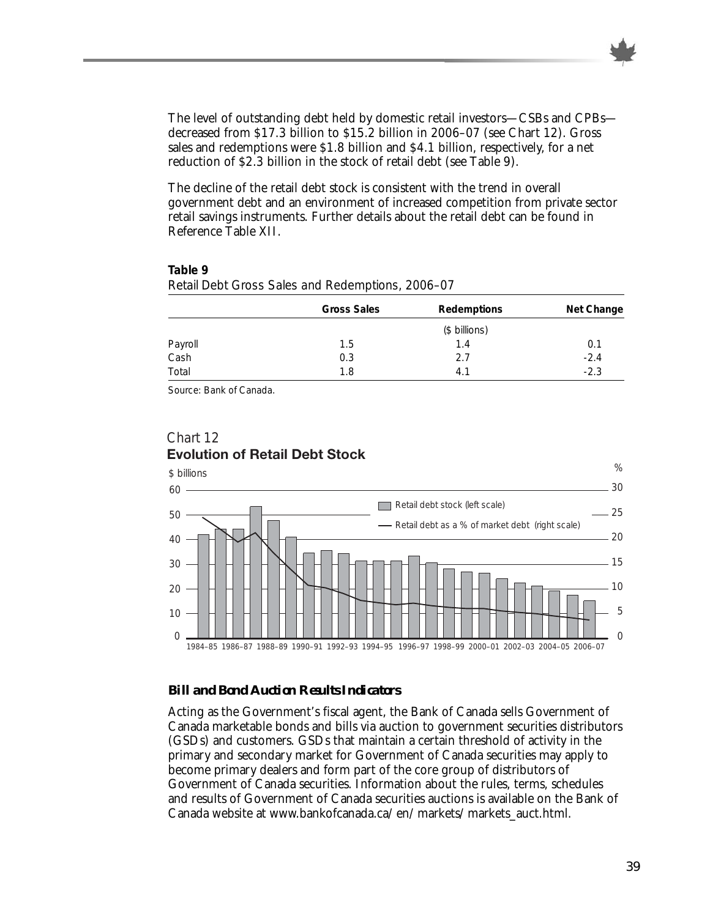The level of outstanding debt held by domestic retail investors—CSBs and CPBs—decreased from $17.3 billion to $15.2 billion in 2006–07 (see Chart 12). Gross sales and redemptions were $1.8 billion and $4.1 billion, respectively, for a net reduction of $2.3 billion in the stock of retail debt (see Table 9).

The decline of the retail debt stock is consistent with the trend in overall government debt and an environment of increased competition from private sector retail savings instruments. Further details about the retail debt can be found in Reference Table XII.

**Table 9**
Retail Debt Gross Sales and Redemptions, 2006–07

| | Gross Sales | Redemptions | Net Change |
|---|---|---|---|
| | | ($ billions) | |
| Payroll | 1.5 | 1.4 | 0.1 |
| Cash | 0.3 | 2.7 | -2.4 |
| Total | 1.8 | 4.1 | -2.3 |

Source: Bank of Canada.

Chart 12
**Evolution of Retail Debt Stock**

### Bill and Bond Auction Results Indicators

Acting as the Government's fiscal agent, the Bank of Canada sells Government of Canada marketable bonds and bills via auction to government securities distributors (GSDs) and customers. GSDs that maintain a certain threshold of activity in the primary and secondary market for Government of Canada securities may apply to become primary dealers and form part of the core group of distributors of Government of Canada securities. Information about the rules, terms, schedules and results of Government of Canada securities auctions is available on the Bank of Canada website at www.bankofcanada.ca/en/markets/markets_auct.html.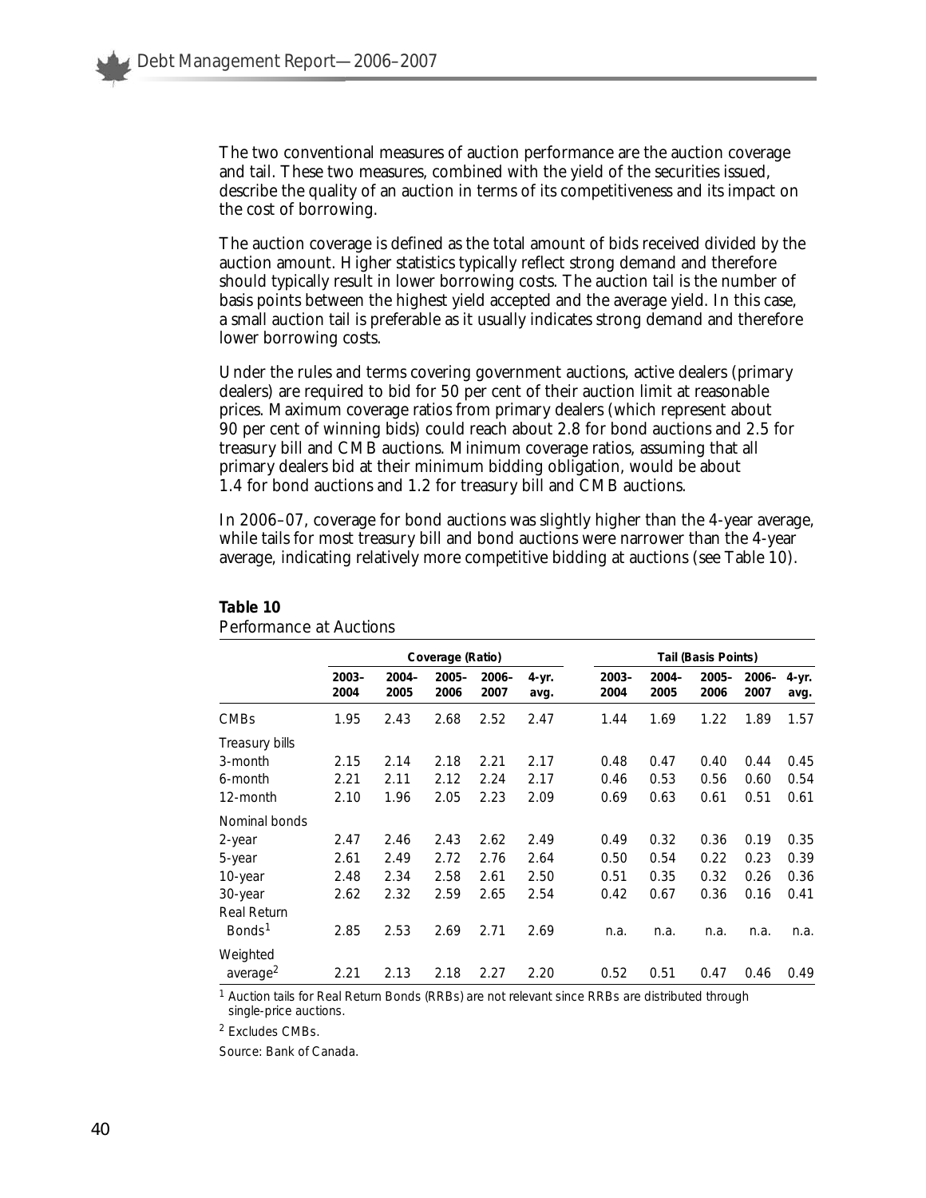The two conventional measures of auction performance are the auction coverage and tail. These two measures, combined with the yield of the securities issued, describe the quality of an auction in terms of its competitiveness and its impact on the cost of borrowing.

The auction coverage is defined as the total amount of bids received divided by the auction amount. Higher statistics typically reflect strong demand and therefore should typically result in lower borrowing costs. The auction tail is the number of basis points between the highest yield accepted and the average yield. In this case, a small auction tail is preferable as it usually indicates strong demand and therefore lower borrowing costs.

Under the rules and terms covering government auctions, active dealers (primary dealers) are required to bid for 50 per cent of their auction limit at reasonable prices. Maximum coverage ratios from primary dealers (which represent about 90 per cent of winning bids) could reach about 2.8 for bond auctions and 2.5 for treasury bill and CMB auctions. Minimum coverage ratios, assuming that all primary dealers bid at their minimum bidding obligation, would be about 1.4 for bond auctions and 1.2 for treasury bill and CMB auctions.

In 2006–07, coverage for bond auctions was slightly higher than the 4-year average, while tails for most treasury bill and bond auctions were narrower than the 4-year average, indicating relatively more competitive bidding at auctions (see Table 10).

**Table 10**
*Performance at Auctions*

| | Coverage (Ratio) | | | | | Tail (Basis Points) | | | | |
|---|---|---|---|---|---|---|---|---|---|---|
| | 2003–2004 | 2004–2005 | 2005–2006 | 2006–2007 | 4-yr. avg. | 2003–2004 | 2004–2005 | 2005–2006 | 2006–2007 | 4-yr. avg. |
| CMBs | 1.95 | 2.43 | 2.68 | 2.52 | 2.47 | 1.44 | 1.69 | 1.22 | 1.89 | 1.57 |
| Treasury bills | | | | | | | | | | |
| 3-month | 2.15 | 2.14 | 2.18 | 2.21 | 2.17 | 0.48 | 0.47 | 0.40 | 0.44 | 0.45 |
| 6-month | 2.21 | 2.11 | 2.12 | 2.24 | 2.17 | 0.46 | 0.53 | 0.56 | 0.60 | 0.54 |
| 12-month | 2.10 | 1.96 | 2.05 | 2.23 | 2.09 | 0.69 | 0.63 | 0.61 | 0.51 | 0.61 |
| Nominal bonds | | | | | | | | | | |
| 2-year | 2.47 | 2.46 | 2.43 | 2.62 | 2.49 | 0.49 | 0.32 | 0.36 | 0.19 | 0.35 |
| 5-year | 2.61 | 2.49 | 2.72 | 2.76 | 2.64 | 0.50 | 0.54 | 0.22 | 0.23 | 0.39 |
| 10-year | 2.48 | 2.34 | 2.58 | 2.61 | 2.50 | 0.51 | 0.35 | 0.32 | 0.26 | 0.36 |
| 30-year | 2.62 | 2.32 | 2.59 | 2.65 | 2.54 | 0.42 | 0.67 | 0.36 | 0.16 | 0.41 |
| Real Return Bonds[1] | 2.85 | 2.53 | 2.69 | 2.71 | 2.69 | n.a. | n.a. | n.a. | n.a. | n.a. |
| Weighted average[2] | 2.21 | 2.13 | 2.18 | 2.27 | 2.20 | 0.52 | 0.51 | 0.47 | 0.46 | 0.49 |

[1] Auction tails for Real Return Bonds (RRBs) are not relevant since RRBs are distributed through single-price auctions.

[2] Excludes CMBs.

Source: Bank of Canada.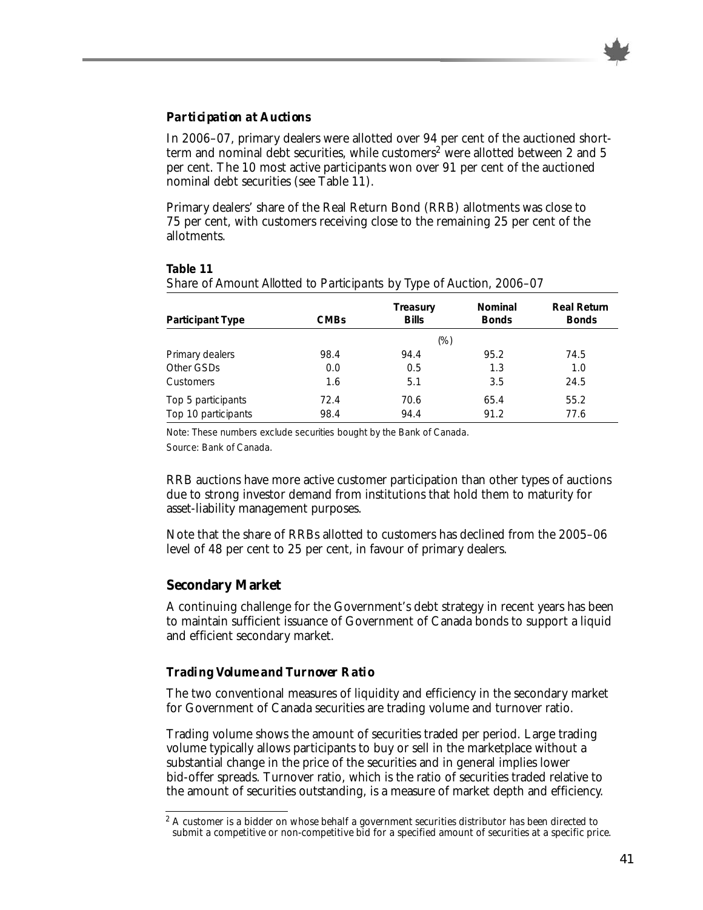### *Participation at Auctions*

In 2006–07, primary dealers were allotted over 94 per cent of the auctioned short-term and nominal debt securities, while customers[2] were allotted between 2 and 5 per cent. The 10 most active participants won over 91 per cent of the auctioned nominal debt securities (see Table 11).

Primary dealers' share of the Real Return Bond (RRB) allotments was close to 75 per cent, with customers receiving close to the remaining 25 per cent of the allotments.

**Table 11**

Share of Amount Allotted to Participants by Type of Auction, 2006–07

| Participant Type | CMBs | Treasury Bills | Nominal Bonds | Real Return Bonds |
|---|---|---|---|---|
| | | (%) | | |
| Primary dealers | 98.4 | 94.4 | 95.2 | 74.5 |
| Other GSDs | 0.0 | 0.5 | 1.3 | 1.0 |
| Customers | 1.6 | 5.1 | 3.5 | 24.5 |
| Top 5 participants | 72.4 | 70.6 | 65.4 | 55.2 |
| Top 10 participants | 98.4 | 94.4 | 91.2 | 77.6 |

Note: These numbers exclude securities bought by the Bank of Canada.

Source: Bank of Canada.

RRB auctions have more active customer participation than other types of auctions due to strong investor demand from institutions that hold them to maturity for asset-liability management purposes.

Note that the share of RRBs allotted to customers has declined from the 2005–06 level of 48 per cent to 25 per cent, in favour of primary dealers.

## Secondary Market

A continuing challenge for the Government's debt strategy in recent years has been to maintain sufficient issuance of Government of Canada bonds to support a liquid and efficient secondary market.

### *Trading Volume and Turnover Ratio*

The two conventional measures of liquidity and efficiency in the secondary market for Government of Canada securities are trading volume and turnover ratio.

Trading volume shows the amount of securities traded per period. Large trading volume typically allows participants to buy or sell in the marketplace without a substantial change in the price of the securities and in general implies lower bid-offer spreads. Turnover ratio, which is the ratio of securities traded relative to the amount of securities outstanding, is a measure of market depth and efficiency.

[2] A customer is a bidder on whose behalf a government securities distributor has been directed to submit a competitive or non-competitive bid for a specified amount of securities at a specific price.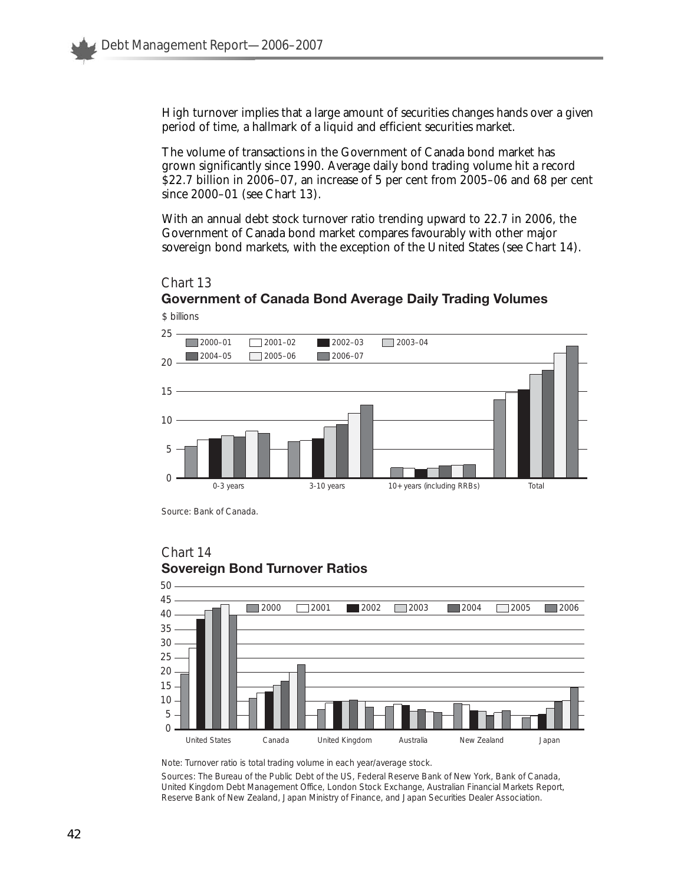High turnover implies that a large amount of securities changes hands over a given period of time, a hallmark of a liquid and efficient securities market.

The volume of transactions in the Government of Canada bond market has grown significantly since 1990. Average daily bond trading volume hit a record $22.7 billion in 2006–07, an increase of 5 per cent from 2005–06 and 68 per cent since 2000–01 (see Chart 13).

With an annual debt stock turnover ratio trending upward to 22.7 in 2006, the Government of Canada bond market compares favourably with other major sovereign bond markets, with the exception of the United States (see Chart 14).

*Chart 13*

**Government of Canada Bond Average Daily Trading Volumes**

$ billions

Legend: 2000–01, 2001–02, 2002–03, 2003–04, 2004–05, 2005–06, 2006–07

Categories: 0-3 years, 3-10 years, 10+ years (including RRBs), Total

Source: Bank of Canada.

*Chart 14*

**Sovereign Bond Turnover Ratios**

Legend: 2000, 2001, 2002, 2003, 2004, 2005, 2006

Countries: United States, Canada, United Kingdom, Australia, New Zealand, Japan

Note: Turnover ratio is total trading volume in each year/average stock.

Sources: The Bureau of the Public Debt of the US, Federal Reserve Bank of New York, Bank of Canada, United Kingdom Debt Management Office, London Stock Exchange, Australian Financial Markets Report, Reserve Bank of New Zealand, Japan Ministry of Finance, and Japan Securities Dealer Association.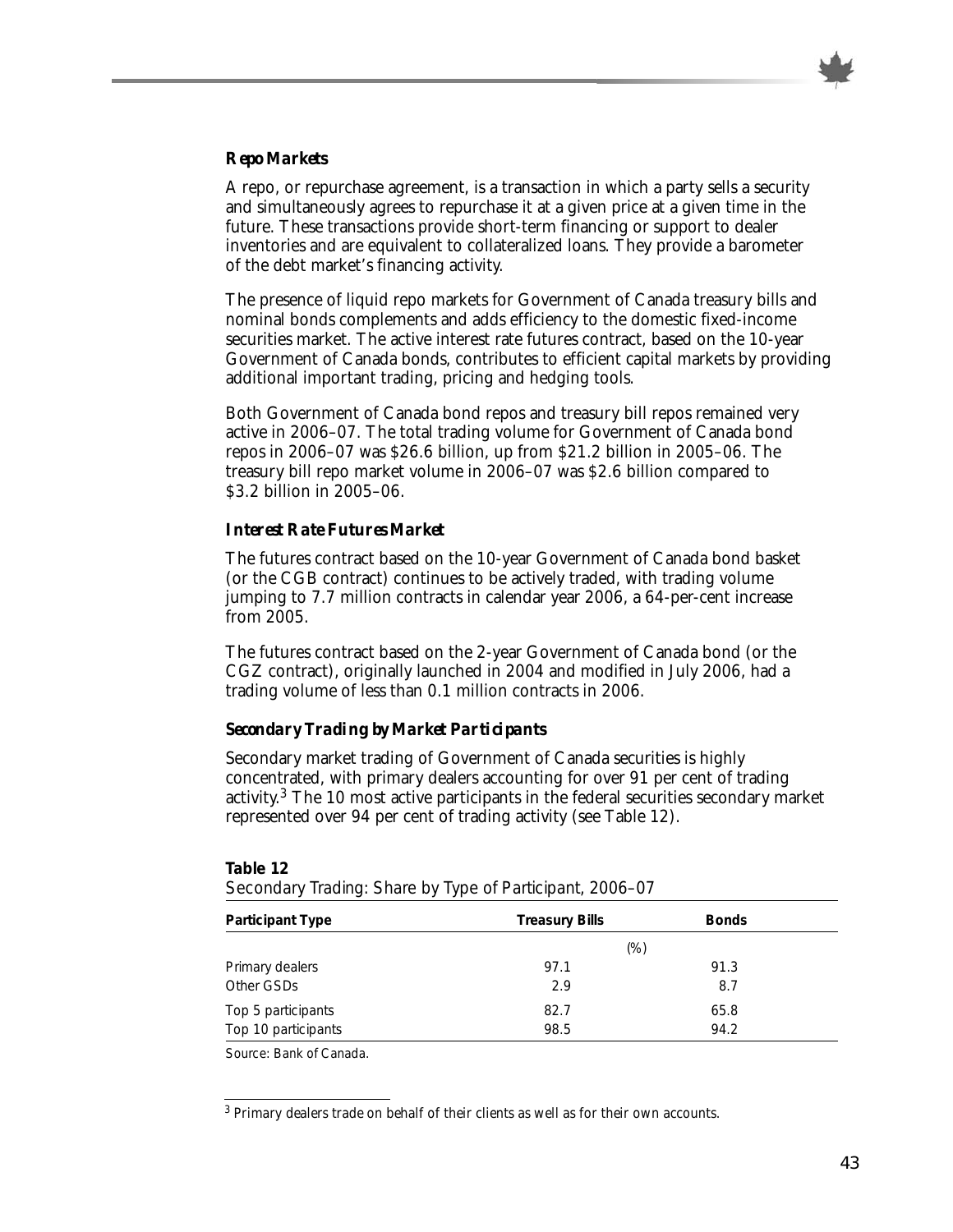### *Repo Markets*

A repo, or repurchase agreement, is a transaction in which a party sells a security and simultaneously agrees to repurchase it at a given price at a given time in the future. These transactions provide short-term financing or support to dealer inventories and are equivalent to collateralized loans. They provide a barometer of the debt market's financing activity.

The presence of liquid repo markets for Government of Canada treasury bills and nominal bonds complements and adds efficiency to the domestic fixed-income securities market. The active interest rate futures contract, based on the 10-year Government of Canada bonds, contributes to efficient capital markets by providing additional important trading, pricing and hedging tools.

Both Government of Canada bond repos and treasury bill repos remained very active in 2006–07. The total trading volume for Government of Canada bond repos in 2006–07 was $26.6 billion, up from $21.2 billion in 2005–06. The treasury bill repo market volume in 2006–07 was $2.6 billion compared to $3.2 billion in 2005–06.

### *Interest Rate Futures Market*

The futures contract based on the 10-year Government of Canada bond basket (or the CGB contract) continues to be actively traded, with trading volume jumping to 7.7 million contracts in calendar year 2006, a 64-per-cent increase from 2005.

The futures contract based on the 2-year Government of Canada bond (or the CGZ contract), originally launched in 2004 and modified in July 2006, had a trading volume of less than 0.1 million contracts in 2006.

### *Secondary Trading by Market Participants*

Secondary market trading of Government of Canada securities is highly concentrated, with primary dealers accounting for over 91 per cent of trading activity.[3] The 10 most active participants in the federal securities secondary market represented over 94 per cent of trading activity (see Table 12).

**Table 12**
Secondary Trading: Share by Type of Participant, 2006–07

| Participant Type | Treasury Bills | Bonds |
|---|---|---|
| | (%) | |
| Primary dealers | 97.1 | 91.3 |
| Other GSDs | 2.9 | 8.7 |
| Top 5 participants | 82.7 | 65.8 |
| Top 10 participants | 98.5 | 94.2 |

Source: Bank of Canada.

[3] Primary dealers trade on behalf of their clients as well as for their own accounts.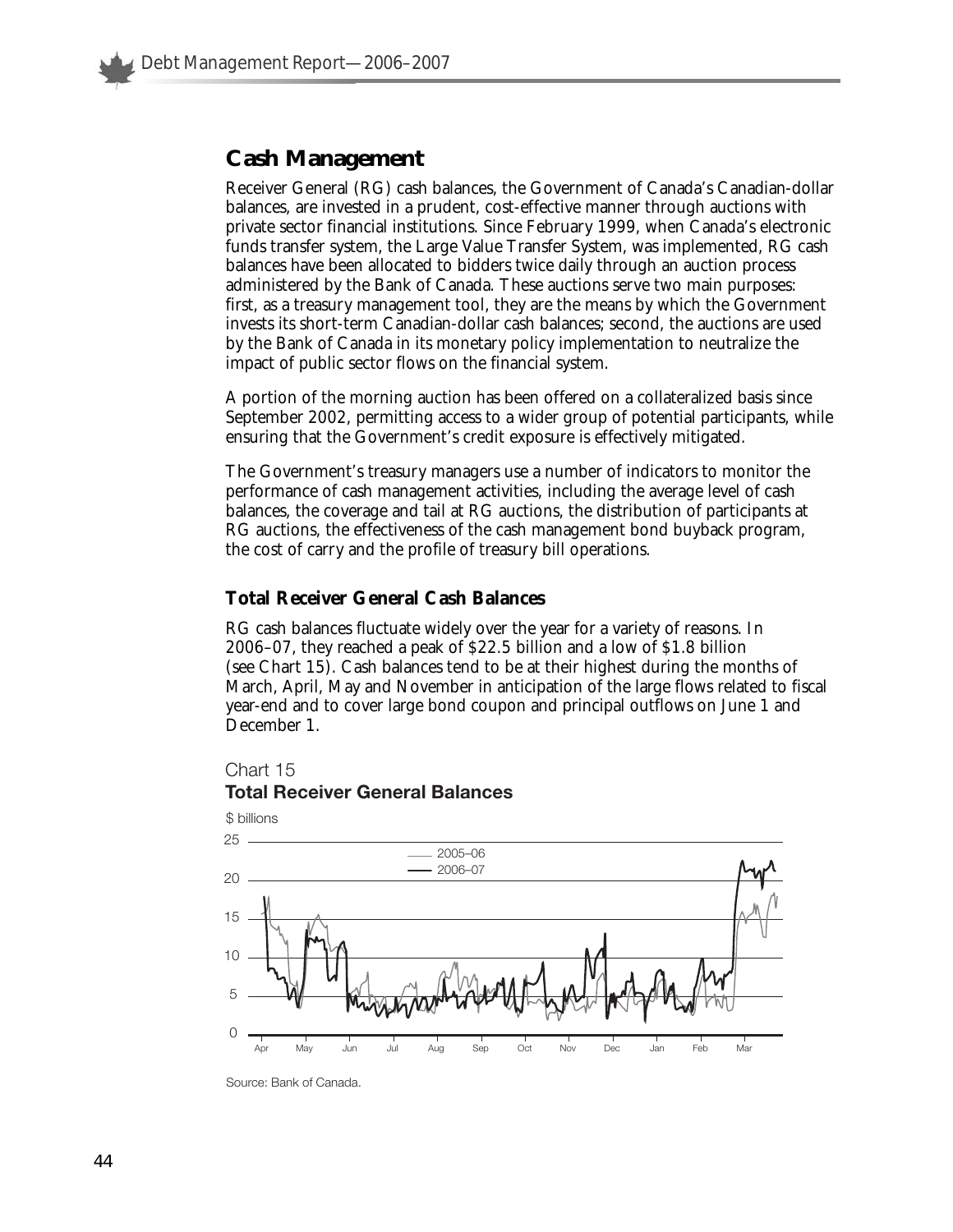## Cash Management

Receiver General (RG) cash balances, the Government of Canada's Canadian-dollar balances, are invested in a prudent, cost-effective manner through auctions with private sector financial institutions. Since February 1999, when Canada's electronic funds transfer system, the Large Value Transfer System, was implemented, RG cash balances have been allocated to bidders twice daily through an auction process administered by the Bank of Canada. These auctions serve two main purposes: first, as a treasury management tool, they are the means by which the Government invests its short-term Canadian-dollar cash balances; second, the auctions are used by the Bank of Canada in its monetary policy implementation to neutralize the impact of public sector flows on the financial system.

A portion of the morning auction has been offered on a collateralized basis since September 2002, permitting access to a wider group of potential participants, while ensuring that the Government's credit exposure is effectively mitigated.

The Government's treasury managers use a number of indicators to monitor the performance of cash management activities, including the average level of cash balances, the coverage and tail at RG auctions, the distribution of participants at RG auctions, the effectiveness of the cash management bond buyback program, the cost of carry and the profile of treasury bill operations.

### Total Receiver General Cash Balances

RG cash balances fluctuate widely over the year for a variety of reasons. In 2006–07, they reached a peak of $22.5 billion and a low of $1.8 billion (see Chart 15). Cash balances tend to be at their highest during the months of March, April, May and November in anticipation of the large flows related to fiscal year-end and to cover large bond coupon and principal outflows on June 1 and December 1.

Chart 15
**Total Receiver General Balances**

$ billions

Legend: 2005–06, 2006–07

Y-axis: 0, 5, 10, 15, 20, 25

X-axis: Apr, May, Jun, Jul, Aug, Sep, Oct, Nov, Dec, Jan, Feb, Mar

Source: Bank of Canada.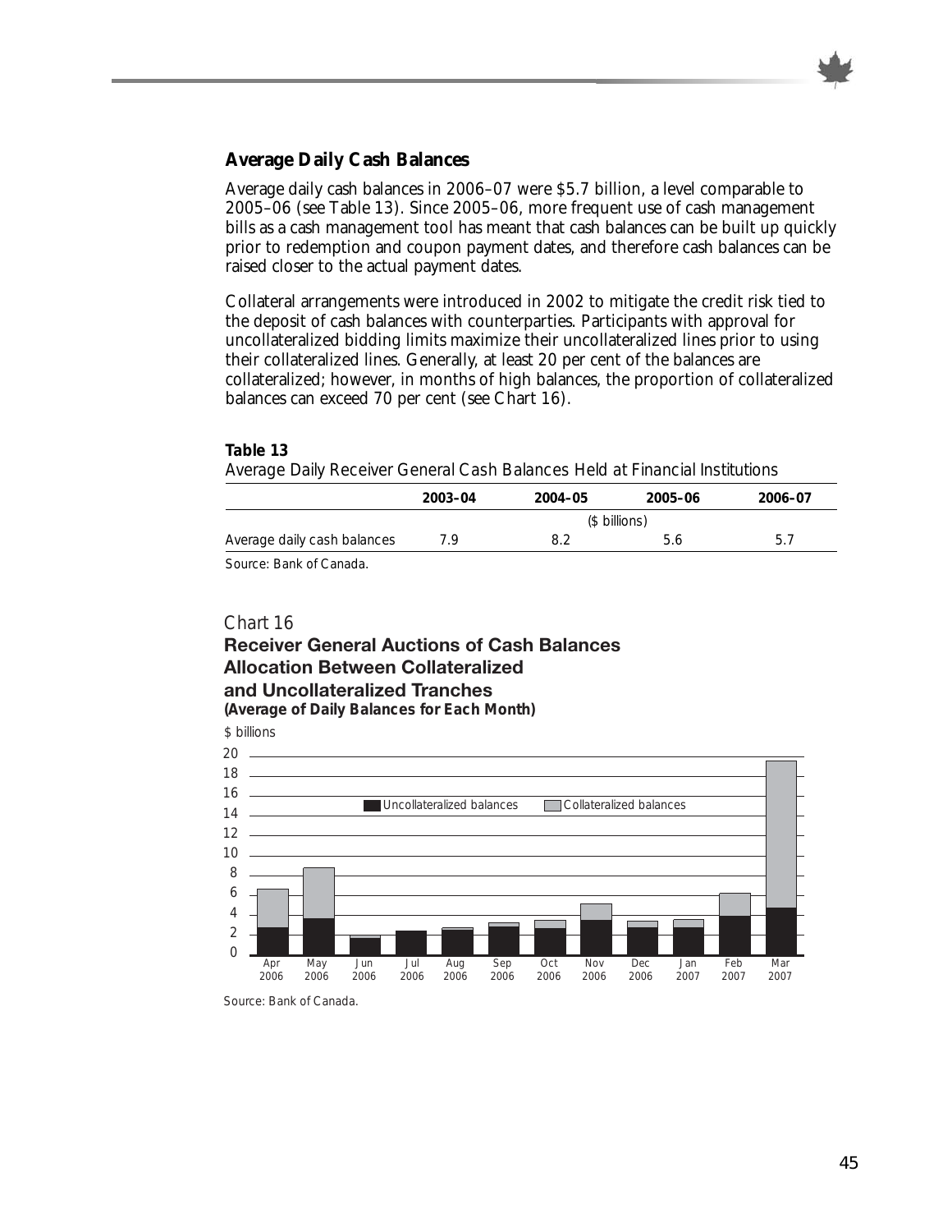### Average Daily Cash Balances

Average daily cash balances in 2006–07 were $5.7 billion, a level comparable to 2005–06 (see Table 13). Since 2005–06, more frequent use of cash management bills as a cash management tool has meant that cash balances can be built up quickly prior to redemption and coupon payment dates, and therefore cash balances can be raised closer to the actual payment dates.

Collateral arrangements were introduced in 2002 to mitigate the credit risk tied to the deposit of cash balances with counterparties. Participants with approval for uncollateralized bidding limits maximize their uncollateralized lines prior to using their collateralized lines. Generally, at least 20 per cent of the balances are collateralized; however, in months of high balances, the proportion of collateralized balances can exceed 70 per cent (see Chart 16).

**Table 13**

*Average Daily Receiver General Cash Balances Held at Financial Institutions*

| | 2003–04 | 2004–05 | 2005–06 | 2006–07 |
|---|---|---|---|---|
| | ($ billions) | | | |
| Average daily cash balances | 7.9 | 8.2 | 5.6 | 5.7 |

Source: Bank of Canada.

*Chart 16*

**Receiver General Auctions of Cash Balances Allocation Between Collateralized and Uncollateralized Tranches**
**(Average of Daily Balances for Each Month)**

Source: Bank of Canada.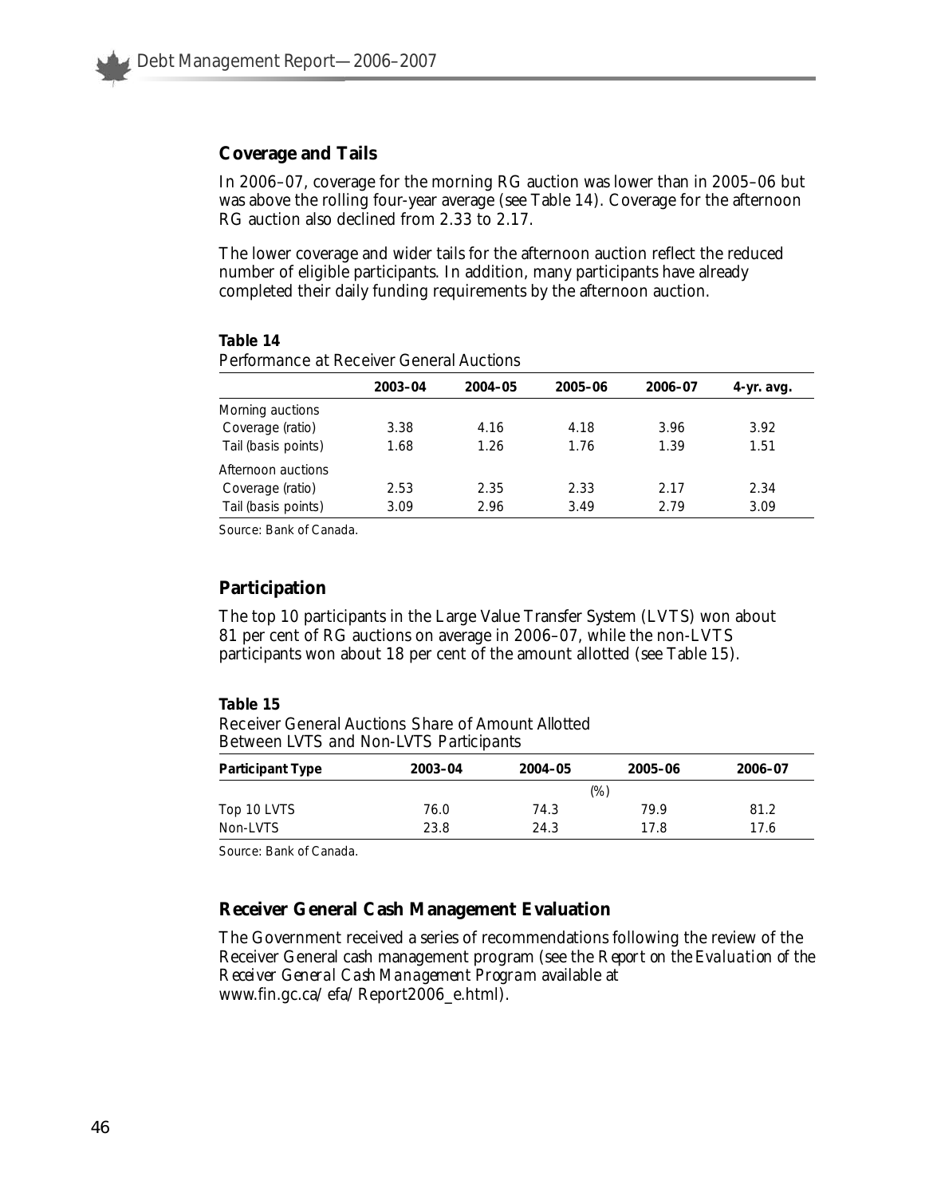## Coverage and Tails

In 2006–07, coverage for the morning RG auction was lower than in 2005–06 but was above the rolling four-year average (see Table 14). Coverage for the afternoon RG auction also declined from 2.33 to 2.17.

The lower coverage and wider tails for the afternoon auction reflect the reduced number of eligible participants. In addition, many participants have already completed their daily funding requirements by the afternoon auction.

**Table 14**
Performance at Receiver General Auctions

| | 2003–04 | 2004–05 | 2005–06 | 2006–07 | 4-yr. avg. |
|---|---|---|---|---|---|
| Morning auctions | | | | | |
| Coverage (ratio) | 3.38 | 4.16 | 4.18 | 3.96 | 3.92 |
| Tail (basis points) | 1.68 | 1.26 | 1.76 | 1.39 | 1.51 |
| Afternoon auctions | | | | | |
| Coverage (ratio) | 2.53 | 2.35 | 2.33 | 2.17 | 2.34 |
| Tail (basis points) | 3.09 | 2.96 | 3.49 | 2.79 | 3.09 |

Source: Bank of Canada.

## Participation

The top 10 participants in the Large Value Transfer System (LVTS) won about 81 per cent of RG auctions on average in 2006–07, while the non-LVTS participants won about 18 per cent of the amount allotted (see Table 15).

**Table 15**
Receiver General Auctions Share of Amount Allotted Between LVTS and Non-LVTS Participants

| Participant Type | 2003–04 | 2004–05 | 2005–06 | 2006–07 |
|---|---|---|---|---|
| | | (%) | | |
| Top 10 LVTS | 76.0 | 74.3 | 79.9 | 81.2 |
| Non-LVTS | 23.8 | 24.3 | 17.8 | 17.6 |

Source: Bank of Canada.

## Receiver General Cash Management Evaluation

The Government received a series of recommendations following the review of the Receiver General cash management program (see the *Report on the Evaluation of the Receiver General Cash Management Program* available at www.fin.gc.ca/efa/Report2006_e.html).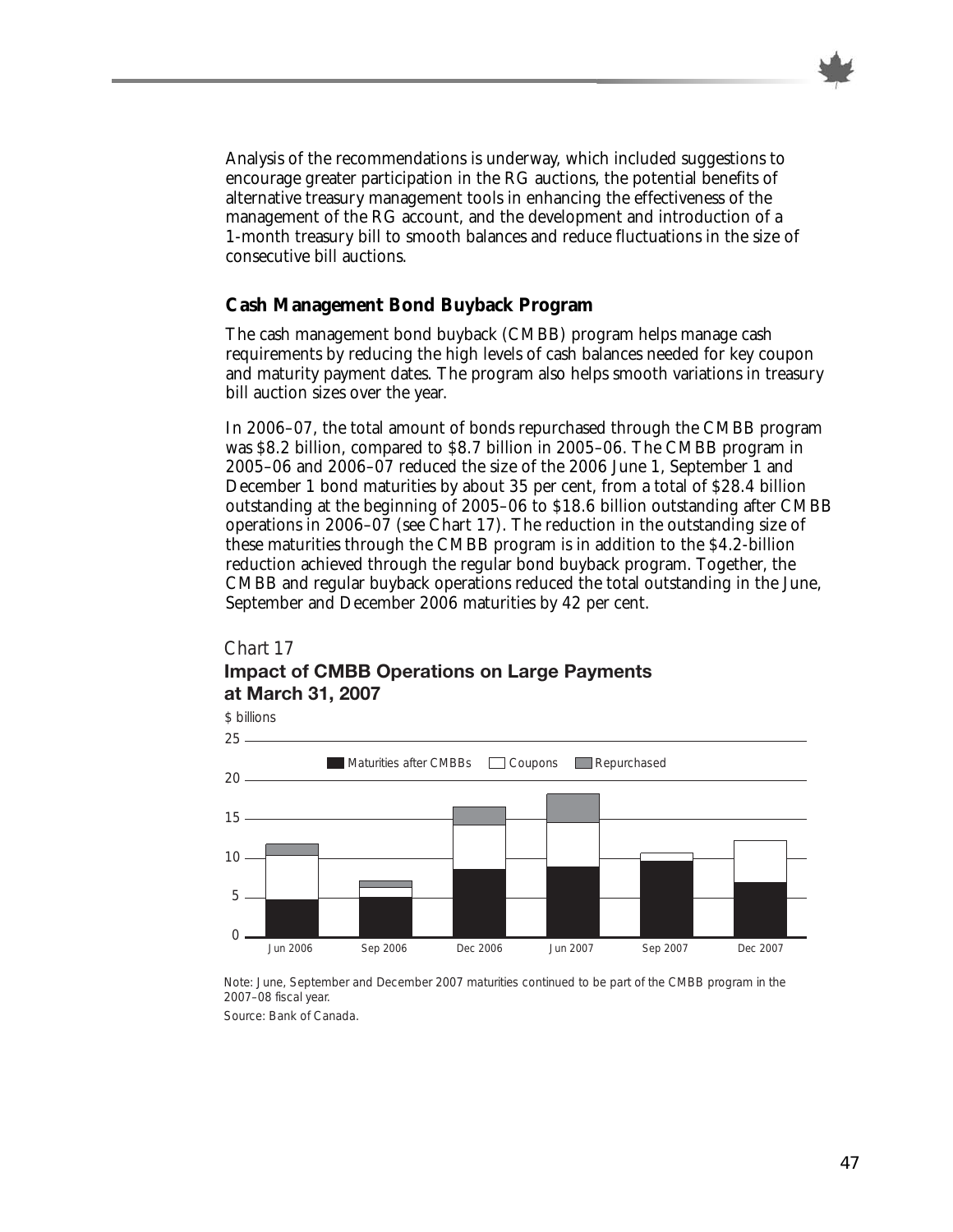Analysis of the recommendations is underway, which included suggestions to encourage greater participation in the RG auctions, the potential benefits of alternative treasury management tools in enhancing the effectiveness of the management of the RG account, and the development and introduction of a 1-month treasury bill to smooth balances and reduce fluctuations in the size of consecutive bill auctions.

## Cash Management Bond Buyback Program

The cash management bond buyback (CMBB) program helps manage cash requirements by reducing the high levels of cash balances needed for key coupon and maturity payment dates. The program also helps smooth variations in treasury bill auction sizes over the year.

In 2006–07, the total amount of bonds repurchased through the CMBB program was $8.2 billion, compared to $8.7 billion in 2005–06. The CMBB program in 2005–06 and 2006–07 reduced the size of the 2006 June 1, September 1 and December 1 bond maturities by about 35 per cent, from a total of $28.4 billion outstanding at the beginning of 2005–06 to $18.6 billion outstanding after CMBB operations in 2006–07 (see Chart 17). The reduction in the outstanding size of these maturities through the CMBB program is in addition to the $4.2-billion reduction achieved through the regular bond buyback program. Together, the CMBB and regular buyback operations reduced the total outstanding in the June, September and December 2006 maturities by 42 per cent.

*Chart 17*

**Impact of CMBB Operations on Large Payments at March 31, 2007**

$ billions

Legend: Maturities after CMBBs, Coupons, Repurchased

Categories: Jun 2006, Sep 2006, Dec 2006, Jun 2007, Sep 2007, Dec 2007

Note: June, September and December 2007 maturities continued to be part of the CMBB program in the 2007–08 fiscal year.

Source: Bank of Canada.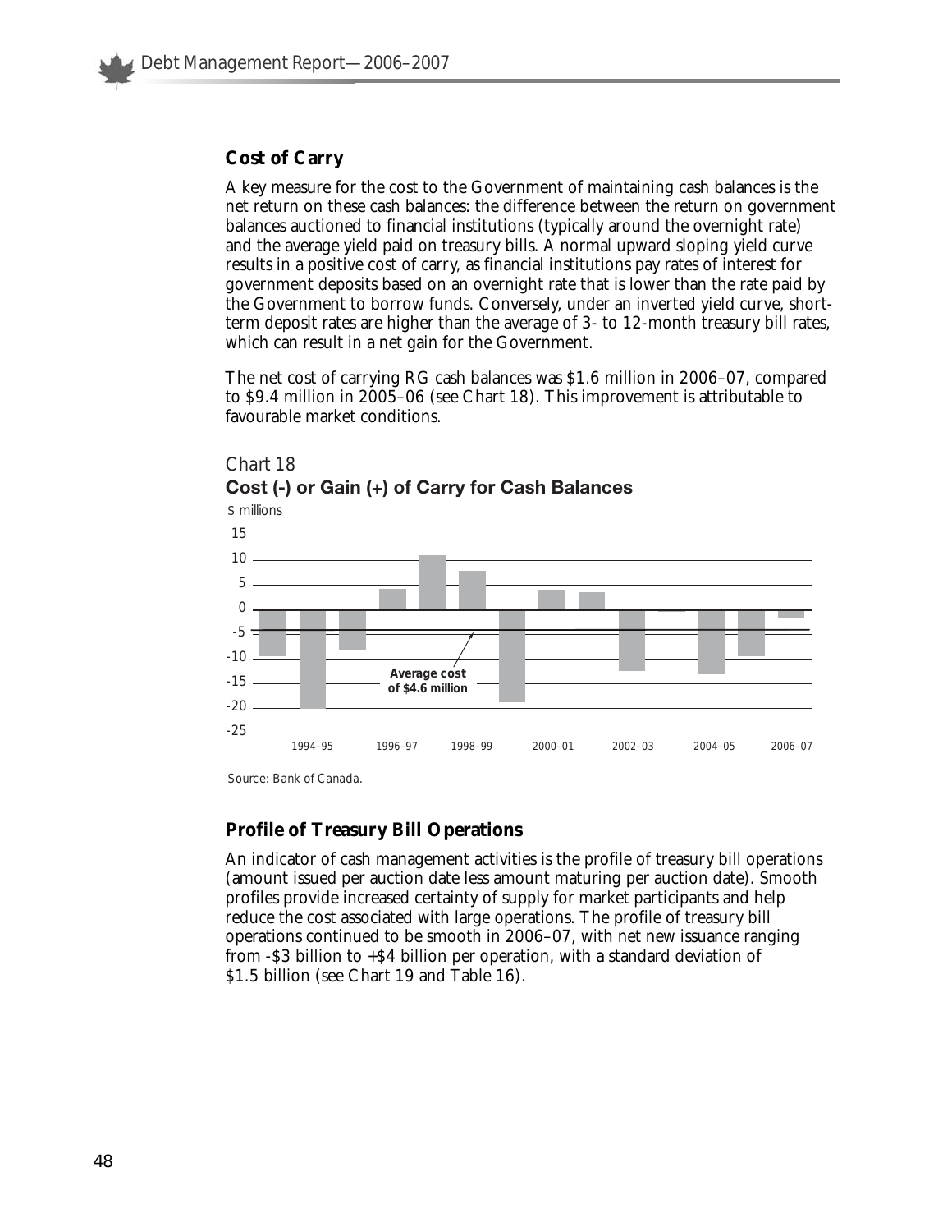### Cost of Carry

A key measure for the cost to the Government of maintaining cash balances is the net return on these cash balances: the difference between the return on government balances auctioned to financial institutions (typically around the overnight rate) and the average yield paid on treasury bills. A normal upward sloping yield curve results in a positive cost of carry, as financial institutions pay rates of interest for government deposits based on an overnight rate that is lower than the rate paid by the Government to borrow funds. Conversely, under an inverted yield curve, short-term deposit rates are higher than the average of 3- to 12-month treasury bill rates, which can result in a net gain for the Government.

The net cost of carrying RG cash balances was $1.6 million in 2006–07, compared to $9.4 million in 2005–06 (see Chart 18). This improvement is attributable to favourable market conditions.

*Chart 18*

**Cost (-) or Gain (+) of Carry for Cash Balances**

$ millions

Average cost of $4.6 million

Source: Bank of Canada.

### Profile of Treasury Bill Operations

An indicator of cash management activities is the profile of treasury bill operations (amount issued per auction date less amount maturing per auction date). Smooth profiles provide increased certainty of supply for market participants and help reduce the cost associated with large operations. The profile of treasury bill operations continued to be smooth in 2006–07, with net new issuance ranging from -$3 billion to +$4 billion per operation, with a standard deviation of $1.5 billion (see Chart 19 and Table 16).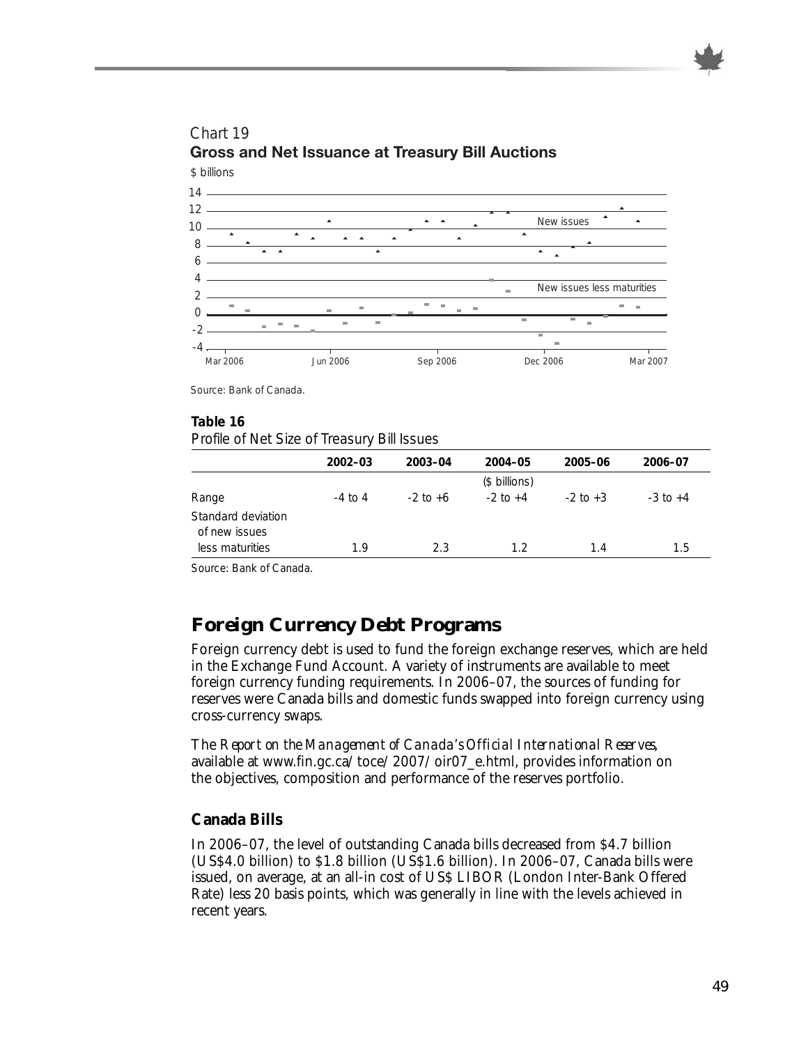Chart 19

**Gross and Net Issuance at Treasury Bill Auctions**

Source: Bank of Canada.

**Table 16**

Profile of Net Size of Treasury Bill Issues

| | 2002–03 | 2003–04 | 2004–05 | 2005–06 | 2006–07 |
|---|---|---|---|---|---|
| | | | ($ billions) | | |
| Range | -4 to 4 | -2 to +6 | -2 to +4 | -2 to +3 | -3 to +4 |
| Standard deviation of new issues less maturities | 1.9 | 2.3 | 1.2 | 1.4 | 1.5 |

Source: Bank of Canada.

## Foreign Currency Debt Programs

Foreign currency debt is used to fund the foreign exchange reserves, which are held in the Exchange Fund Account. A variety of instruments are available to meet foreign currency funding requirements. In 2006–07, the sources of funding for reserves were Canada bills and domestic funds swapped into foreign currency using cross-currency swaps.

The *Report on the Management of Canada's Official International Reserves*, available at www.fin.gc.ca/toce/2007/oir07_e.html, provides information on the objectives, composition and performance of the reserves portfolio.

### Canada Bills

In 2006–07, the level of outstanding Canada bills decreased from $4.7 billion (US$4.0 billion) to $1.8 billion (US$1.6 billion). In 2006–07, Canada bills were issued, on average, at an all-in cost of US$ LIBOR (London Inter-Bank Offered Rate) less 20 basis points, which was generally in line with the levels achieved in recent years.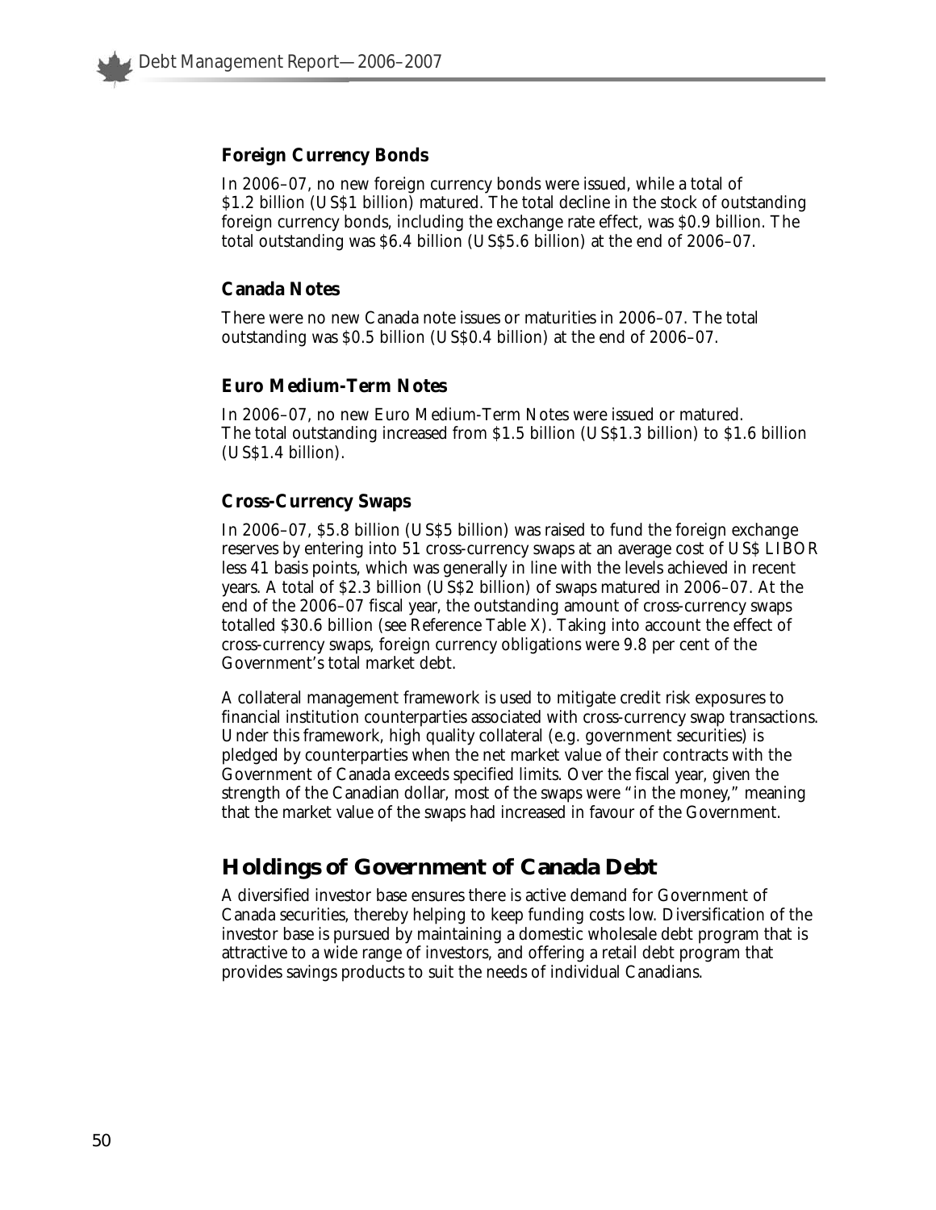### Foreign Currency Bonds

In 2006–07, no new foreign currency bonds were issued, while a total of $1.2 billion (US$1 billion) matured. The total decline in the stock of outstanding foreign currency bonds, including the exchange rate effect, was $0.9 billion. The total outstanding was $6.4 billion (US$5.6 billion) at the end of 2006–07.

### Canada Notes

There were no new Canada note issues or maturities in 2006–07. The total outstanding was $0.5 billion (US$0.4 billion) at the end of 2006–07.

### Euro Medium-Term Notes

In 2006–07, no new Euro Medium-Term Notes were issued or matured. The total outstanding increased from $1.5 billion (US$1.3 billion) to $1.6 billion (US$1.4 billion).

### Cross-Currency Swaps

In 2006–07, $5.8 billion (US$5 billion) was raised to fund the foreign exchange reserves by entering into 51 cross-currency swaps at an average cost of US$ LIBOR less 41 basis points, which was generally in line with the levels achieved in recent years. A total of $2.3 billion (US$2 billion) of swaps matured in 2006–07. At the end of the 2006–07 fiscal year, the outstanding amount of cross-currency swaps totalled $30.6 billion (see Reference Table X). Taking into account the effect of cross-currency swaps, foreign currency obligations were 9.8 per cent of the Government's total market debt.

A collateral management framework is used to mitigate credit risk exposures to financial institution counterparties associated with cross-currency swap transactions. Under this framework, high quality collateral (e.g. government securities) is pledged by counterparties when the net market value of their contracts with the Government of Canada exceeds specified limits. Over the fiscal year, given the strength of the Canadian dollar, most of the swaps were "in the money," meaning that the market value of the swaps had increased in favour of the Government.

## Holdings of Government of Canada Debt

A diversified investor base ensures there is active demand for Government of Canada securities, thereby helping to keep funding costs low. Diversification of the investor base is pursued by maintaining a domestic wholesale debt program that is attractive to a wide range of investors, and offering a retail debt program that provides savings products to suit the needs of individual Canadians.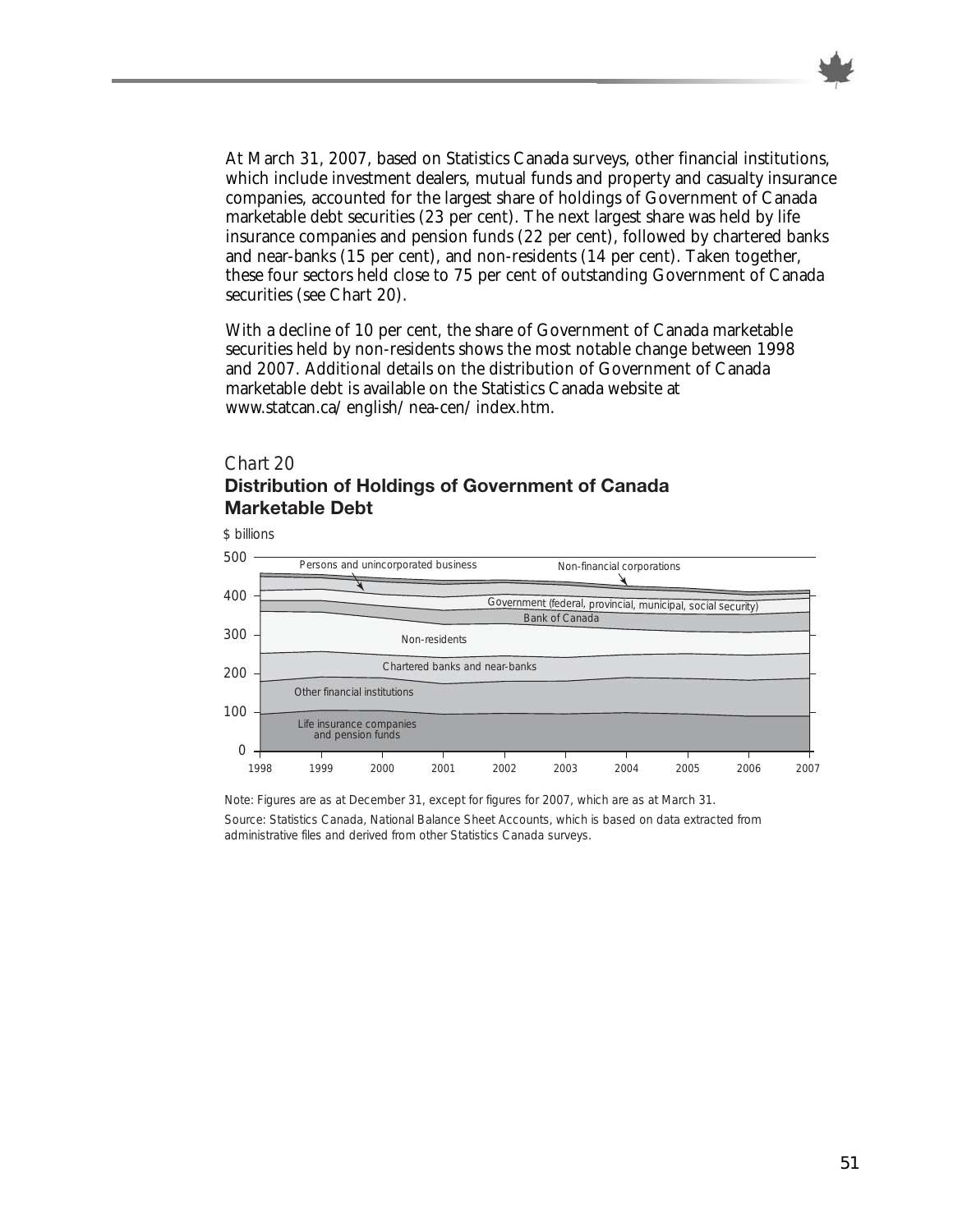At March 31, 2007, based on Statistics Canada surveys, other financial institutions, which include investment dealers, mutual funds and property and casualty insurance companies, accounted for the largest share of holdings of Government of Canada marketable debt securities (23 per cent). The next largest share was held by life insurance companies and pension funds (22 per cent), followed by chartered banks and near-banks (15 per cent), and non-residents (14 per cent). Taken together, these four sectors held close to 75 per cent of outstanding Government of Canada securities (see Chart 20).

With a decline of 10 per cent, the share of Government of Canada marketable securities held by non-residents shows the most notable change between 1998 and 2007. Additional details on the distribution of Government of Canada marketable debt is available on the Statistics Canada website at www.statcan.ca/english/nea-cen/index.htm.

*Chart 20*

**Distribution of Holdings of Government of Canada Marketable Debt**

$ billions

Persons and unincorporated business

Non-financial corporations

Government (federal, provincial, municipal, social security)

Bank of Canada

Non-residents

Chartered banks and near-banks

Other financial institutions

Life insurance companies and pension funds

0, 100, 200, 300, 400, 500

1998, 1999, 2000, 2001, 2002, 2003, 2004, 2005, 2006, 2007

Note: Figures are as at December 31, except for figures for 2007, which are as at March 31.

Source: Statistics Canada, National Balance Sheet Accounts, which is based on data extracted from administrative files and derived from other Statistics Canada surveys.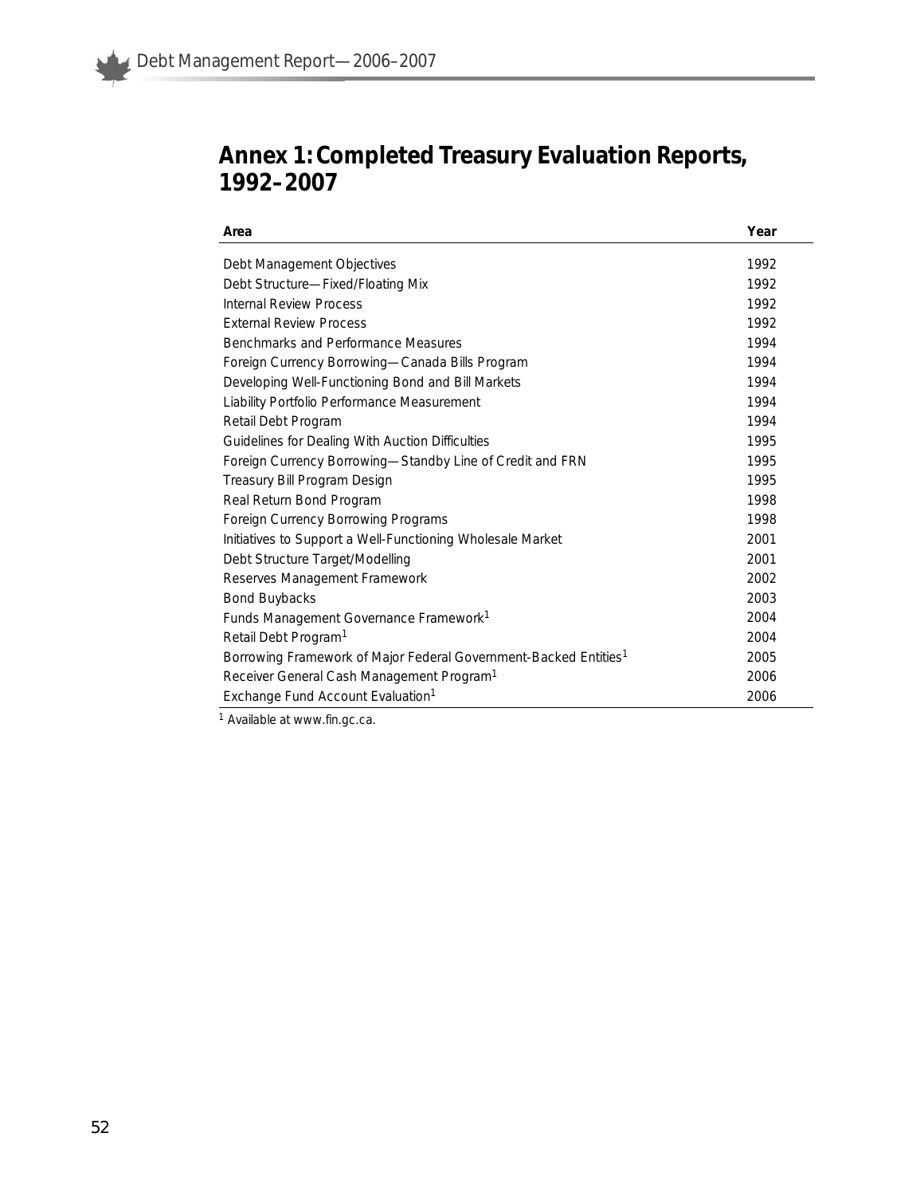# Annex 1: Completed Treasury Evaluation Reports, 1992–2007

| Area | Year |
|---|---|
| Debt Management Objectives | 1992 |
| Debt Structure—Fixed/Floating Mix | 1992 |
| Internal Review Process | 1992 |
| External Review Process | 1992 |
| Benchmarks and Performance Measures | 1994 |
| Foreign Currency Borrowing—Canada Bills Program | 1994 |
| Developing Well-Functioning Bond and Bill Markets | 1994 |
| Liability Portfolio Performance Measurement | 1994 |
| Retail Debt Program | 1994 |
| Guidelines for Dealing With Auction Difficulties | 1995 |
| Foreign Currency Borrowing—Standby Line of Credit and FRN | 1995 |
| Treasury Bill Program Design | 1995 |
| Real Return Bond Program | 1998 |
| Foreign Currency Borrowing Programs | 1998 |
| Initiatives to Support a Well-Functioning Wholesale Market | 2001 |
| Debt Structure Target/Modelling | 2001 |
| Reserves Management Framework | 2002 |
| Bond Buybacks | 2003 |
| Funds Management Governance Framework[1] | 2004 |
| Retail Debt Program[1] | 2004 |
| Borrowing Framework of Major Federal Government-Backed Entities[1] | 2005 |
| Receiver General Cash Management Program[1] | 2006 |
| Exchange Fund Account Evaluation[1] | 2006 |

[1] Available at www.fin.gc.ca.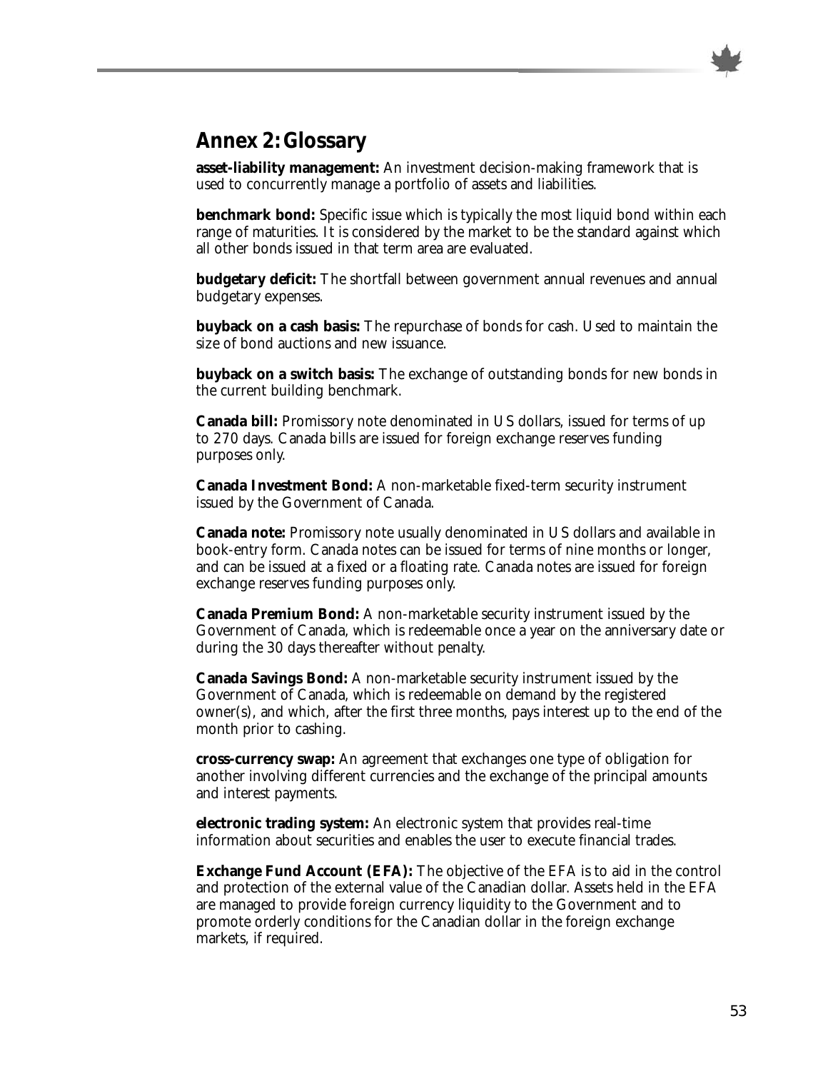## Annex 2: Glossary

**asset-liability management:** An investment decision-making framework that is used to concurrently manage a portfolio of assets and liabilities.

**benchmark bond:** Specific issue which is typically the most liquid bond within each range of maturities. It is considered by the market to be the standard against which all other bonds issued in that term area are evaluated.

**budgetary deficit:** The shortfall between government annual revenues and annual budgetary expenses.

**buyback on a cash basis:** The repurchase of bonds for cash. Used to maintain the size of bond auctions and new issuance.

**buyback on a switch basis:** The exchange of outstanding bonds for new bonds in the current building benchmark.

**Canada bill:** Promissory note denominated in US dollars, issued for terms of up to 270 days. Canada bills are issued for foreign exchange reserves funding purposes only.

**Canada Investment Bond:** A non-marketable fixed-term security instrument issued by the Government of Canada.

**Canada note:** Promissory note usually denominated in US dollars and available in book-entry form. Canada notes can be issued for terms of nine months or longer, and can be issued at a fixed or a floating rate. Canada notes are issued for foreign exchange reserves funding purposes only.

**Canada Premium Bond:** A non-marketable security instrument issued by the Government of Canada, which is redeemable once a year on the anniversary date or during the 30 days thereafter without penalty.

**Canada Savings Bond:** A non-marketable security instrument issued by the Government of Canada, which is redeemable on demand by the registered owner(s), and which, after the first three months, pays interest up to the end of the month prior to cashing.

**cross-currency swap:** An agreement that exchanges one type of obligation for another involving different currencies and the exchange of the principal amounts and interest payments.

**electronic trading system:** An electronic system that provides real-time information about securities and enables the user to execute financial trades.

**Exchange Fund Account (EFA):** The objective of the EFA is to aid in the control and protection of the external value of the Canadian dollar. Assets held in the EFA are managed to provide foreign currency liquidity to the Government and to promote orderly conditions for the Canadian dollar in the foreign exchange markets, if required.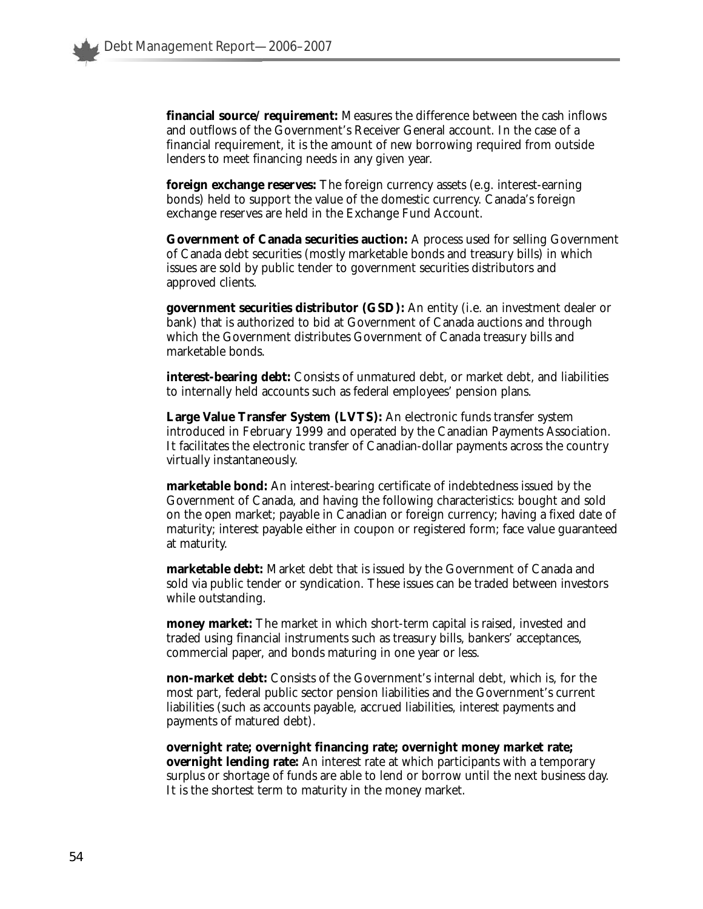**financial source/requirement:** Measures the difference between the cash inflows and outflows of the Government's Receiver General account. In the case of a financial requirement, it is the amount of new borrowing required from outside lenders to meet financing needs in any given year.

**foreign exchange reserves:** The foreign currency assets (e.g. interest-earning bonds) held to support the value of the domestic currency. Canada's foreign exchange reserves are held in the Exchange Fund Account.

**Government of Canada securities auction:** A process used for selling Government of Canada debt securities (mostly marketable bonds and treasury bills) in which issues are sold by public tender to government securities distributors and approved clients.

**government securities distributor (GSD):** An entity (i.e. an investment dealer or bank) that is authorized to bid at Government of Canada auctions and through which the Government distributes Government of Canada treasury bills and marketable bonds.

**interest-bearing debt:** Consists of unmatured debt, or market debt, and liabilities to internally held accounts such as federal employees' pension plans.

**Large Value Transfer System (LVTS):** An electronic funds transfer system introduced in February 1999 and operated by the Canadian Payments Association. It facilitates the electronic transfer of Canadian-dollar payments across the country virtually instantaneously.

**marketable bond:** An interest-bearing certificate of indebtedness issued by the Government of Canada, and having the following characteristics: bought and sold on the open market; payable in Canadian or foreign currency; having a fixed date of maturity; interest payable either in coupon or registered form; face value guaranteed at maturity.

**marketable debt:** Market debt that is issued by the Government of Canada and sold via public tender or syndication. These issues can be traded between investors while outstanding.

**money market:** The market in which short-term capital is raised, invested and traded using financial instruments such as treasury bills, bankers' acceptances, commercial paper, and bonds maturing in one year or less.

**non-market debt:** Consists of the Government's internal debt, which is, for the most part, federal public sector pension liabilities and the Government's current liabilities (such as accounts payable, accrued liabilities, interest payments and payments of matured debt).

**overnight rate; overnight financing rate; overnight money market rate; overnight lending rate:** An interest rate at which participants with a temporary surplus or shortage of funds are able to lend or borrow until the next business day. It is the shortest term to maturity in the money market.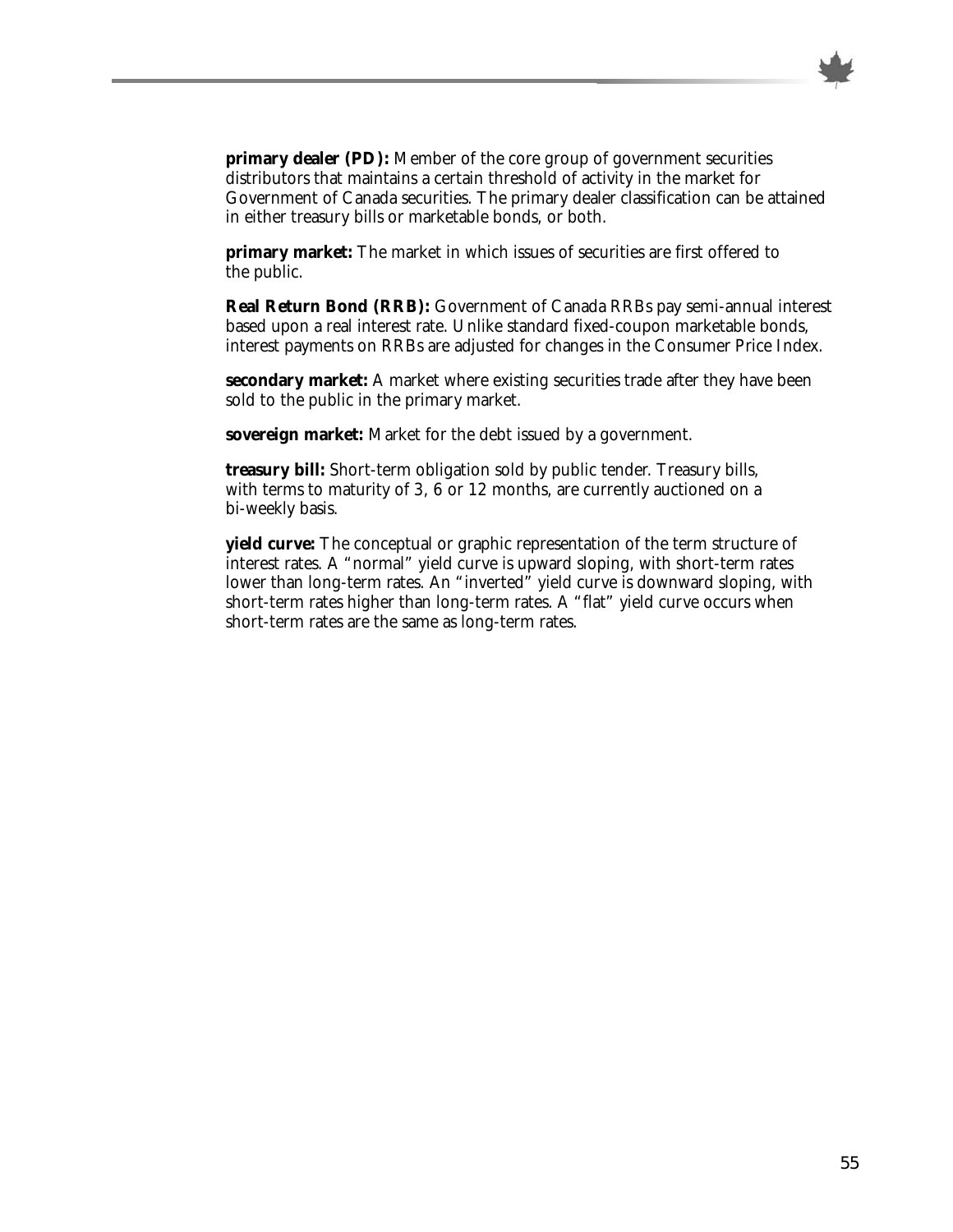**primary dealer (PD):** Member of the core group of government securities distributors that maintains a certain threshold of activity in the market for Government of Canada securities. The primary dealer classification can be attained in either treasury bills or marketable bonds, or both.

**primary market:** The market in which issues of securities are first offered to the public.

**Real Return Bond (RRB):** Government of Canada RRBs pay semi-annual interest based upon a real interest rate. Unlike standard fixed-coupon marketable bonds, interest payments on RRBs are adjusted for changes in the Consumer Price Index.

**secondary market:** A market where existing securities trade after they have been sold to the public in the primary market.

**sovereign market:** Market for the debt issued by a government.

**treasury bill:** Short-term obligation sold by public tender. Treasury bills, with terms to maturity of 3, 6 or 12 months, are currently auctioned on a bi-weekly basis.

**yield curve:** The conceptual or graphic representation of the term structure of interest rates. A "normal" yield curve is upward sloping, with short-term rates lower than long-term rates. An "inverted" yield curve is downward sloping, with short-term rates higher than long-term rates. A "flat" yield curve occurs when short-term rates are the same as long-term rates.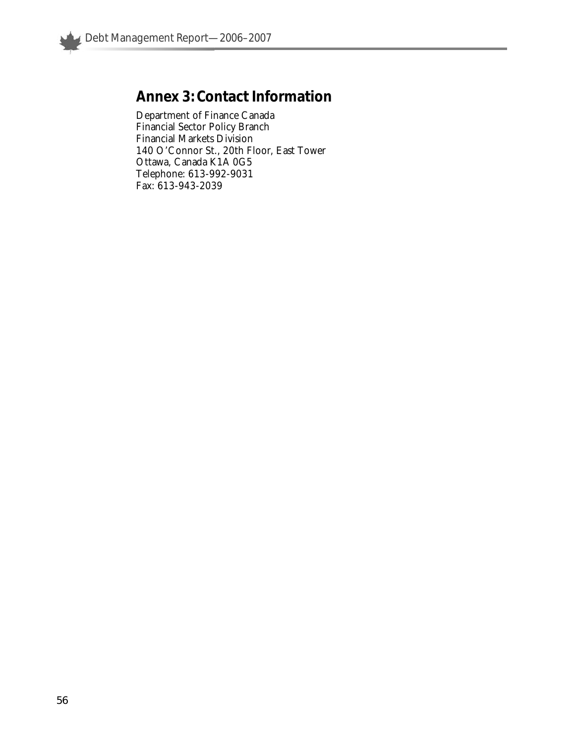## Annex 3: Contact Information

Department of Finance Canada
Financial Sector Policy Branch
Financial Markets Division
140 O'Connor St., 20th Floor, East Tower
Ottawa, Canada K1A 0G5
Telephone: 613-992-9031
Fax: 613-943-2039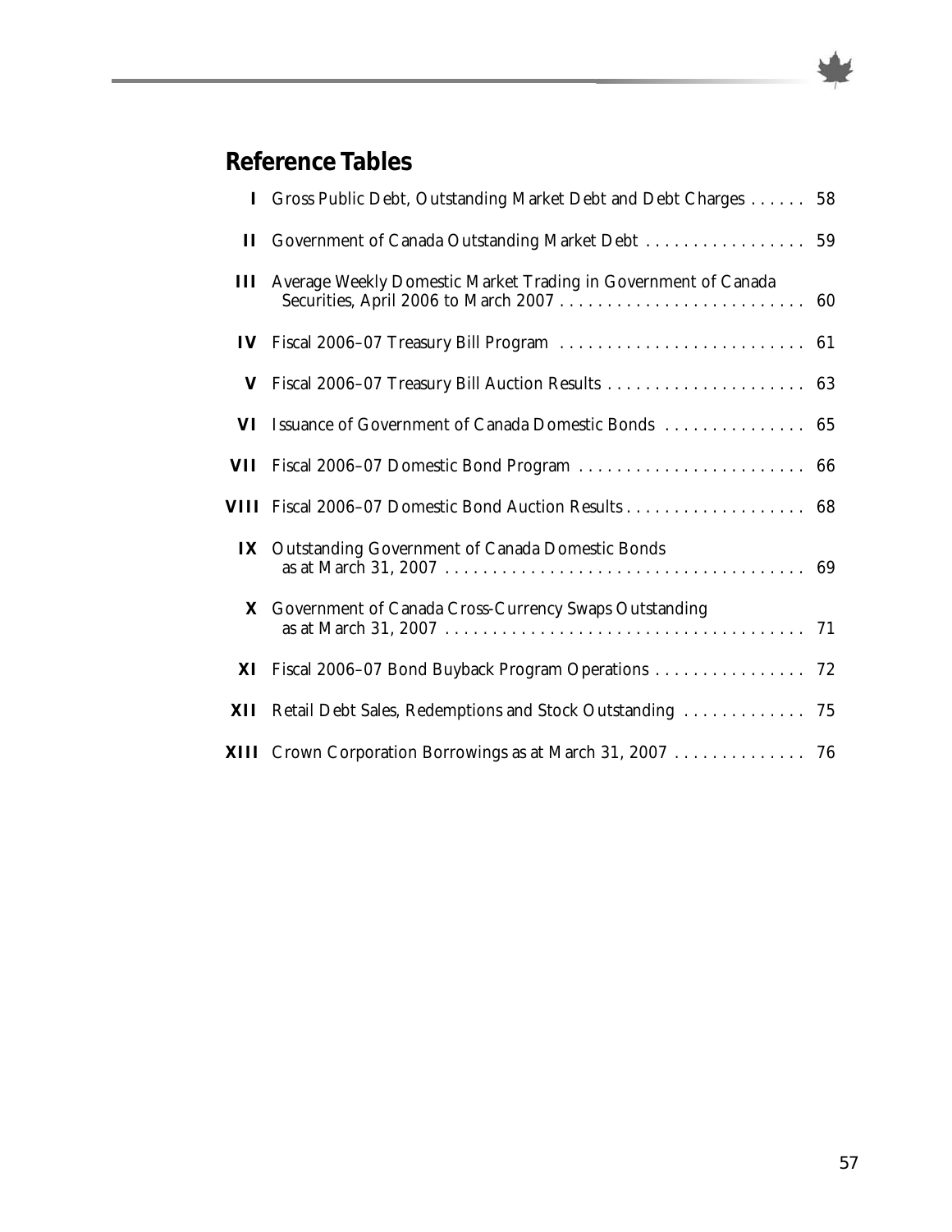## Reference Tables

| | | |
|---|---|---|
| **I** | Gross Public Debt, Outstanding Market Debt and Debt Charges | 58 |
| **II** | Government of Canada Outstanding Market Debt | 59 |
| **III** | Average Weekly Domestic Market Trading in Government of Canada Securities, April 2006 to March 2007 | 60 |
| **IV** | Fiscal 2006–07 Treasury Bill Program | 61 |
| **V** | Fiscal 2006–07 Treasury Bill Auction Results | 63 |
| **VI** | Issuance of Government of Canada Domestic Bonds | 65 |
| **VII** | Fiscal 2006–07 Domestic Bond Program | 66 |
| **VIII** | Fiscal 2006–07 Domestic Bond Auction Results | 68 |
| **IX** | Outstanding Government of Canada Domestic Bonds as at March 31, 2007 | 69 |
| **X** | Government of Canada Cross-Currency Swaps Outstanding as at March 31, 2007 | 71 |
| **XI** | Fiscal 2006–07 Bond Buyback Program Operations | 72 |
| **XII** | Retail Debt Sales, Redemptions and Stock Outstanding | 75 |
| **XIII** | Crown Corporation Borrowings as at March 31, 2007 | 76 |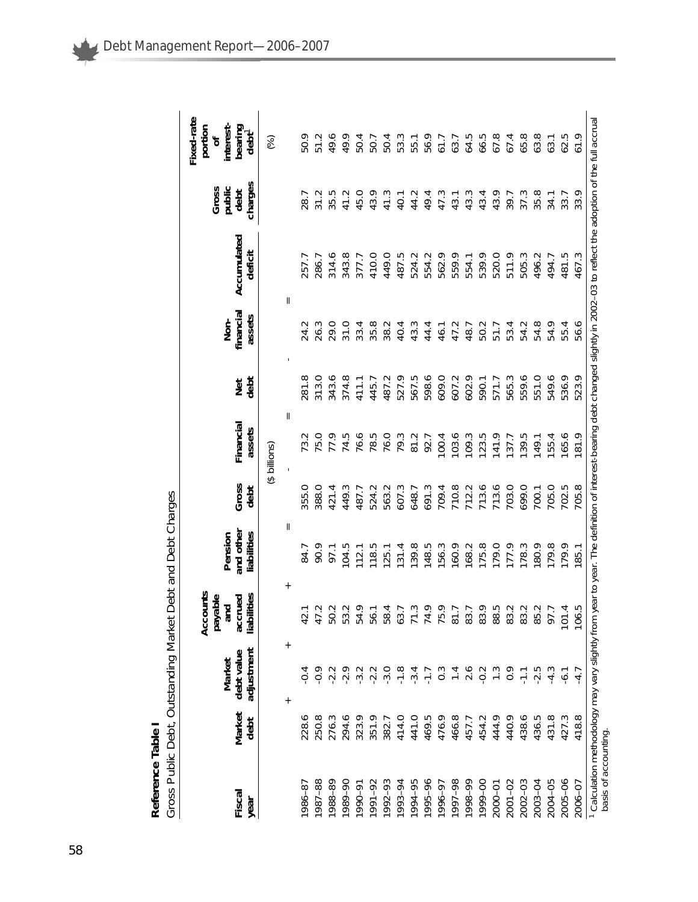**Reference Table I**

Gross Public Debt, Outstanding Market Debt and Debt Charges

| Fiscal year | Market debt | Market debt value adjustment | Accounts payable and accrued liabilities | Pension and other liabilities | Gross debt | Financial assets | Net debt | Non-financial assets | Accumulated deficit | Gross public debt charges | Fixed-rate portion of interest-bearing debt[1] |
|---|---|---|---|---|---|---|---|---|---|---|---|
| | + | + | + | = | | - | = | - | = | | |
| | | | | | ($ billions) | | | | | | (%) |
| 1986–87 | 228.6 | -0.4 | 42.1 | 84.7 | 355.0 | 73.2 | 281.8 | 24.2 | 257.7 | 28.7 | 50.9 |
| 1987–88 | 250.8 | -0.9 | 47.2 | 90.9 | 388.0 | 75.0 | 313.0 | 26.3 | 286.7 | 31.2 | 51.2 |
| 1988–89 | 276.3 | -2.2 | 50.2 | 97.1 | 421.4 | 77.9 | 343.6 | 29.0 | 314.6 | 35.5 | 49.6 |
| 1989–90 | 294.6 | -2.9 | 53.2 | 104.5 | 449.3 | 74.5 | 374.8 | 31.0 | 343.8 | 41.2 | 49.9 |
| 1990–91 | 323.9 | -3.2 | 54.9 | 112.1 | 487.7 | 76.6 | 411.1 | 33.4 | 377.7 | 45.0 | 50.4 |
| 1991–92 | 351.9 | -2.2 | 56.1 | 118.5 | 524.2 | 78.5 | 445.7 | 35.8 | 410.0 | 43.9 | 50.7 |
| 1992–93 | 382.7 | -3.0 | 58.4 | 125.1 | 563.2 | 76.0 | 487.2 | 38.2 | 449.0 | 41.3 | 50.4 |
| 1993–94 | 414.0 | -1.8 | 63.7 | 131.4 | 607.3 | 79.3 | 527.9 | 40.4 | 487.5 | 40.1 | 53.3 |
| 1994–95 | 441.0 | -3.4 | 71.3 | 139.8 | 648.7 | 81.2 | 567.5 | 43.3 | 524.2 | 44.2 | 55.1 |
| 1995–96 | 469.5 | -1.7 | 74.9 | 148.5 | 691.3 | 92.7 | 598.6 | 44.4 | 554.2 | 49.4 | 56.9 |
| 1996–97 | 476.9 | 0.3 | 75.9 | 156.3 | 709.4 | 100.4 | 609.0 | 46.1 | 562.9 | 47.3 | 61.7 |
| 1997–98 | 466.8 | 1.4 | 81.7 | 160.9 | 710.8 | 103.6 | 607.2 | 47.2 | 559.9 | 43.1 | 63.7 |
| 1998–99 | 457.7 | 2.6 | 83.7 | 168.2 | 712.2 | 109.3 | 602.9 | 48.7 | 554.1 | 43.3 | 64.5 |
| 1999–00 | 454.2 | -0.2 | 83.9 | 175.8 | 713.6 | 123.5 | 590.1 | 50.2 | 539.9 | 43.4 | 66.5 |
| 2000–01 | 444.9 | 1.3 | 88.5 | 179.0 | 713.6 | 141.9 | 571.7 | 51.7 | 520.0 | 43.9 | 67.8 |
| 2001–02 | 440.9 | 0.9 | 83.2 | 177.9 | 703.0 | 137.7 | 565.3 | 53.4 | 511.9 | 39.7 | 67.4 |
| 2002–03 | 438.6 | -1.1 | 83.2 | 178.3 | 699.0 | 139.5 | 559.6 | 54.2 | 505.3 | 37.3 | 65.8 |
| 2003–04 | 436.5 | -2.5 | 85.2 | 180.9 | 700.1 | 149.1 | 551.0 | 54.8 | 496.2 | 35.8 | 63.8 |
| 2004–05 | 431.8 | -4.3 | 97.7 | 179.8 | 705.0 | 155.4 | 549.6 | 54.9 | 494.7 | 34.1 | 63.1 |
| 2005–06 | 427.3 | -6.1 | 101.4 | 179.9 | 702.5 | 165.6 | 536.9 | 55.4 | 481.5 | 33.7 | 62.5 |
| 2006–07 | 418.8 | -4.7 | 106.5 | 185.1 | 705.8 | 181.9 | 523.9 | 56.6 | 467.3 | 33.9 | 61.9 |

[1] Calculation methodology may vary slightly from year to year. The definition of interest-bearing debt changed slightly in 2002–03 to reflect the adoption of the full accrual basis of accounting.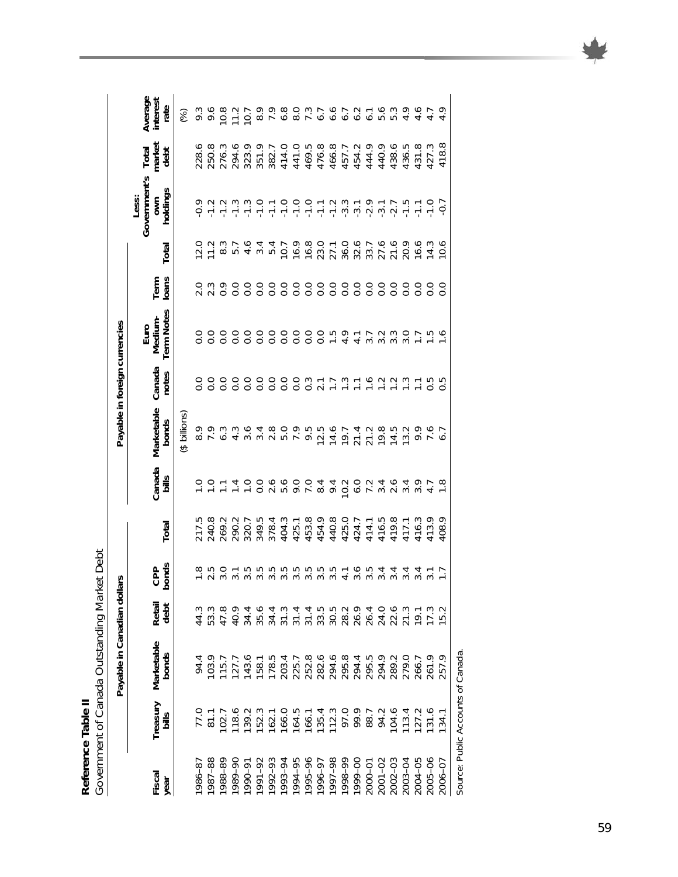**Reference Table II**

Government of Canada Outstanding Market Debt

| Fiscal year | Payable in Canadian dollars | | | | | Payable in foreign currencies | | | | | | Less: Government's own holdings | Total market debt | Average interest rate |
|---|---|---|---|---|---|---|---|---|---|---|---|---|---|---|
| | Treasury bills | Marketable bonds | Retail debt | CPP bonds | Total | Canada bills | Marketable bonds | Canada notes | Euro Medium-Term Notes | Term loans | Total | | | |
| | | | | | | | ($ billions) | | | | | | | (%) |
| 1986–87 | 77.0 | 94.4 | 44.3 | 1.8 | 217.5 | 1.0 | 8.9 | 0.0 | 0.0 | 2.0 | 12.0 | -0.9 | 228.6 | 9.3 |
| 1987–88 | 81.1 | 103.9 | 53.3 | 2.5 | 240.8 | 1.0 | 7.9 | 0.0 | 0.0 | 2.3 | 11.2 | -1.2 | 250.8 | 9.6 |
| 1988–89 | 102.7 | 115.7 | 47.8 | 3.0 | 269.2 | 1.1 | 6.3 | 0.0 | 0.0 | 0.9 | 8.3 | -1.2 | 276.3 | 10.8 |
| 1989–90 | 118.6 | 127.7 | 40.9 | 3.1 | 290.2 | 1.4 | 4.3 | 0.0 | 0.0 | 0.0 | 5.7 | -1.3 | 294.6 | 11.2 |
| 1990–91 | 139.2 | 143.6 | 34.4 | 3.5 | 320.7 | 1.0 | 3.6 | 0.0 | 0.0 | 0.0 | 4.6 | -1.3 | 323.9 | 10.7 |
| 1991–92 | 152.3 | 158.1 | 35.6 | 3.5 | 349.5 | 0.0 | 3.4 | 0.0 | 0.0 | 0.0 | 3.4 | -1.0 | 351.9 | 8.9 |
| 1992–93 | 162.1 | 178.5 | 34.4 | 3.5 | 378.4 | 2.6 | 2.8 | 0.0 | 0.0 | 0.0 | 5.4 | -1.1 | 382.7 | 7.9 |
| 1993–94 | 166.0 | 203.4 | 31.3 | 3.5 | 404.3 | 5.6 | 5.0 | 0.0 | 0.0 | 0.0 | 10.7 | -1.0 | 414.0 | 6.8 |
| 1994–95 | 164.5 | 225.7 | 31.4 | 3.5 | 425.1 | 9.0 | 7.9 | 0.0 | 0.0 | 0.0 | 16.9 | -1.0 | 441.0 | 8.0 |
| 1995–96 | 166.1 | 252.8 | 31.4 | 3.5 | 453.8 | 7.0 | 9.5 | 0.3 | 0.0 | 0.0 | 16.8 | -1.0 | 469.5 | 7.3 |
| 1996–97 | 135.4 | 282.6 | 33.5 | 3.5 | 454.9 | 8.4 | 12.5 | 2.1 | 0.0 | 0.0 | 23.0 | -1.1 | 476.8 | 6.7 |
| 1997–98 | 112.3 | 294.6 | 30.5 | 3.5 | 440.8 | 9.4 | 14.6 | 1.7 | 1.5 | 0.0 | 27.1 | -1.2 | 466.8 | 6.6 |
| 1998–99 | 97.0 | 295.8 | 28.2 | 4.1 | 425.0 | 10.2 | 19.7 | 1.3 | 4.9 | 0.0 | 36.0 | -3.3 | 457.7 | 6.7 |
| 1999–00 | 99.9 | 294.4 | 26.9 | 3.6 | 424.7 | 6.0 | 21.4 | 1.1 | 4.1 | 0.0 | 32.6 | -3.1 | 454.2 | 6.2 |
| 2000–01 | 88.7 | 295.5 | 26.4 | 3.5 | 414.1 | 7.2 | 21.2 | 1.6 | 3.7 | 0.0 | 33.7 | -2.9 | 444.9 | 6.1 |
| 2001–02 | 94.2 | 294.9 | 24.0 | 3.4 | 416.5 | 3.4 | 19.8 | 1.2 | 3.2 | 0.0 | 27.6 | -3.1 | 440.9 | 5.6 |
| 2002–03 | 104.6 | 289.2 | 22.6 | 3.4 | 419.8 | 2.6 | 14.5 | 1.2 | 3.3 | 0.0 | 21.6 | -2.7 | 438.6 | 5.3 |
| 2003–04 | 113.4 | 279.0 | 21.3 | 3.4 | 417.1 | 3.4 | 13.2 | 1.3 | 3.0 | 0.0 | 20.9 | -1.5 | 436.5 | 4.9 |
| 2004–05 | 127.2 | 266.7 | 19.1 | 3.4 | 416.3 | 3.9 | 9.9 | 1.1 | 1.7 | 0.0 | 16.6 | -1.1 | 431.8 | 4.6 |
| 2005–06 | 131.6 | 261.9 | 17.3 | 3.1 | 413.9 | 4.7 | 7.6 | 0.5 | 1.5 | 0.0 | 14.3 | -1.0 | 427.3 | 4.7 |
| 2006–07 | 134.1 | 257.9 | 15.2 | 1.7 | 408.9 | 1.8 | 6.7 | 0.5 | 1.6 | 0.0 | 10.6 | -0.7 | 418.8 | 4.9 |

Source: Public Accounts of Canada.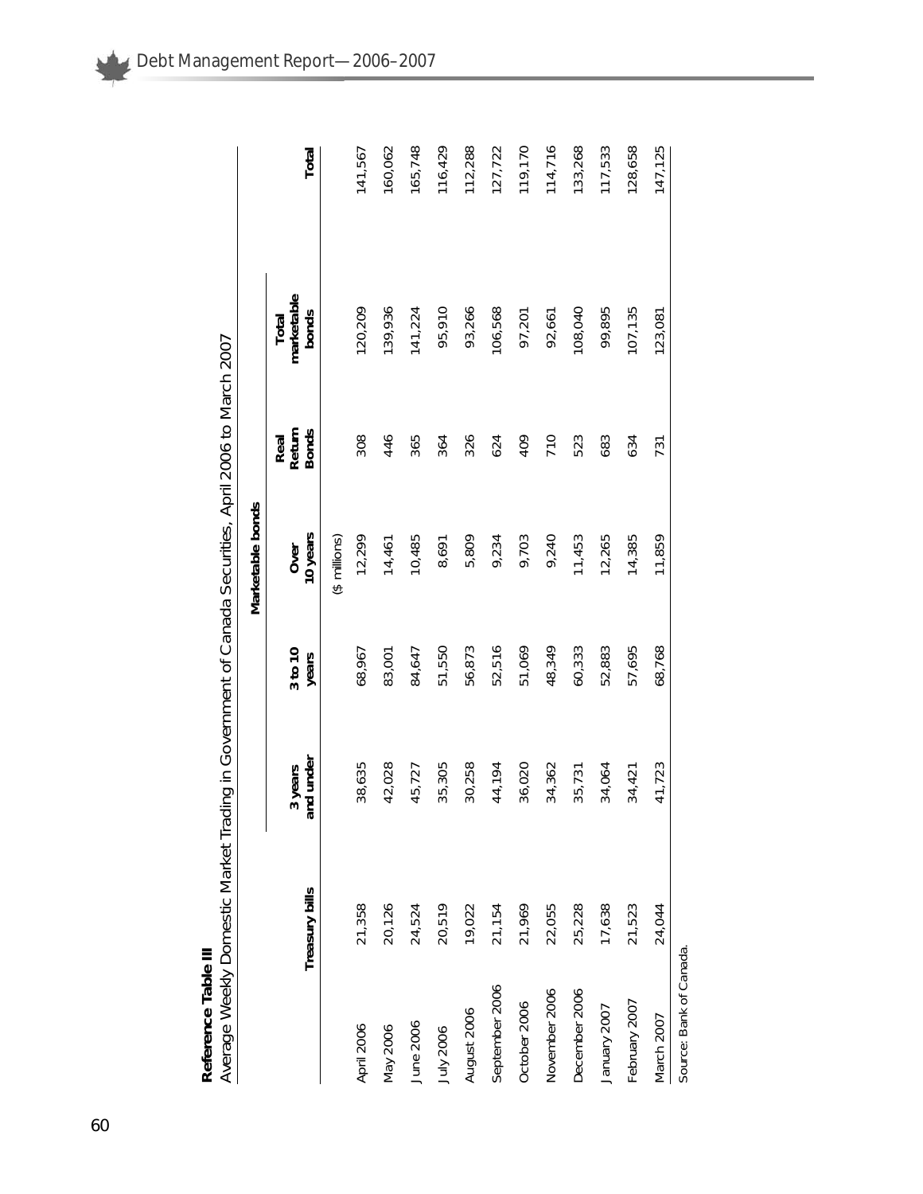**Reference Table III**

Average Weekly Domestic Market Trading in Government of Canada Securities, April 2006 to March 2007

| | Treasury bills | Marketable bonds | | | | | Total |
|---|---|---|---|---|---|---|---|
| | | 3 years and under | 3 to 10 years | Over 10 years | Real Return Bonds | Total marketable bonds | |
| | | | | ($ millions) | | | |
| April 2006 | 21,358 | 38,635 | 68,967 | 12,299 | 308 | 120,209 | 141,567 |
| May 2006 | 20,126 | 42,028 | 83,001 | 14,461 | 446 | 139,936 | 160,062 |
| June 2006 | 24,524 | 45,727 | 84,647 | 10,485 | 365 | 141,224 | 165,748 |
| July 2006 | 20,519 | 35,305 | 51,550 | 8,691 | 364 | 95,910 | 116,429 |
| August 2006 | 19,022 | 30,258 | 56,873 | 5,809 | 326 | 93,266 | 112,288 |
| September 2006 | 21,154 | 44,194 | 52,516 | 9,234 | 624 | 106,568 | 127,722 |
| October 2006 | 21,969 | 36,020 | 51,069 | 9,703 | 409 | 97,201 | 119,170 |
| November 2006 | 22,055 | 34,362 | 48,349 | 9,240 | 710 | 92,661 | 114,716 |
| December 2006 | 25,228 | 35,731 | 60,333 | 11,453 | 523 | 108,040 | 133,268 |
| January 2007 | 17,638 | 34,064 | 52,883 | 12,265 | 683 | 99,895 | 117,533 |
| February 2007 | 21,523 | 34,421 | 57,695 | 14,385 | 634 | 107,135 | 128,658 |
| March 2007 | 24,044 | 41,723 | 68,768 | 11,859 | 731 | 123,081 | 147,125 |

Source: Bank of Canada.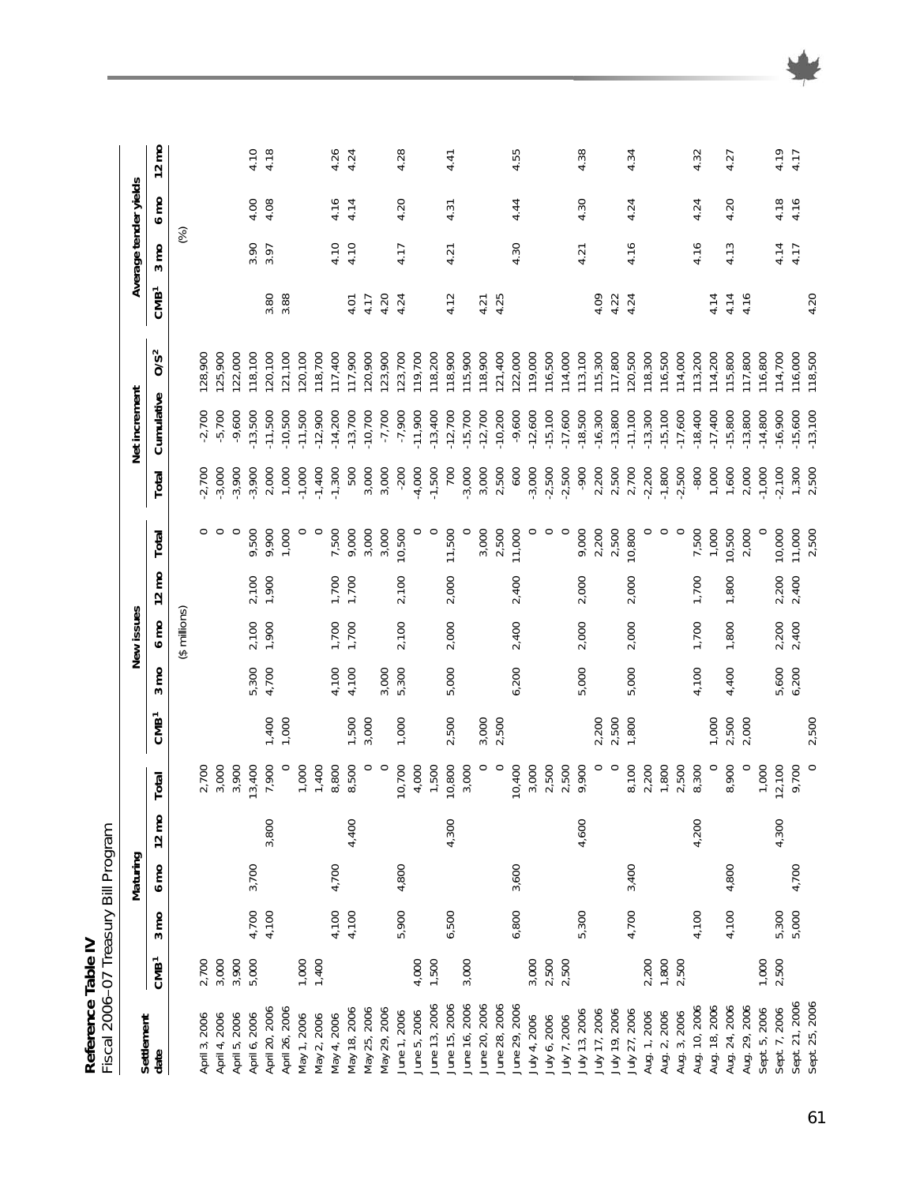**Reference Table IV**
Fiscal 2006–07 Treasury Bill Program

| Settlement date | Maturing | | | | | New issues | | | | | Net increment | | | Average tender yields | | | |
|---|---|---|---|---|---|---|---|---|---|---|---|---|---|---|---|---|---|
| | CMB[1] | 3 mo | 6 mo | 12 mo | Total | CMB[1] | 3 mo | 6 mo | 12 mo | Total | Total | Cumulative | O/S[2] | CMB[1] | 3 mo | 6 mo | 12 mo |
| | | | | | | ($ millions) | | | | | | | | (%) | | | |
| April 3, 2006 | 2,700 | | | | 2,700 | | | | | 0 | -2,700 | -2,700 | 128,900 | | | | |
| April 4, 2006 | 3,000 | | | | 3,000 | | | | | 0 | -3,000 | -5,700 | 125,900 | | | | |
| April 5, 2006 | 3,900 | | | | 3,900 | | | | | 0 | -3,900 | -9,600 | 122,000 | | | | |
| April 6, 2006 | 5,000 | 4,700 | 3,700 | | 13,400 | | 5,300 | 2,100 | 2,100 | 9,500 | -3,900 | -13,500 | 118,100 | | 3.90 | 4.00 | 4.10 |
| April 20, 2006 | | 4,100 | | 3,800 | 7,900 | 1,400 | 4,700 | 1,900 | 1,900 | 9,900 | 2,000 | -11,500 | 120,100 | 3.80 | 3.97 | 4.08 | 4.18 |
| April 26, 2006 | | | | | 0 | 1,000 | | | | 1,000 | 1,000 | -10,500 | 121,100 | 3.88 | | | |
| May 1, 2006 | 1,000 | | | | 1,000 | | | | | 0 | -1,000 | -11,500 | 120,100 | | | | |
| May 2, 2006 | 1,400 | | | | 1,400 | | | | | 0 | -1,400 | -12,900 | 118,700 | | | | |
| May 4, 2006 | | 4,100 | 4,700 | | 8,800 | | 4,100 | 1,700 | 1,700 | 7,500 | -1,300 | -14,200 | 117,400 | | 4.10 | 4.16 | 4.26 |
| May 18, 2006 | | 4,100 | | 4,400 | 8,500 | 1,500 | 4,100 | 1,700 | 1,700 | 9,000 | 500 | -13,700 | 117,900 | 4.01 | 4.10 | 4.14 | 4.24 |
| May 25, 2006 | | | | | 0 | 3,000 | | | | 3,000 | 3,000 | -10,700 | 120,900 | 4.17 | | | |
| May 29, 2006 | | | | | 0 | | 3,000 | | | 3,000 | 3,000 | -7,700 | 123,900 | 4.20 | | | |
| June 1, 2006 | | 5,900 | 4,800 | | 10,700 | 1,000 | 5,300 | 2,100 | 2,100 | 10,500 | -200 | -7,900 | 123,700 | 4.24 | 4.17 | 4.20 | 4.28 |
| June 5, 2006 | 4,000 | | | | 4,000 | | | | | 0 | -4,000 | -11,900 | 119,700 | | | | |
| June 13, 2006 | 1,500 | | | | 1,500 | | | | | 0 | -1,500 | -13,400 | 118,200 | | | | |
| June 15, 2006 | | 6,500 | | 4,300 | 10,800 | 2,500 | 5,000 | 2,000 | 2,000 | 11,500 | 700 | -12,700 | 118,900 | 4.12 | 4.21 | 4.31 | 4.41 |
| June 16, 2006 | 3,000 | | | | 3,000 | | | | | 0 | -3,000 | -15,700 | 115,900 | | | | |
| June 20, 2006 | | | | | 0 | 3,000 | | | | 3,000 | 3,000 | -12,700 | 118,900 | 4.21 | | | |
| June 28, 2006 | | | | | 0 | 2,500 | | | | 2,500 | 2,500 | -10,200 | 121,400 | 4.25 | | | |
| June 29, 2006 | | 6,800 | 3,600 | | 10,400 | | 6,200 | 2,400 | 2,400 | 11,000 | 600 | -9,600 | 122,000 | | 4.30 | 4.44 | 4.55 |
| July 4, 2006 | 3,000 | | | | 3,000 | | | | | 0 | -3,000 | -12,600 | 119,000 | | | | |
| July 6, 2006 | 2,500 | | | | 2,500 | | | | | 0 | -2,500 | -15,100 | 116,500 | | | | |
| July 7, 2006 | 2,500 | | | | 2,500 | | | | | 0 | -2,500 | -17,600 | 114,000 | | | | |
| July 13, 2006 | | 5,300 | | 4,600 | 9,900 | | 5,000 | 2,000 | 2,000 | 9,000 | -900 | -18,500 | 113,100 | | 4.21 | 4.30 | 4.38 |
| July 17, 2006 | | | | | 0 | 2,200 | | | | 2,200 | 2,200 | -16,300 | 115,300 | 4.09 | | | |
| July 19, 2006 | | | | | 0 | 2,500 | | | | 2,500 | 2,500 | -13,800 | 117,800 | 4.22 | | | |
| July 27, 2006 | | 4,700 | 3,400 | | 8,100 | 1,800 | 5,000 | 2,000 | 2,000 | 10,800 | 2,700 | -11,100 | 120,500 | 4.24 | 4.16 | 4.24 | 4.34 |
| Aug. 1, 2006 | 2,200 | | | | 2,200 | | | | | 0 | -2,200 | -13,300 | 118,300 | | | | |
| Aug. 2, 2006 | 1,800 | | | | 1,800 | | | | | 0 | -1,800 | -15,100 | 116,500 | | | | |
| Aug. 3, 2006 | 2,500 | | | | 2,500 | | | | | 0 | -2,500 | -17,600 | 114,000 | | | | |
| Aug. 10, 2006 | | 4,100 | | 4,200 | 8,300 | | 4,100 | 1,700 | 1,700 | 7,500 | -800 | -18,400 | 113,200 | | 4.16 | 4.24 | 4.32 |
| Aug. 18, 2006 | | | | | 0 | 1,000 | | | | 1,000 | 1,000 | -17,400 | 114,200 | 4.14 | | | |
| Aug. 24, 2006 | | 4,100 | 4,800 | | 8,900 | 2,500 | 4,400 | 1,800 | 1,800 | 10,500 | 1,600 | -15,800 | 115,800 | 4.14 | 4.13 | 4.20 | 4.27 |
| Aug. 29, 2006 | | | | | 0 | 2,000 | | | | 2,000 | 2,000 | -13,800 | 117,800 | 4.16 | | | |
| Sept. 5, 2006 | 1,000 | | | | 1,000 | | | | | 0 | -1,000 | -14,800 | 116,800 | | | | |
| Sept. 7, 2006 | 2,500 | 5,300 | | 4,300 | 12,100 | | 5,600 | 2,200 | 2,200 | 10,000 | -2,100 | -16,900 | 114,700 | | 4.14 | 4.18 | 4.19 |
| Sept. 21, 2006 | | 5,000 | 4,700 | | 9,700 | | 6,200 | 2,400 | 2,400 | 11,000 | 1,300 | -15,600 | 116,000 | | 4.17 | 4.16 | 4.17 |
| Sept. 25, 2006 | | | | | 0 | 2,500 | | | | 2,500 | 2,500 | -13,100 | 118,500 | 4.20 | | | |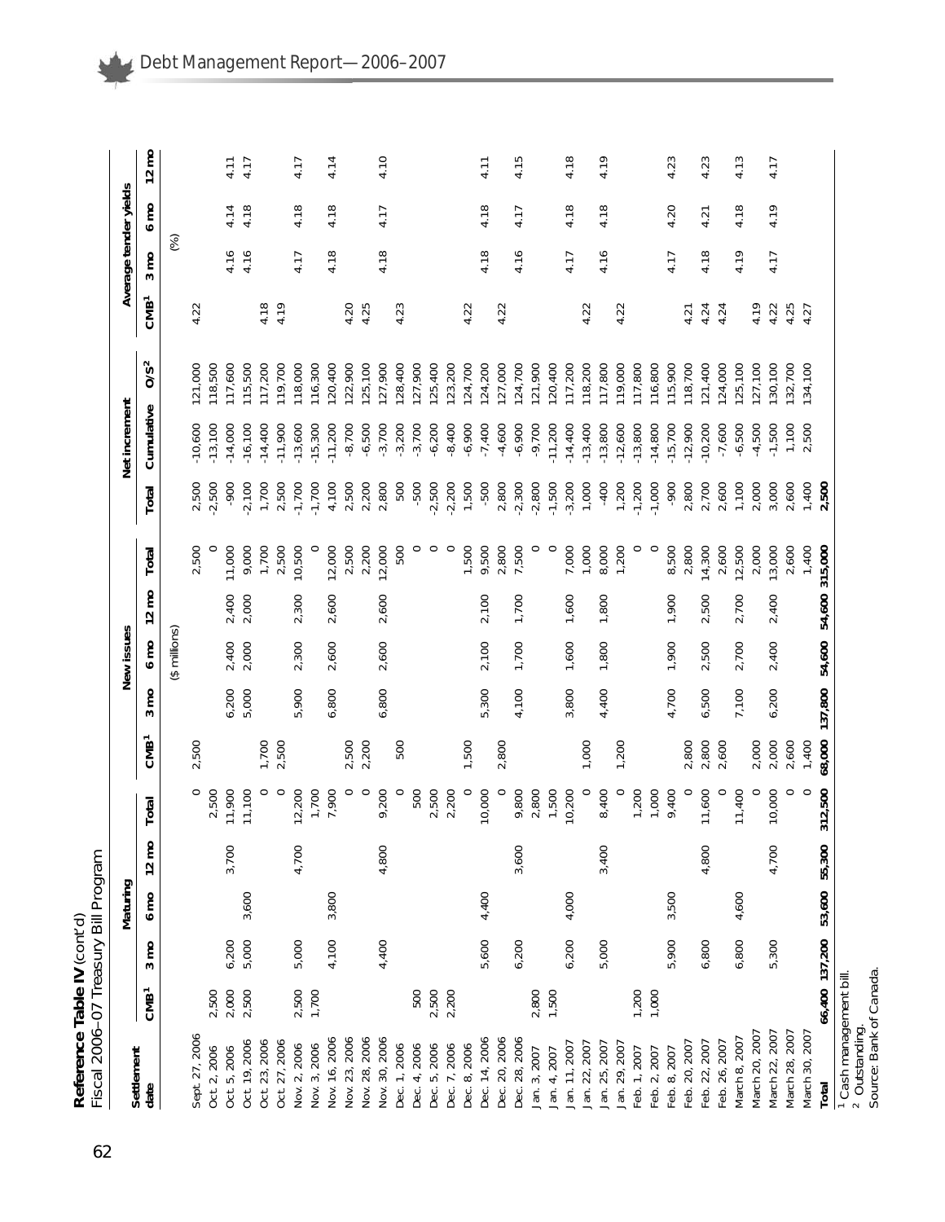**Reference Table IV** (cont'd)
Fiscal 2006–07 Treasury Bill Program

| Settlement date | Maturing | | | | | New issues | | | | | Net increment | | | Average tender yields | | | |
|---|---|---|---|---|---|---|---|---|---|---|---|---|---|---|---|---|---|
| | CMB[1] | 3 mo | 6 mo | 12 mo | Total | CMB[1] | 3 mo | 6 mo | 12 mo | Total | Total | Cumulative | O/S[2] | CMB[1] | 3 mo | 6 mo | 12 mo |
| | ($ millions) | | | | | | | | | | | | | (%) | | | |
| Sept. 27, 2006 | | | | | 0 | 2,500 | | | | 2,500 | 2,500 | -10,600 | 121,000 | 4.22 | | | |
| Oct. 2, 2006 | 2,500 | | | | 2,500 | | | | | 0 | -2,500 | -13,100 | 118,500 | | | | |
| Oct. 5, 2006 | 2,000 | 6,200 | | 3,700 | 11,900 | | 6,200 | 2,400 | 2,400 | 11,000 | -900 | -14,000 | 117,600 | | 4.16 | 4.14 | 4.11 |
| Oct. 19, 2006 | 2,500 | 5,000 | 3,600 | | 11,100 | | 5,000 | 2,000 | 2,000 | 9,000 | -2,100 | -16,100 | 115,500 | | 4.16 | 4.18 | 4.17 |
| Oct. 23, 2006 | | | | | 0 | 1,700 | | | | 1,700 | 1,700 | -14,400 | 117,200 | 4.18 | | | |
| Oct. 27, 2006 | | | | | 0 | 2,500 | | | | 2,500 | 2,500 | -11,900 | 119,700 | 4.19 | | | |
| Nov. 2, 2006 | 2,500 | 5,000 | | 4,700 | 12,200 | | 5,900 | 2,300 | 2,300 | 10,500 | -1,700 | -13,600 | 118,000 | | 4.17 | 4.18 | 4.17 |
| Nov. 3, 2006 | 1,700 | | | | 1,700 | | | | | 0 | -1,700 | -15,300 | 116,300 | | | | |
| Nov. 16, 2006 | | 4,100 | 3,800 | | 7,900 | | 6,800 | 2,600 | 2,600 | 12,000 | 4,100 | -11,200 | 120,400 | | 4.18 | 4.18 | 4.14 |
| Nov. 23, 2006 | | | | | 0 | 2,500 | | | | 2,500 | 2,500 | -8,700 | 122,900 | 4.20 | | | |
| Nov. 28, 2006 | | | | | 0 | 2,200 | | | | 2,200 | 2,200 | -6,500 | 125,100 | 4.25 | | | |
| Nov. 30, 2006 | | 4,400 | | 4,800 | 9,200 | | 6,800 | 2,600 | 2,600 | 12,000 | 2,800 | -3,700 | 127,900 | | 4.18 | 4.17 | 4.10 |
| Dec. 1, 2006 | | | | | 0 | 500 | | | | 500 | 500 | -3,200 | 128,400 | 4.23 | | | |
| Dec. 4, 2006 | 500 | | | | 500 | | | | | 0 | -500 | -3,700 | 127,900 | | | | |
| Dec. 5, 2006 | 2,500 | | | | 2,500 | | | | | 0 | -2,500 | -6,200 | 125,400 | | | | |
| Dec. 7, 2006 | 2,200 | | | | 2,200 | | | | | 0 | -2,200 | -8,400 | 123,200 | | | | |
| Dec. 8, 2006 | | | | | 0 | 1,500 | | | | 1,500 | 1,500 | -6,900 | 124,700 | 4.22 | | | |
| Dec. 14, 2006 | | 5,600 | 4,400 | | 10,000 | | 5,300 | 2,100 | 2,100 | 9,500 | -500 | -7,400 | 124,200 | | 4.18 | 4.18 | 4.11 |
| Dec. 20, 2006 | | | | | 0 | 2,800 | | | | 2,800 | 2,800 | -4,600 | 127,000 | 4.22 | | | |
| Dec. 28, 2006 | | 6,200 | | 3,600 | 9,800 | | 4,100 | 1,700 | 1,700 | 7,500 | -2,300 | -6,900 | 124,700 | | 4.16 | 4.17 | 4.15 |
| Jan. 3, 2007 | 2,800 | | | | 2,800 | | | | | 0 | -2,800 | -9,700 | 121,900 | | | | |
| Jan. 4, 2007 | 1,500 | | | | 1,500 | | | | | 0 | -1,500 | -11,200 | 120,400 | | | | |
| Jan. 11, 2007 | | 6,200 | 4,000 | | 10,200 | | 3,800 | 1,600 | 1,600 | 7,000 | -3,200 | -14,400 | 117,200 | | 4.17 | 4.18 | 4.18 |
| Jan. 22, 2007 | | | | | 0 | 1,000 | | | | 1,000 | 1,000 | -13,400 | 118,200 | 4.22 | | | |
| Jan. 25, 2007 | | 5,000 | | 3,400 | 8,400 | | 4,400 | 1,800 | 1,800 | 8,000 | -400 | -13,800 | 117,800 | | 4.16 | 4.18 | 4.19 |
| Jan. 29, 2007 | | | | | 0 | 1,200 | | | | 1,200 | 1,200 | -12,600 | 119,000 | 4.22 | | | |
| Feb. 1, 2007 | 1,200 | | | | 1,200 | | | | | 0 | -1,200 | -13,800 | 117,800 | | | | |
| Feb. 2, 2007 | 1,000 | | | | 1,000 | | | | | 0 | -1,000 | -14,800 | 116,800 | | | | |
| Feb. 8, 2007 | | 5,900 | 3,500 | | 9,400 | | 4,700 | 1,900 | 1,900 | 8,500 | -900 | -15,700 | 115,900 | | 4.17 | 4.20 | 4.23 |
| Feb. 20, 2007 | | | | | 0 | 2,800 | | | | 2,800 | 2,800 | -12,900 | 118,700 | 4.21 | | | |
| Feb. 22, 2007 | | 6,800 | | 4,800 | 11,600 | 2,800 | 6,500 | 2,500 | 2,500 | 14,300 | 2,700 | -10,200 | 121,400 | 4.24 | 4.18 | 4.21 | 4.23 |
| Feb. 26, 2007 | | | | | 0 | 2,600 | | | | 2,600 | 2,600 | -7,600 | 124,000 | 4.24 | | | |
| March 8, 2007 | | 6,800 | 4,600 | | 11,400 | | 7,100 | 2,700 | 2,700 | 12,500 | 1,100 | -6,500 | 125,100 | | 4.19 | 4.18 | 4.13 |
| March 20, 2007 | | | | | 0 | 2,000 | | | | 2,000 | 2,000 | -4,500 | 127,100 | 4.19 | | | |
| March 22, 2007 | | 5,300 | | 4,700 | 10,000 | 2,000 | 6,200 | 2,400 | 2,400 | 13,000 | 3,000 | -1,500 | 130,100 | 4.22 | 4.17 | 4.19 | 4.17 |
| March 28, 2007 | | | | | 0 | 2,600 | | | | 2,600 | 2,600 | 1,100 | 132,700 | 4.25 | | | |
| March 30, 2007 | | | | | 0 | 1,400 | | | | 1,400 | 1,400 | 2,500 | 134,100 | 4.27 | | | |
| **Total** | **66,400** | **137,200** | **53,600** | **55,300** | **312,500** | **68,000** | **137,800** | **54,600** | **54,600** | **315,000** | **2,500** | | | | | | |

[1] Cash management bill.
[2] Outstanding.
Source: Bank of Canada.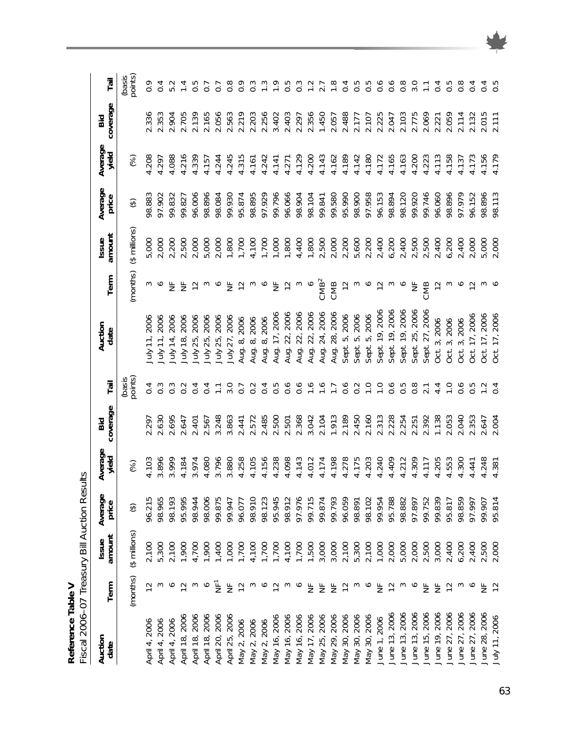**Reference Table V**

Fiscal 2006–07 Treasury Bill Auction Results

| Auction date | Term | Issue amount | Average price | Average yield | Bid coverage | Tail |
|---|---|---|---|---|---|---|
| | (months) | ($ millions) | ($) | (%) | | (basis points) |
| April 4, 2006 | 12 | 2,100 | 96.215 | 4.103 | 2.297 | 0.4 |
| April 4, 2006 | 3 | 5,300 | 98.965 | 3.896 | 2.630 | 0.3 |
| April 4, 2006 | 6 | 2,100 | 98.193 | 3.999 | 2.695 | 0.3 |
| April 18, 2006 | 12 | 1,900 | 95.995 | 4.184 | 2.647 | 0.2 |
| April 18, 2006 | 3 | 4,700 | 98.944 | 3.974 | 2.401 | 0.4 |
| April 18, 2006 | 6 | 1,900 | 98.006 | 4.080 | 2.567 | 0.4 |
| April 20, 2006 | NF[1] | 1,400 | 99.875 | 3.796 | 3.248 | 1.1 |
| April 25, 2006 | NF | 1,000 | 99.947 | 3.880 | 3.863 | 3.0 |
| May 2, 2006 | 12 | 1,700 | 96.077 | 4.258 | 2.441 | 0.7 |
| May 2, 2006 | 3 | 4,100 | 98.910 | 4.105 | 2.572 | 0.2 |
| May 2, 2006 | 6 | 1,700 | 98.123 | 4.156 | 2.485 | 0.4 |
| May 16, 2006 | 12 | 1,700 | 95.945 | 4.238 | 2.500 | 0.5 |
| May 16, 2006 | 3 | 4,100 | 98.912 | 4.098 | 2.501 | 0.6 |
| May 16, 2006 | 6 | 1,700 | 97.976 | 4.143 | 2.368 | 0.6 |
| May 17, 2006 | NF | 1,500 | 99.715 | 4.012 | 3.042 | 1.6 |
| May 25, 2006 | NF | 3,000 | 99.874 | 4.174 | 2.104 | 1.6 |
| May 29, 2006 | NF | 3,000 | 99.793 | 4.198 | 1.913 | 1.7 |
| May 30, 2006 | 12 | 2,100 | 96.059 | 4.278 | 2.189 | 0.6 |
| May 30, 2006 | 3 | 5,300 | 98.891 | 4.175 | 2.450 | 0.2 |
| May 30, 2006 | 6 | 2,100 | 98.102 | 4.203 | 2.160 | 1.0 |
| June 1, 2006 | NF | 1,000 | 99.954 | 4.240 | 2.313 | 1.0 |
| June 13, 2006 | 12 | 2,000 | 95.788 | 4.409 | 2.228 | 0.6 |
| June 13, 2006 | 3 | 5,000 | 98.882 | 4.212 | 2.254 | 0.5 |
| June 13, 2006 | 6 | 2,000 | 97.897 | 4.309 | 2.251 | 0.8 |
| June 15, 2006 | NF | 2,500 | 99.752 | 4.117 | 2.392 | 2.1 |
| June 19, 2006 | NF | 3,000 | 99.839 | 4.205 | 1.138 | 4.4 |
| June 27, 2006 | 12 | 2,400 | 95.817 | 4.553 | 2.053 | 1.0 |
| June 27, 2006 | 3 | 6,200 | 98.859 | 4.300 | 2.040 | 0.6 |
| June 27, 2006 | 6 | 2,400 | 97.997 | 4.441 | 2.353 | 0.5 |
| June 28, 2006 | NF | 2,500 | 99.907 | 4.248 | 2.647 | 1.2 |
| July 11, 2006 | 12 | 2,000 | 95.814 | 4.381 | 2.004 | 0.4 |
| July 11, 2006 | 3 | 5,000 | 98.883 | 4.208 | 2.336 | 0.9 |
| July 11, 2006 | 6 | 2,000 | 97.902 | 4.297 | 2.353 | 0.4 |
| July 14, 2006 | NF | 2,200 | 99.832 | 4.088 | 2.904 | 5.2 |
| July 18, 2006 | NF | 2,500 | 99.827 | 4.216 | 2.705 | 1.4 |
| July 25, 2006 | 12 | 2,000 | 96.006 | 4.339 | 2.139 | 0.5 |
| July 25, 2006 | 3 | 5,000 | 98.896 | 4.157 | 2.165 | 0.7 |
| July 25, 2006 | 6 | 2,000 | 98.084 | 4.244 | 2.056 | 0.7 |
| July 27, 2006 | NF | 1,800 | 99.930 | 4.245 | 2.563 | 0.8 |
| Aug. 8, 2006 | 12 | 1,700 | 95.874 | 4.315 | 2.219 | 0.9 |
| Aug. 8, 2006 | 3 | 4,100 | 98.895 | 4.161 | 2.203 | 0.3 |
| Aug. 8, 2006 | 6 | 1,700 | 97.929 | 4.242 | 2.256 | 1.3 |
| Aug. 17, 2006 | NF | 1,000 | 99.796 | 4.141 | 3.402 | 1.9 |
| Aug. 22, 2006 | 12 | 1,800 | 96.066 | 4.271 | 2.403 | 0.5 |
| Aug. 22, 2006 | 3 | 4,400 | 98.904 | 4.129 | 2.297 | 0.3 |
| Aug. 22, 2006 | 6 | 1,800 | 98.104 | 4.200 | 2.356 | 1.2 |
| Aug. 24, 2006 | CMB[2] | 2,500 | 99.841 | 4.143 | 1.450 | 2.7 |
| Aug. 28, 2006 | CMB | 2,000 | 99.580 | 4.162 | 2.057 | 1.8 |
| Sept. 5, 2006 | 12 | 2,200 | 95.990 | 4.189 | 2.488 | 0.4 |
| Sept. 5, 2006 | 3 | 5,600 | 98.900 | 4.142 | 2.177 | 0.5 |
| Sept. 5, 2006 | 6 | 2,200 | 97.958 | 4.180 | 2.107 | 0.5 |
| Sept. 19, 2006 | 12 | 2,400 | 96.153 | 4.172 | 2.225 | 0.6 |
| Sept. 19, 2006 | 3 | 6,200 | 98.894 | 4.165 | 2.047 | 0.6 |
| Sept. 19, 2006 | 6 | 2,400 | 98.120 | 4.163 | 2.103 | 0.8 |
| Sept. 25, 2006 | NF | 2,500 | 99.920 | 4.200 | 2.775 | 3.0 |
| Sept. 27, 2006 | CMB | 2,500 | 99.746 | 4.223 | 2.069 | 1.1 |
| Oct. 3, 2006 | 12 | 2,400 | 96.060 | 4.113 | 2.221 | 0.4 |
| Oct. 3, 2006 | 3 | 6,200 | 98.896 | 4.158 | 2.059 | 0.5 |
| Oct. 3, 2006 | 6 | 2,400 | 97.979 | 4.137 | 2.114 | 0.8 |
| Oct. 17, 2006 | 12 | 2,000 | 96.152 | 4.173 | 2.132 | 0.4 |
| Oct. 17, 2006 | 3 | 5,000 | 98.896 | 4.156 | 2.015 | 0.4 |
| Oct. 17, 2006 | 6 | 2,000 | 98.113 | 4.179 | 2.111 | 0.5 |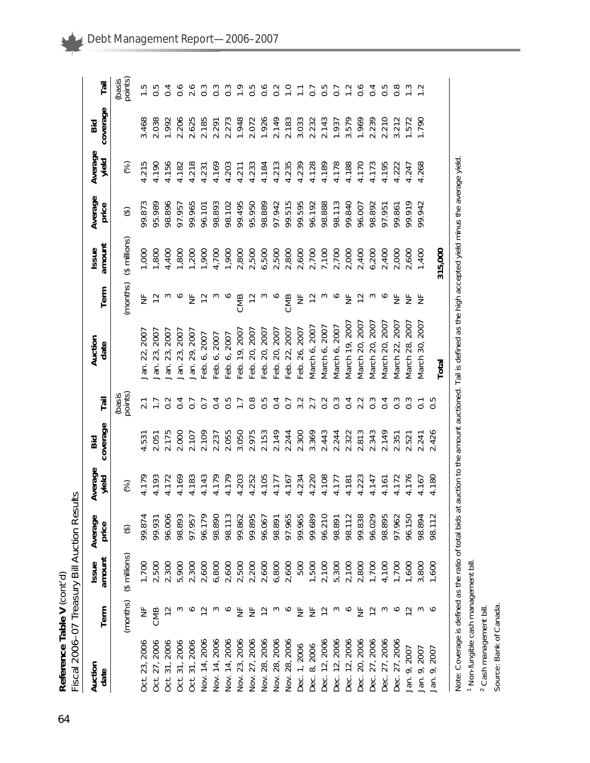**Reference Table V** (cont'd)
Fiscal 2006–07 Treasury Bill Auction Results

| Auction date | Term | Issue amount | Average price | Average yield | Bid coverage | Tail | Auction date | Term | Issue amount | Average price | Average yield | Bid coverage | Tail |
|---|---|---|---|---|---|---|---|---|---|---|---|---|---|
| | (months) | ($ millions) | ($) | (%) | | (basis points) | | (months) | ($ millions) | ($) | (%) | | (basis points) |
| Oct. 23, 2006 | NF | 1,700 | 99.874 | 4.179 | 4.531 | 2.1 | Jan. 22, 2007 | NF | 1,000 | 99.873 | 4.215 | 3.468 | 1.5 |
| Oct. 27, 2006 | CMB | 2,500 | 99.931 | 4.193 | 2.051 | 1.7 | Jan. 23, 2007 | 12 | 1,800 | 95.989 | 4.190 | 2.038 | 0.5 |
| Oct. 31, 2006 | 12 | 2,300 | 96.006 | 4.172 | 2.175 | 0.2 | Jan. 23, 2007 | 3 | 4,400 | 98.896 | 4.156 | 1.992 | 0.4 |
| Oct. 31, 2006 | 3 | 5,900 | 98.893 | 4.169 | 2.000 | 0.4 | Jan. 23, 2007 | 6 | 1,800 | 97.957 | 4.182 | 2.206 | 0.6 |
| Oct. 31, 2006 | 6 | 2,300 | 97.957 | 4.183 | 2.107 | 0.7 | Jan. 29, 2007 | NF | 1,200 | 99.965 | 4.218 | 2.625 | 2.6 |
| Nov. 14, 2006 | 12 | 2,600 | 96.179 | 4.143 | 2.109 | 0.7 | Feb. 6, 2007 | 12 | 1,900 | 96.101 | 4.231 | 2.185 | 0.3 |
| Nov. 14, 2006 | 3 | 6,800 | 98.890 | 4.179 | 2.237 | 0.4 | Feb. 6, 2007 | 3 | 4,700 | 98.893 | 4.169 | 2.291 | 0.3 |
| Nov. 14, 2006 | 6 | 2,600 | 98.113 | 4.179 | 2.055 | 0.5 | Feb. 6, 2007 | 6 | 1,900 | 98.102 | 4.203 | 2.273 | 0.3 |
| Nov. 23, 2006 | NF | 2,500 | 99.862 | 4.203 | 3.050 | 1.7 | Feb. 19, 2007 | CMB | 2,800 | 99.495 | 4.211 | 1.948 | 1.9 |
| Nov. 27, 2006 | NF | 2,200 | 99.895 | 4.252 | 2.975 | 0.8 | Feb. 20, 2007 | 12 | 2,500 | 95.950 | 4.233 | 2.072 | 0.5 |
| Nov. 28, 2006 | 12 | 2,600 | 96.067 | 4.105 | 2.153 | 0.5 | Feb. 20, 2007 | 3 | 6,500 | 98.889 | 4.184 | 1.926 | 0.6 |
| Nov. 28, 2006 | 3 | 6,800 | 98.891 | 4.177 | 2.149 | 0.4 | Feb. 20, 2007 | 6 | 2,500 | 97.942 | 4.213 | 2.149 | 0.2 |
| Nov. 28, 2006 | 6 | 2,600 | 97.965 | 4.167 | 2.244 | 0.7 | Feb. 22, 2007 | CMB | 2,800 | 99.515 | 4.235 | 2.183 | 1.0 |
| Dec. 1, 2006 | NF | 500 | 99.965 | 4.234 | 2.300 | 3.2 | Feb. 26, 2007 | NF | 2,600 | 99.595 | 4.239 | 3.033 | 1.1 |
| Dec. 8, 2006 | NF | 1,500 | 99.689 | 4.220 | 3.369 | 2.7 | Feb. 27, 2007 | 12 | 2,700 | 96.192 | 4.128 | 2.232 | 0.7 |
| Dec. 12, 2006 | 12 | 2,100 | 96.210 | 4.108 | 2.443 | 0.2 | March 6, 2007 | 3 | 7,100 | 98.888 | 4.189 | 2.143 | 0.5 |
| Dec. 12, 2006 | 3 | 5,300 | 98.891 | 4.177 | 2.244 | 0.3 | March 6, 2007 | 6 | 2,700 | 98.113 | 4.178 | 1.937 | 0.7 |
| Dec. 12, 2006 | 6 | 2,100 | 98.112 | 4.181 | 2.322 | 0.4 | March 19, 2007 | NF | 2,000 | 99.840 | 4.188 | 3.579 | 1.2 |
| Dec. 20, 2006 | NF | 2,800 | 99.838 | 4.223 | 2.813 | 2.2 | March 20, 2007 | 12 | 2,400 | 96.007 | 4.170 | 1.969 | 0.6 |
| Dec. 27, 2006 | 12 | 1,700 | 96.029 | 4.147 | 2.343 | 0.3 | March 20, 2007 | 3 | 6,200 | 98.892 | 4.173 | 2.239 | 0.4 |
| Dec. 27, 2006 | 3 | 4,100 | 98.895 | 4.161 | 2.149 | 0.4 | March 20, 2007 | 6 | 2,400 | 97.951 | 4.195 | 2.210 | 0.5 |
| Dec. 27, 2006 | 6 | 1,700 | 97.962 | 4.172 | 2.351 | 0.3 | March 22, 2007 | NF | 2,000 | 99.861 | 4.222 | 3.212 | 0.8 |
| Jan. 9, 2007 | 12 | 1,600 | 96.150 | 4.176 | 2.521 | 0.3 | March 28, 2007 | NF | 2,600 | 99.919 | 4.247 | 1.572 | 1.3 |
| Jan. 9, 2007 | 3 | 3,800 | 98.894 | 4.167 | 2.241 | 0.1 | March 30, 2007 | NF | 1,400 | 99.942 | 4.268 | 1.790 | 1.2 |
| Jan. 9, 2007 | 6 | 1,600 | 98.112 | 4.180 | 2.426 | 0.5 | | | | | | | |
| | | | | | | | **Total** | | **315,000** | | | | |

Note: Coverage is defined as the ratio of total bids at auction to the amount auctioned. Tail is defined as the high accepted yield minus the average yield.

[1] Non-fungible cash management bill.

[2] Cash management bill.

Source: Bank of Canada.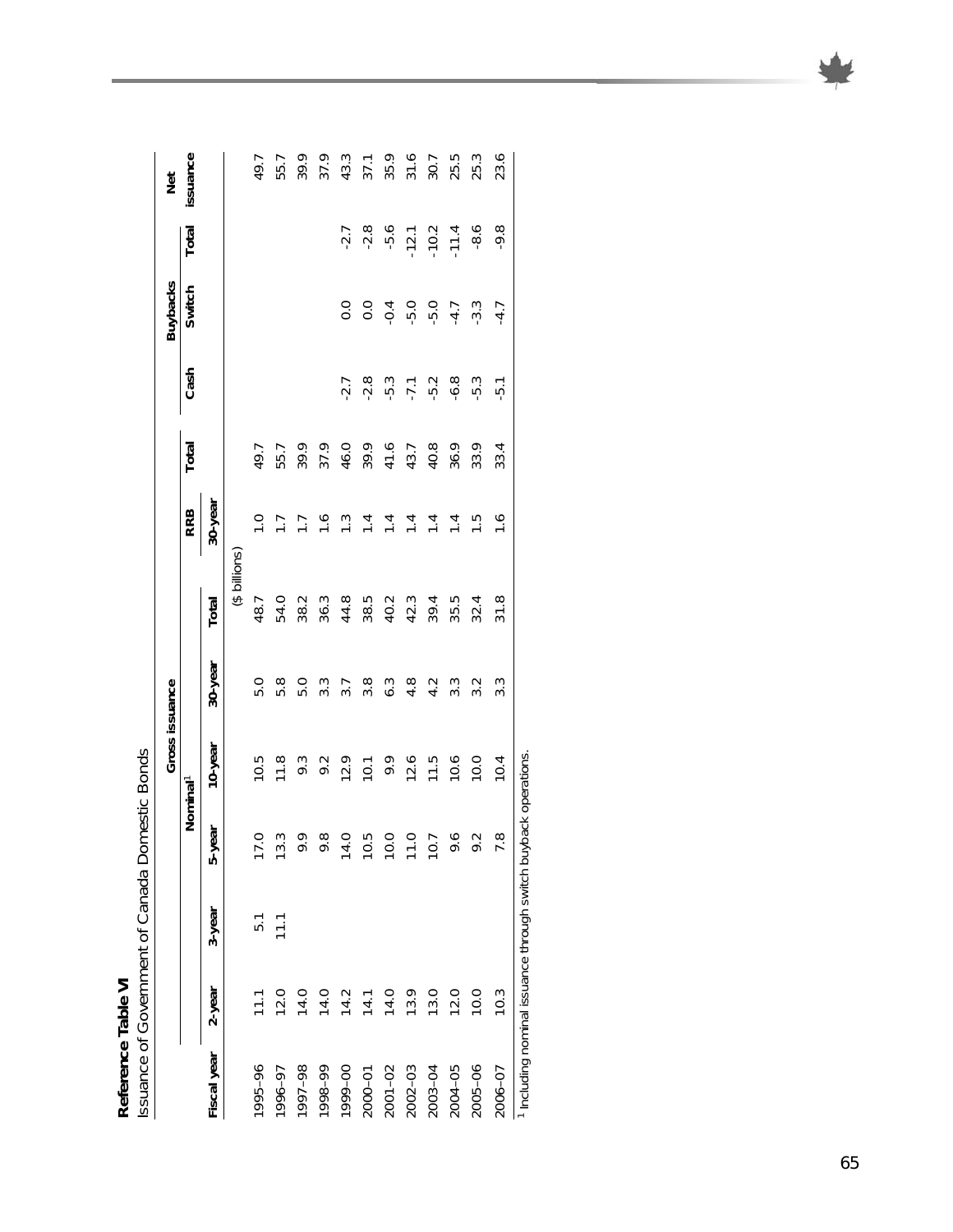**Reference Table VI**

Issuance of Government of Canada Domestic Bonds

| | Gross issuance | | | | | | | | | Buybacks | | | Net issuance |
|---|---|---|---|---|---|---|---|---|---|---|---|---|---|
| | Nominal[1] | | | | | | RRB | | | | | | |
| Fiscal year | 2-year | 3-year | 5-year | 10-year | 30-year | Total | 30-year | Total | Cash | Switch | Total | |
| | | | | | | ($ billions) | | | | | | | |
| 1995–96 | 11.1 | 5.1 | 17.0 | 10.5 | 5.0 | 48.7 | 1.0 | 49.7 | | | | 49.7 |
| 1996–97 | 12.0 | 11.1 | 13.3 | 11.8 | 5.8 | 54.0 | 1.7 | 55.7 | | | | 55.7 |
| 1997–98 | 14.0 | | 9.9 | 9.3 | 5.0 | 38.2 | 1.7 | 39.9 | | | | 39.9 |
| 1998–99 | 14.0 | | 9.8 | 9.2 | 3.3 | 36.3 | 1.6 | 37.9 | | | | 37.9 |
| 1999–00 | 14.2 | | 14.0 | 12.9 | 3.7 | 44.8 | 1.3 | 46.0 | -2.7 | 0.0 | -2.7 | 43.3 |
| 2000–01 | 14.1 | | 10.5 | 10.1 | 3.8 | 38.5 | 1.4 | 39.9 | -2.8 | 0.0 | -2.8 | 37.1 |
| 2001–02 | 14.0 | | 10.0 | 9.9 | 6.3 | 40.2 | 1.4 | 41.6 | -5.3 | -0.4 | -5.6 | 35.9 |
| 2002–03 | 13.9 | | 11.0 | 12.6 | 4.8 | 42.3 | 1.4 | 43.7 | -7.1 | -5.0 | -12.1 | 31.6 |
| 2003–04 | 13.0 | | 10.7 | 11.5 | 4.2 | 39.4 | 1.4 | 40.8 | -5.2 | -5.0 | -10.2 | 30.7 |
| 2004–05 | 12.0 | | 9.6 | 10.6 | 3.3 | 35.5 | 1.4 | 36.9 | -6.8 | -4.7 | -11.4 | 25.5 |
| 2005–06 | 10.0 | | 9.2 | 10.0 | 3.2 | 32.4 | 1.5 | 33.9 | -5.3 | -3.3 | -8.6 | 25.3 |
| 2006–07 | 10.3 | | 7.8 | 10.4 | 3.3 | 31.8 | 1.6 | 33.4 | -5.1 | -4.7 | -9.8 | 23.6 |

[1] Including nominal issuance through switch buyback operations.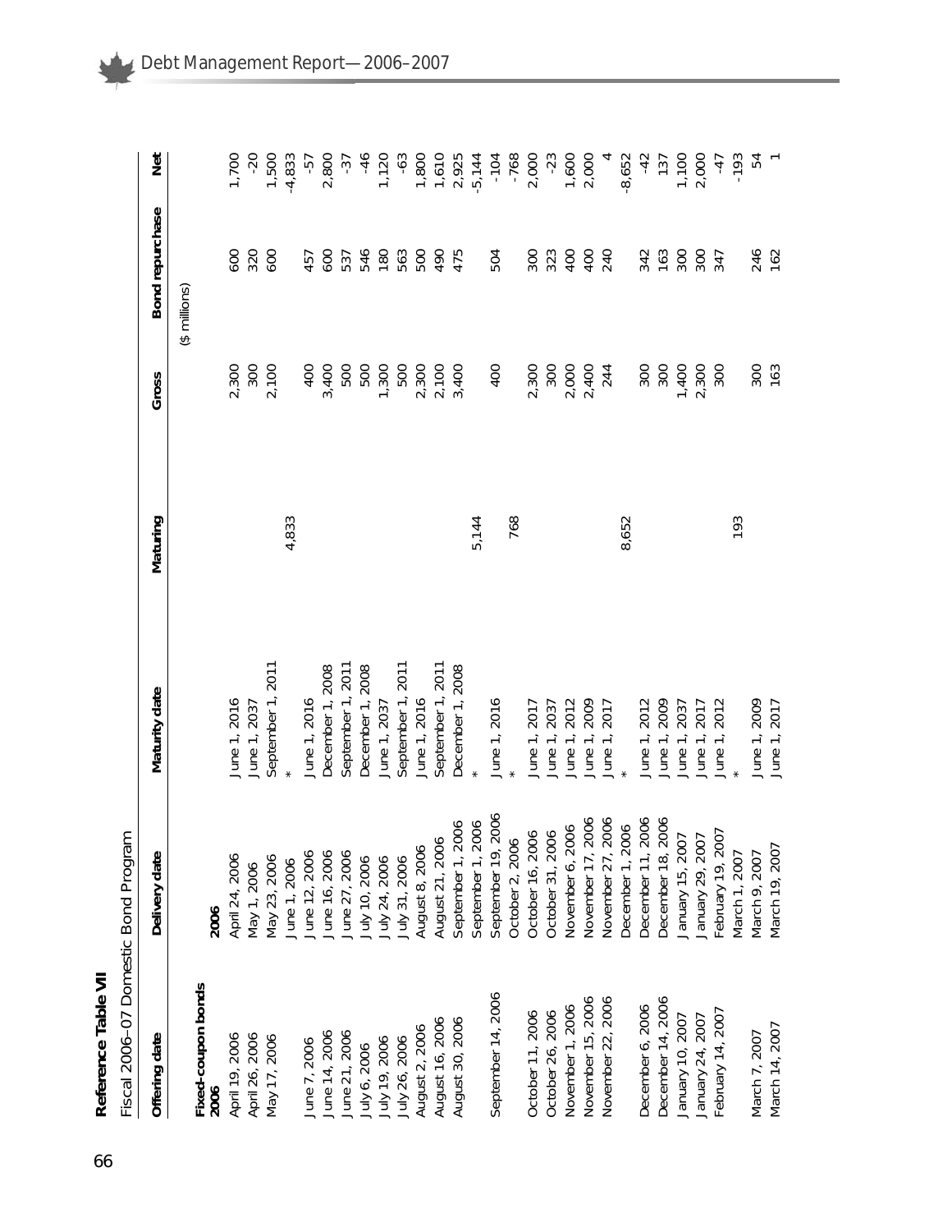## Reference Table VII

Fiscal 2006–07 Domestic Bond Program

| Offering date | Delivery date | Maturity date | Maturing | Gross | Bond repurchase | Net |
|---|---|---|---|---|---|---|
| | | | | ($ millions) | | |
| **Fixed-coupon bonds** | | | | | | |
| **2006** | **2006** | | | | | |
| April 19, 2006 | April 24, 2006 | June 1, 2016 | | 2,300 | 600 | 1,700 |
| April 26, 2006 | May 1, 2006 | June 1, 2037 | | 300 | 320 | -20 |
| May 17, 2006 | May 23, 2006 | September 1, 2011 | | 2,100 | 600 | 1,500 |
| | June 1, 2006 | * | 4,833 | | | -4,833 |
| June 7, 2006 | June 12, 2006 | June 1, 2016 | | 400 | 457 | -57 |
| June 14, 2006 | June 16, 2006 | December 1, 2008 | | 3,400 | 600 | 2,800 |
| June 21, 2006 | June 27, 2006 | September 1, 2011 | | 500 | 537 | -37 |
| July 6, 2006 | July 10, 2006 | December 1, 2008 | | 500 | 546 | -46 |
| July 19, 2006 | July 24, 2006 | June 1, 2037 | | 1,300 | 180 | 1,120 |
| July 26, 2006 | July 31, 2006 | September 1, 2011 | | 500 | 563 | -63 |
| August 2, 2006 | August 8, 2006 | June 1, 2016 | | 2,300 | 500 | 1,800 |
| August 16, 2006 | August 21, 2006 | September 1, 2011 | | 2,100 | 490 | 1,610 |
| August 30, 2006 | September 1, 2006 | December 1, 2008 | | 3,400 | 475 | 2,925 |
| | September 1, 2006 | * | 5,144 | | | -5,144 |
| September 14, 2006 | September 19, 2006 | June 1, 2016 | | 400 | 504 | -104 |
| | October 2, 2006 | * | 768 | | | -768 |
| October 11, 2006 | October 16, 2006 | June 1, 2017 | | 2,300 | 300 | 2,000 |
| October 26, 2006 | October 31, 2006 | June 1, 2037 | | 300 | 323 | -23 |
| November 1, 2006 | November 6, 2006 | June 1, 2012 | | 2,000 | 400 | 1,600 |
| November 15, 2006 | November 17, 2006 | June 1, 2009 | | 2,400 | 400 | 2,000 |
| November 22, 2006 | November 27, 2006 | June 1, 2017 | | 244 | 240 | 4 |
| | December 1, 2006 | * | 8,652 | | | -8,652 |
| December 6, 2006 | December 11, 2006 | June 1, 2012 | | 300 | 342 | -42 |
| December 14, 2006 | December 18, 2006 | June 1, 2009 | | 300 | 163 | 137 |
| January 10, 2007 | January 15, 2007 | June 1, 2037 | | 1,400 | 300 | 1,100 |
| January 24, 2007 | January 29, 2007 | June 1, 2017 | | 2,300 | 300 | 2,000 |
| February 14, 2007 | February 19, 2007 | June 1, 2012 | | 300 | 347 | -47 |
| | March 1, 2007 | * | 193 | | | -193 |
| March 7, 2007 | March 9, 2007 | June 1, 2009 | | 300 | 246 | 54 |
| March 14, 2007 | March 19, 2007 | June 1, 2017 | | 163 | 162 | 1 |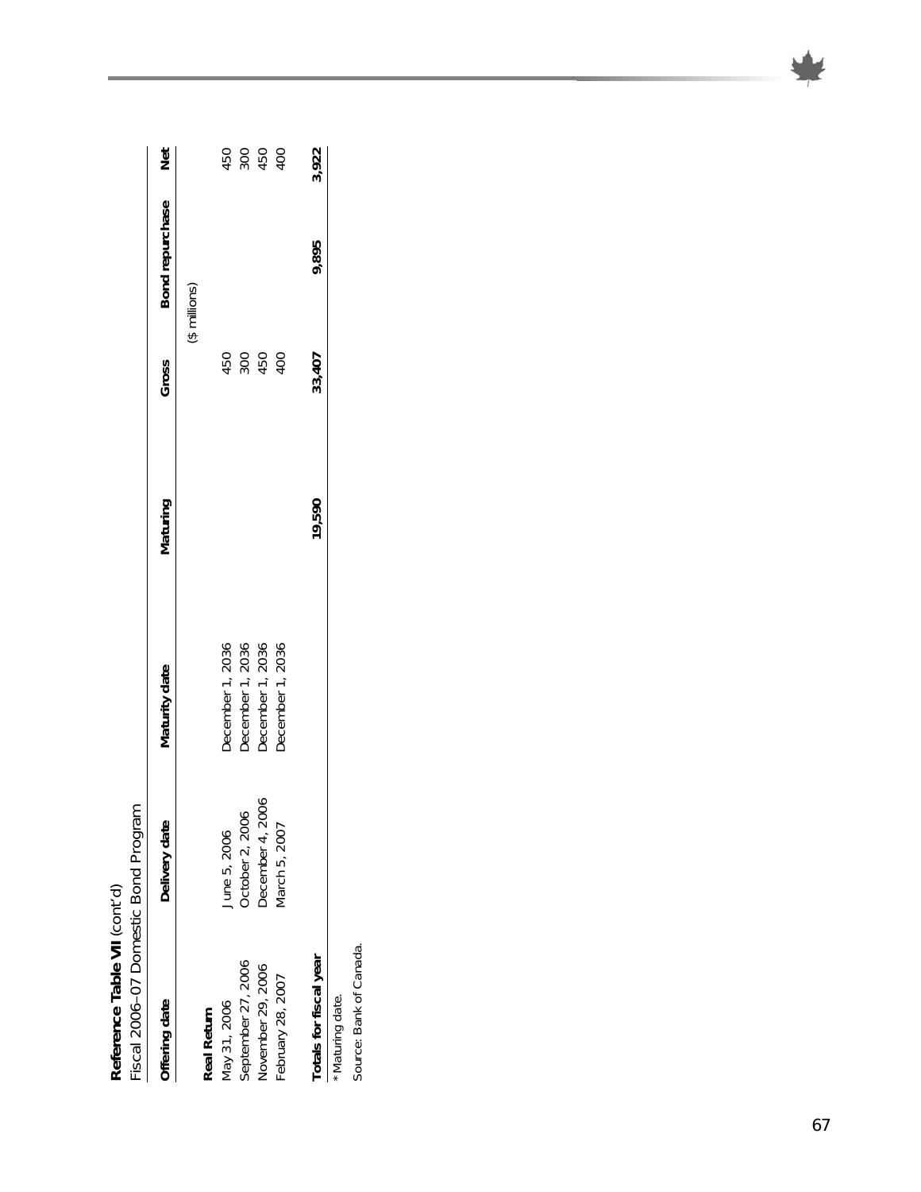**Reference Table VII** (cont'd)
Fiscal 2006–07 Domestic Bond Program

| Offering date | Delivery date | Maturity date | Maturing | Gross | Bond repurchase | Net |
|---|---|---|---|---|---|---|
| | | | | ($ millions) | | |
| **Real Return** | | | | | | |
| May 31, 2006 | June 5, 2006 | December 1, 2036 | | 450 | | 450 |
| September 27, 2006 | October 2, 2006 | December 1, 2036 | | 300 | | 300 |
| November 29, 2006 | December 4, 2006 | December 1, 2036 | | 450 | | 450 |
| February 28, 2007 | March 5, 2007 | December 1, 2036 | | 400 | | 400 |
| **Totals for fiscal year** | | | **19,590** | **33,407** | **9,895** | **3,922** |

\* Maturing date.
Source: Bank of Canada.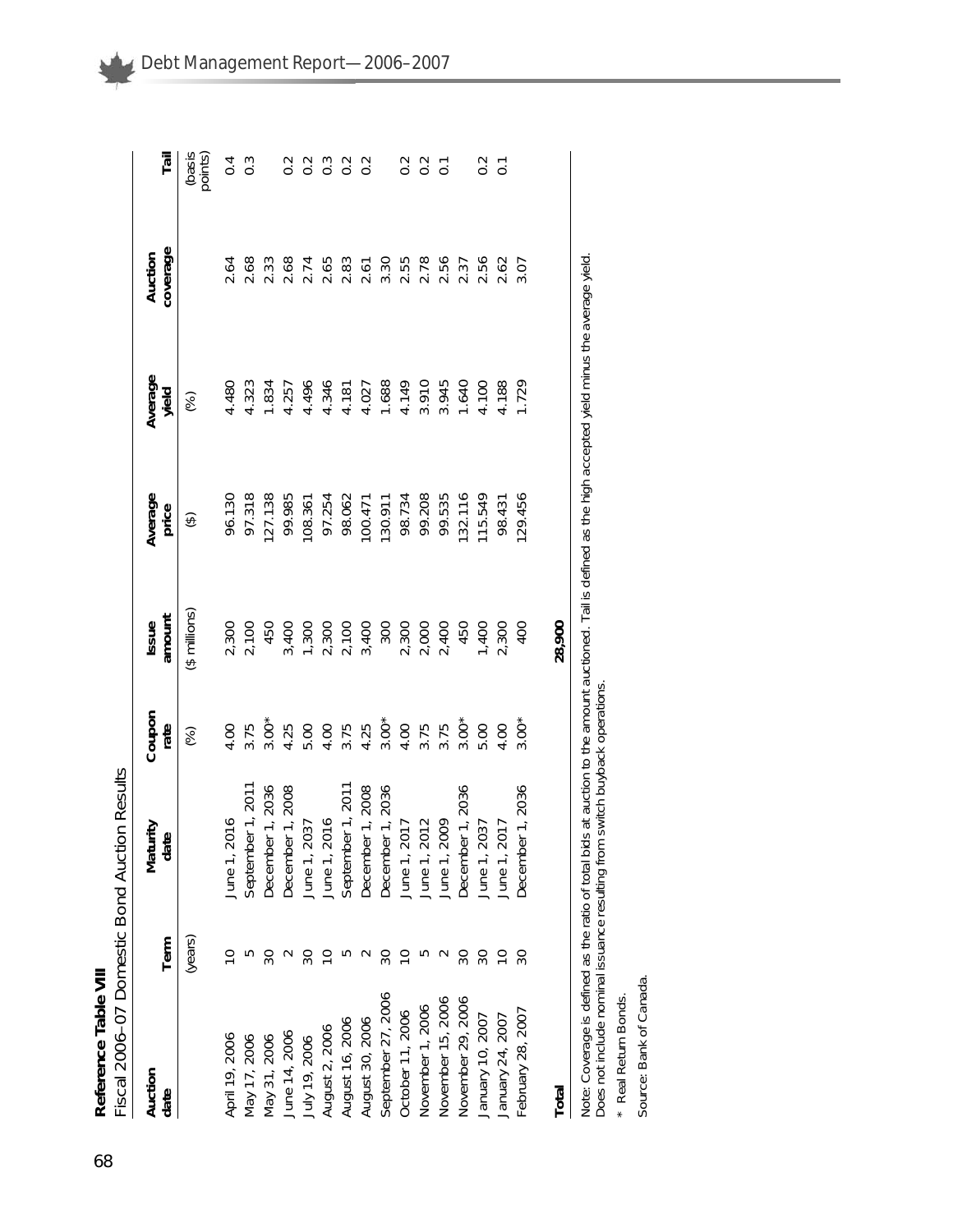**Reference Table VIII**

Fiscal 2006–07 Domestic Bond Auction Results

| Auction date | Term | Maturity date | Coupon rate | Issue amount | Average price | Average yield | Auction coverage | Tail |
|---|---|---|---|---|---|---|---|---|
| | (years) | | (%) | ($ millions) | ($) | (%) | | (basis points) |
| April 19, 2006 | 10 | June 1, 2016 | 4.00 | 2,300 | 96.130 | 4.480 | 2.64 | 0.4 |
| May 17, 2006 | 5 | September 1, 2011 | 3.75 | 2,100 | 97.318 | 4.323 | 2.68 | 0.3 |
| May 31, 2006 | 30 | December 1, 2036 | 3.00* | 450 | 127.138 | 1.834 | 2.33 | |
| June 14, 2006 | 2 | December 1, 2008 | 4.25 | 3,400 | 99.985 | 4.257 | 2.68 | 0.2 |
| July 19, 2006 | 30 | June 1, 2037 | 5.00 | 1,300 | 108.361 | 4.496 | 2.74 | 0.2 |
| August 2, 2006 | 10 | June 1, 2016 | 4.00 | 2,300 | 97.254 | 4.346 | 2.65 | 0.3 |
| August 16, 2006 | 5 | September 1, 2011 | 3.75 | 2,100 | 98.062 | 4.181 | 2.83 | 0.2 |
| August 30, 2006 | 2 | December 1, 2008 | 4.25 | 3,400 | 100.471 | 4.027 | 2.61 | 0.2 |
| September 27, 2006 | 30 | December 1, 2036 | 3.00* | 300 | 130.911 | 1.688 | 3.30 | |
| October 11, 2006 | 10 | June 1, 2017 | 4.00 | 2,300 | 98.734 | 4.149 | 2.55 | 0.2 |
| November 1, 2006 | 5 | June 1, 2012 | 3.75 | 2,000 | 99.208 | 3.910 | 2.78 | 0.2 |
| November 15, 2006 | 2 | June 1, 2009 | 3.75 | 2,400 | 99.535 | 3.945 | 2.56 | 0.1 |
| November 29, 2006 | 30 | December 1, 2036 | 3.00* | 450 | 132.116 | 1.640 | 2.37 | |
| January 10, 2007 | 30 | June 1, 2037 | 5.00 | 1,400 | 115.549 | 4.100 | 2.56 | 0.2 |
| January 24, 2007 | 10 | June 1, 2017 | 4.00 | 2,300 | 98.431 | 4.188 | 2.62 | 0.1 |
| February 28, 2007 | 30 | December 1, 2036 | 3.00* | 400 | 129.456 | 1.729 | 3.07 | |
| **Total** | | | | **28,900** | | | | |

Note: Coverage is defined as the ratio of total bids at auction to the amount auctioned. Tail is defined as the high accepted yield minus the average yield. Does not include nominal issuance resulting from switch buyback operations.

\* Real Return Bonds.

Source: Bank of Canada.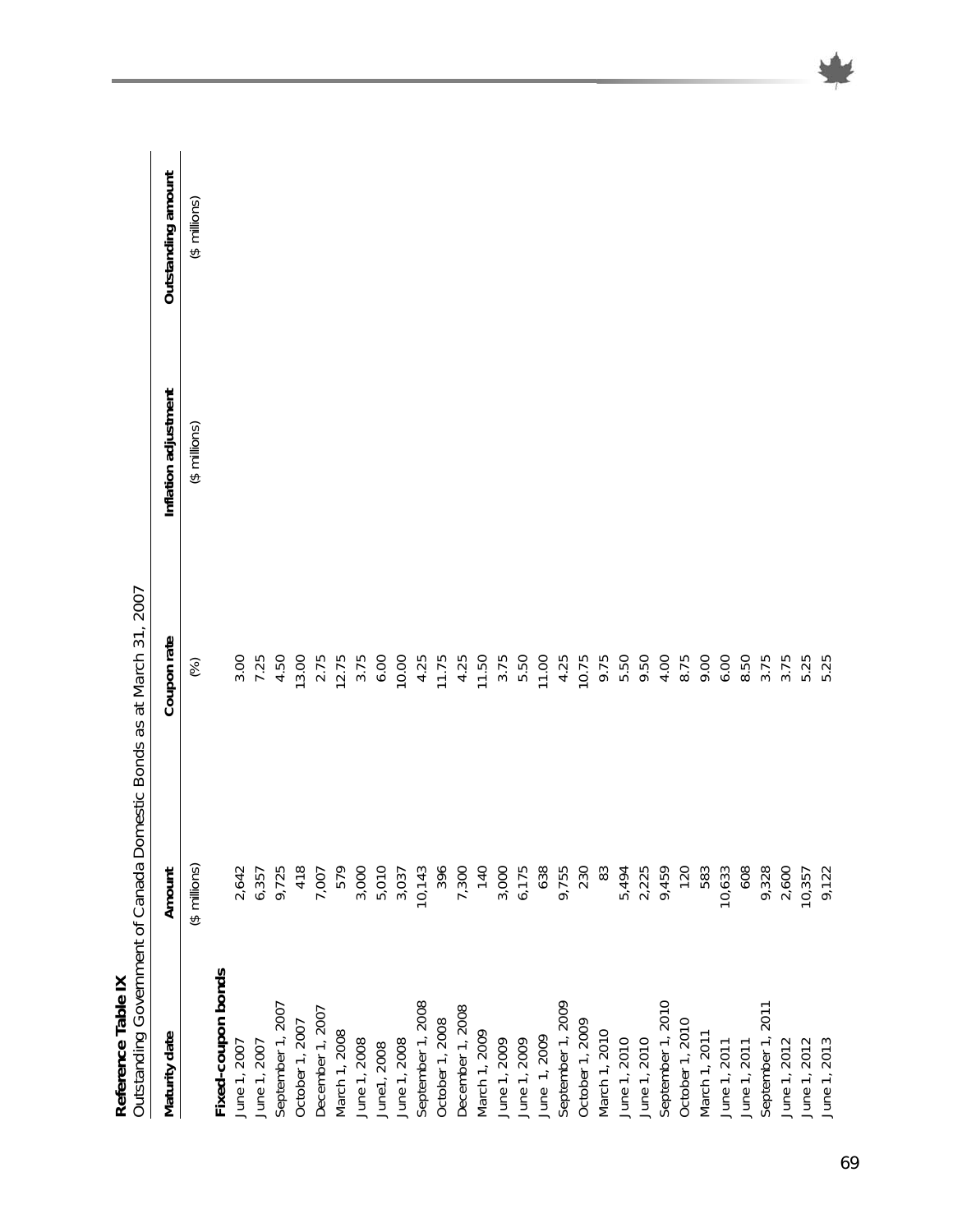**Reference Table IX**
Outstanding Government of Canada Domestic Bonds as at March 31, 2007

| Maturity date | Amount | Coupon rate | Inflation adjustment | Outstanding amount |
|---|---|---|---|---|
| | ($ millions) | (%) | ($ millions) | ($ millions) |
| **Fixed-coupon bonds** | | | | |
| June 1, 2007 | 2,642 | 3.00 | | |
| June 1, 2007 | 6,357 | 7.25 | | |
| September 1, 2007 | 9,725 | 4.50 | | |
| October 1, 2007 | 418 | 13.00 | | |
| December 1, 2007 | 7,007 | 2.75 | | |
| March 1, 2008 | 579 | 12.75 | | |
| June 1, 2008 | 3,000 | 3.75 | | |
| June1, 2008 | 5,010 | 6.00 | | |
| June 1, 2008 | 3,037 | 10.00 | | |
| September 1, 2008 | 10,143 | 4.25 | | |
| October 1, 2008 | 396 | 11.75 | | |
| December 1, 2008 | 7,300 | 4.25 | | |
| March 1, 2009 | 140 | 11.50 | | |
| June 1, 2009 | 3,000 | 3.75 | | |
| June 1, 2009 | 6,175 | 5.50 | | |
| June 1, 2009 | 638 | 11.00 | | |
| September 1, 2009 | 9,755 | 4.25 | | |
| October 1, 2009 | 230 | 10.75 | | |
| March 1, 2010 | 83 | 9.75 | | |
| June 1, 2010 | 5,494 | 5.50 | | |
| June 1, 2010 | 2,225 | 9.50 | | |
| September 1, 2010 | 9,459 | 4.00 | | |
| October 1, 2010 | 120 | 8.75 | | |
| March 1, 2011 | 583 | 9.00 | | |
| June 1, 2011 | 10,633 | 6.00 | | |
| June 1, 2011 | 608 | 8.50 | | |
| September 1, 2011 | 9,328 | 3.75 | | |
| June 1, 2012 | 2,600 | 3.75 | | |
| June 1, 2012 | 10,357 | 5.25 | | |
| June 1, 2013 | 9,122 | 5.25 | | |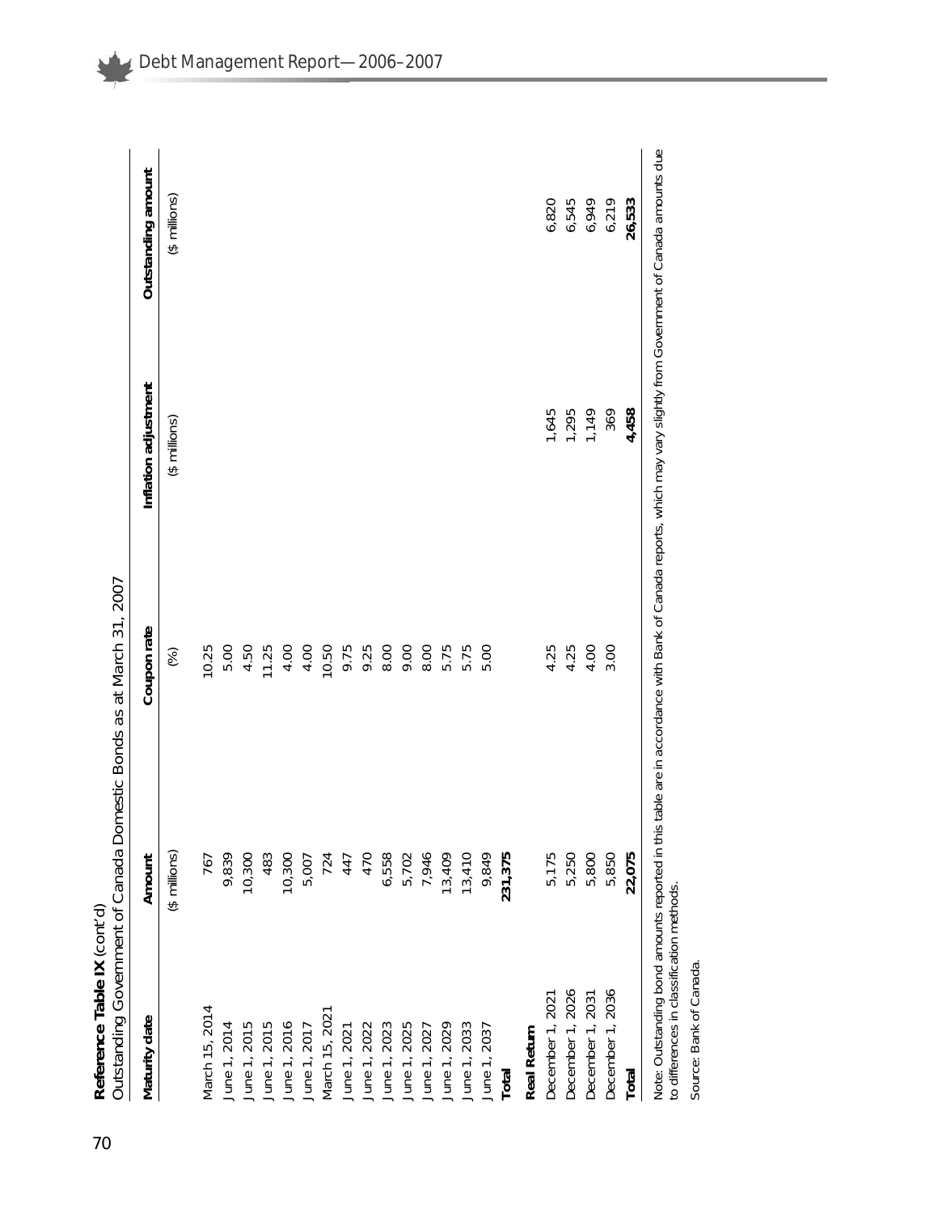**Reference Table IX** (cont'd)
Outstanding Government of Canada Domestic Bonds as at March 31, 2007

| Maturity date | Amount | Coupon rate | Inflation adjustment | Outstanding amount |
|---|---|---|---|---|
| | ($ millions) | (%) | ($ millions) | ($ millions) |
| March 15, 2014 | 767 | 10.25 | | |
| June 1, 2014 | 9,839 | 5.00 | | |
| June 1, 2015 | 10,300 | 4.50 | | |
| June 1, 2015 | 483 | 11.25 | | |
| June 1, 2016 | 10,300 | 4.00 | | |
| June 1, 2017 | 5,007 | 4.00 | | |
| March 15, 2021 | 724 | 10.50 | | |
| June 1, 2021 | 447 | 9.75 | | |
| June 1, 2022 | 470 | 9.25 | | |
| June 1, 2023 | 6,558 | 8.00 | | |
| June 1, 2025 | 5,702 | 9.00 | | |
| June 1, 2027 | 7,946 | 8.00 | | |
| June 1, 2029 | 13,409 | 5.75 | | |
| June 1, 2033 | 13,410 | 5.75 | | |
| June 1, 2037 | 9,849 | 5.00 | | |
| **Total** | **231,375** | | | |
| **Real Return** | | | | |
| December 1, 2021 | 5,175 | 4.25 | 1,645 | 6,820 |
| December 1, 2026 | 5,250 | 4.25 | 1,295 | 6,545 |
| December 1, 2031 | 5,800 | 4.00 | 1,149 | 6,949 |
| December 1, 2036 | 5,850 | 3.00 | 369 | 6,219 |
| **Total** | **22,075** | | **4,458** | **26,533** |

Note: Outstanding bond amounts reported in this table are in accordance with Bank of Canada reports, which may vary slightly from Government of Canada amounts due to differences in classification methods.

Source: Bank of Canada.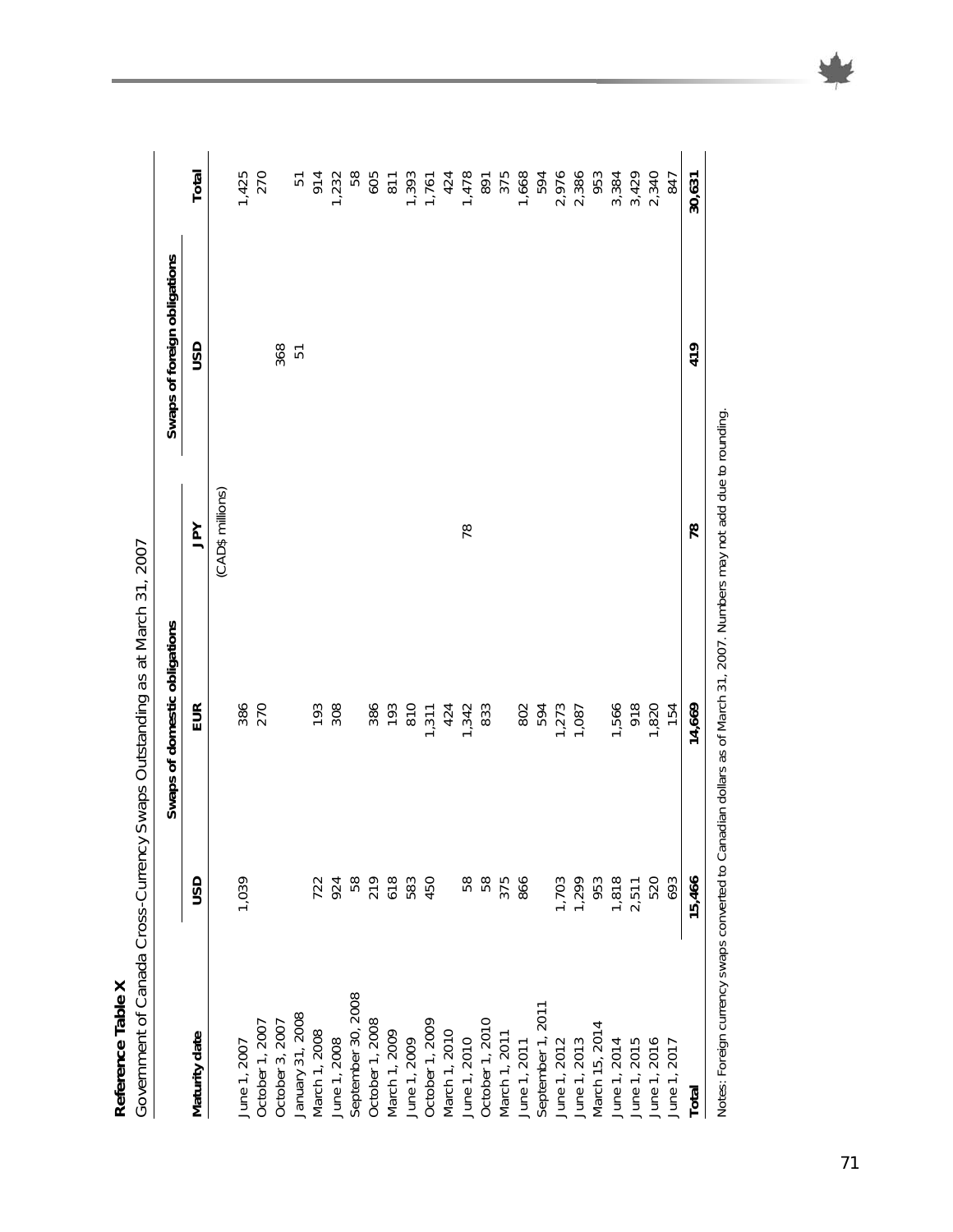**Reference Table X**

Government of Canada Cross-Currency Swaps Outstanding as at March 31, 2007

| Maturity date | Swaps of domestic obligations | | | Swaps of foreign obligations | |
|---|---|---|---|---|---|
| | USD | EUR | JPY | USD | Total |
| | | | (CAD$ millions) | | |
| June 1, 2007 | 1,039 | 386 | | | 1,425 |
| October 1, 2007 | | 270 | | | 270 |
| October 3, 2007 | | | | 368 | |
| January 31, 2008 | | | | 51 | 51 |
| March 1, 2008 | 722 | 193 | | | 914 |
| June 1, 2008 | 924 | 308 | | | 1,232 |
| September 30, 2008 | 58 | | | | 58 |
| October 1, 2008 | 219 | 386 | | | 605 |
| March 1, 2009 | 618 | 193 | | | 811 |
| June 1, 2009 | 583 | 810 | | | 1,393 |
| October 1, 2009 | 450 | 1,311 | | | 1,761 |
| March 1, 2010 | | 424 | | | 424 |
| June 1, 2010 | 58 | 1,342 | 78 | | 1,478 |
| October 1, 2010 | 58 | 833 | | | 891 |
| March 1, 2011 | 375 | | | | 375 |
| June 1, 2011 | 866 | 802 | | | 1,668 |
| September 1, 2011 | | 594 | | | 594 |
| June 1, 2012 | 1,703 | 1,273 | | | 2,976 |
| June 1, 2013 | 1,299 | 1,087 | | | 2,386 |
| March 15, 2014 | 953 | | | | 953 |
| June 1, 2014 | 1,818 | 1,566 | | | 3,384 |
| June 1, 2015 | 2,511 | 918 | | | 3,429 |
| June 1, 2016 | 520 | 1,820 | | | 2,340 |
| June 1, 2017 | 693 | 154 | | | 847 |
| **Total** | **15,466** | **14,669** | **78** | **419** | **30,631** |

Notes: Foreign currency swaps converted to Canadian dollars as of March 31, 2007. Numbers may not add due to rounding.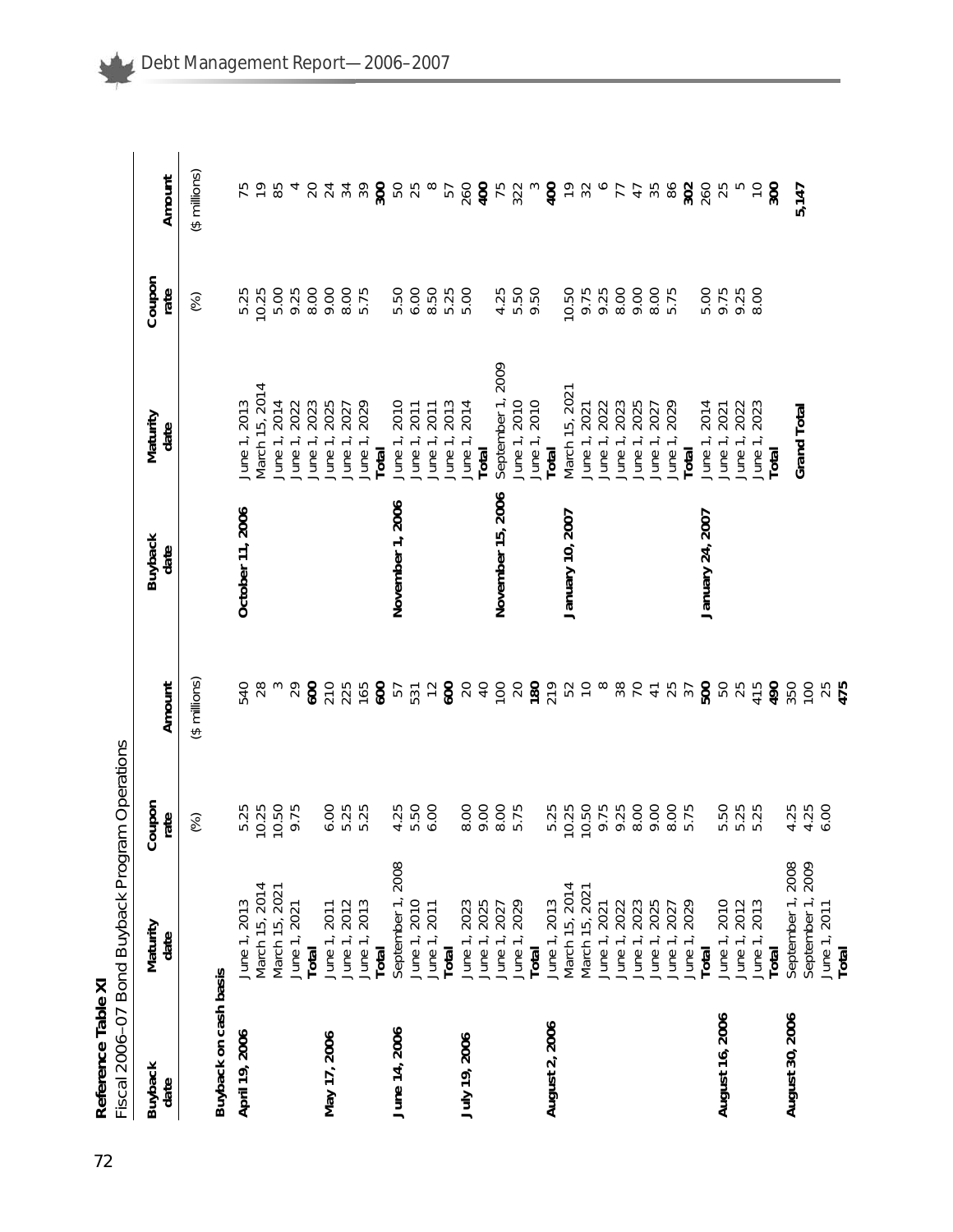**Reference Table XI**

Fiscal 2006–07 Bond Buyback Program Operations

| Buyback date | Maturity date | Coupon rate | Amount | Buyback date | Maturity date | Coupon rate | Amount |
|---|---|---|---|---|---|---|---|
| | | (%) | ($ millions) | | | (%) | ($ millions) |
| **Buyback on cash basis** | | | | | | | |
| **April 19, 2006** | June 1, 2013 | 5.25 | 540 | **October 11, 2006** | June 1, 2013 | 5.25 | 75 |
| | March 15, 2014 | 10.25 | 28 | | March 15, 2014 | 10.25 | 19 |
| | March 15, 2021 | 10.50 | 3 | | June 1, 2014 | 5.00 | 85 |
| | June 1, 2021 | 9.75 | 29 | | June 1, 2022 | 9.25 | 4 |
| | **Total** | | **600** | | June 1, 2023 | 8.00 | 20 |
| **May 17, 2006** | June 1, 2011 | 6.00 | 210 | | June 1, 2025 | 9.00 | 24 |
| | June 1, 2012 | 5.25 | 225 | | June 1, 2027 | 8.00 | 34 |
| | June 1, 2013 | 5.25 | 165 | | June 1, 2029 | 5.75 | 39 |
| | **Total** | | **600** | | **Total** | | **300** |
| **June 14, 2006** | September 1, 2008 | 4.25 | 57 | **November 1, 2006** | June 1, 2010 | 5.50 | 50 |
| | June 1, 2010 | 5.50 | 531 | | June 1, 2011 | 6.00 | 25 |
| | June 1, 2011 | 6.00 | 12 | | June 1, 2011 | 8.50 | 8 |
| | **Total** | | **600** | | June 1, 2013 | 5.25 | 57 |
| **July 19, 2006** | June 1, 2023 | 8.00 | 20 | | June 1, 2014 | 5.00 | 260 |
| | June 1, 2025 | 9.00 | 40 | | **Total** | | **400** |
| | June 1, 2027 | 8.00 | 100 | **November 15, 2006** | September 1, 2009 | 4.25 | 75 |
| | June 1, 2029 | 5.75 | 20 | | June 1, 2010 | 5.50 | 322 |
| | **Total** | | **180** | | June 1, 2010 | 9.50 | 3 |
| **August 2, 2006** | June 1, 2013 | 5.25 | 219 | | **Total** | | **400** |
| | March 15, 2014 | 10.25 | 52 | **January 10, 2007** | March 15, 2021 | 10.50 | 19 |
| | March 15, 2021 | 10.50 | 10 | | June 1, 2021 | 9.75 | 32 |
| | June 1, 2021 | 9.75 | 8 | | June 1, 2022 | 9.25 | 6 |
| | June 1, 2022 | 9.25 | 38 | | June 1, 2023 | 8.00 | 77 |
| | June 1, 2023 | 8.00 | 70 | | June 1, 2025 | 9.00 | 47 |
| | June 1, 2025 | 9.00 | 41 | | June 1, 2027 | 8.00 | 35 |
| | June 1, 2027 | 8.00 | 25 | | June 1, 2029 | 5.75 | 86 |
| | June 1, 2029 | 5.75 | 37 | | **Total** | | **302** |
| | **Total** | | **500** | **January 24, 2007** | June 1, 2014 | 5.00 | 260 |
| **August 16, 2006** | June 1, 2010 | 5.50 | 50 | | June 1, 2021 | 9.75 | 25 |
| | June 1, 2012 | 5.25 | 25 | | June 1, 2022 | 9.25 | 5 |
| | June 1, 2013 | 5.25 | 415 | | June 1, 2023 | 8.00 | 10 |
| | **Total** | | **490** | | **Total** | | **300** |
| **August 30, 2006** | September 1, 2008 | 4.25 | 350 | | | | |
| | September 1, 2009 | 4.25 | 100 | | **Grand Total** | | **5,147** |
| | June 1, 2011 | 6.00 | 25 | | | | |
| | **Total** | | **475** | | | | |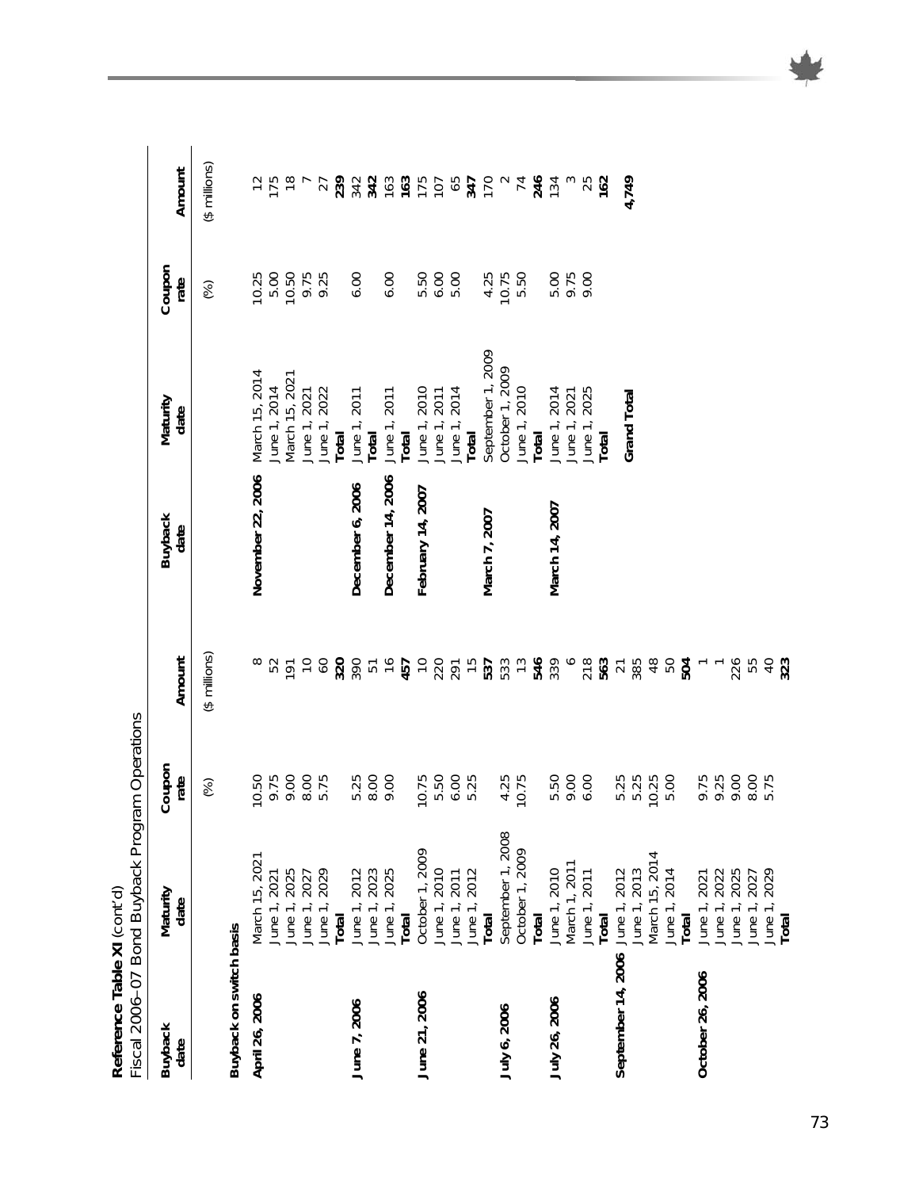**Reference Table XI** (cont'd)
Fiscal 2006–07 Bond Buyback Program Operations

| Buyback date | Maturity date | Coupon rate | Amount |
|---|---|---|---|
| | | (%) | ($ millions) |
| **Buyback on switch basis** | | | |
| **April 26, 2006** | March 15, 2021 | 10.50 | 8 |
| | June 1, 2021 | 9.75 | 52 |
| | June 1, 2025 | 9.00 | 191 |
| | June 1, 2027 | 8.00 | 10 |
| | June 1, 2029 | 5.75 | 60 |
| | **Total** | | **320** |
| **June 7, 2006** | June 1, 2012 | 5.25 | 390 |
| | June 1, 2023 | 8.00 | 51 |
| | June 1, 2025 | 9.00 | 16 |
| | **Total** | | **457** |
| **June 21, 2006** | October 1, 2009 | 10.75 | 10 |
| | June 1, 2010 | 5.50 | 220 |
| | June 1, 2011 | 6.00 | 291 |
| | June 1, 2012 | 5.25 | 15 |
| | **Total** | | **537** |
| **July 6, 2006** | September 1, 2008 | 4.25 | 533 |
| | October 1, 2009 | 10.75 | 13 |
| | **Total** | | **546** |
| **July 26, 2006** | June 1, 2010 | 5.50 | 339 |
| | March 1, 2011 | 9.00 | 6 |
| | June 1, 2011 | 6.00 | 218 |
| | **Total** | | **563** |
| **September 14, 2006** | June 1, 2012 | 5.25 | 21 |
| | June 1, 2013 | 5.25 | 385 |
| | March 15, 2014 | 10.25 | 48 |
| | June 1, 2014 | 5.00 | 50 |
| | **Total** | | **504** |
| **October 26, 2006** | June 1, 2021 | 9.75 | 1 |
| | June 1, 2022 | 9.25 | 1 |
| | June 1, 2025 | 9.00 | 226 |
| | June 1, 2027 | 8.00 | 55 |
| | June 1, 2029 | 5.75 | 40 |
| | **Total** | | **323** |
| **November 22, 2006** | March 15, 2014 | 10.25 | 12 |
| | June 1, 2014 | 5.00 | 175 |
| | March 15, 2021 | 10.50 | 18 |
| | June 1, 2021 | 9.75 | 7 |
| | June 1, 2022 | 9.25 | 27 |
| | **Total** | | **239** |
| **December 6, 2006** | June 1, 2011 | 6.00 | 342 |
| | **Total** | | **342** |
| **December 14, 2006** | June 1, 2011 | 6.00 | 163 |
| | **Total** | | **163** |
| **February 14, 2007** | June 1, 2010 | 5.50 | 175 |
| | June 1, 2011 | 6.00 | 107 |
| | June 1, 2014 | 5.00 | 65 |
| | **Total** | | **347** |
| **March 7, 2007** | September 1, 2009 | 4.25 | 170 |
| | October 1, 2009 | 10.75 | 2 |
| | June 1, 2010 | 5.50 | 74 |
| | **Total** | | **246** |
| **March 14, 2007** | June 1, 2014 | 5.00 | 134 |
| | June 1, 2021 | 9.75 | 3 |
| | June 1, 2025 | 9.00 | 25 |
| | **Total** | | **162** |
| | **Grand Total** | | **4,749** |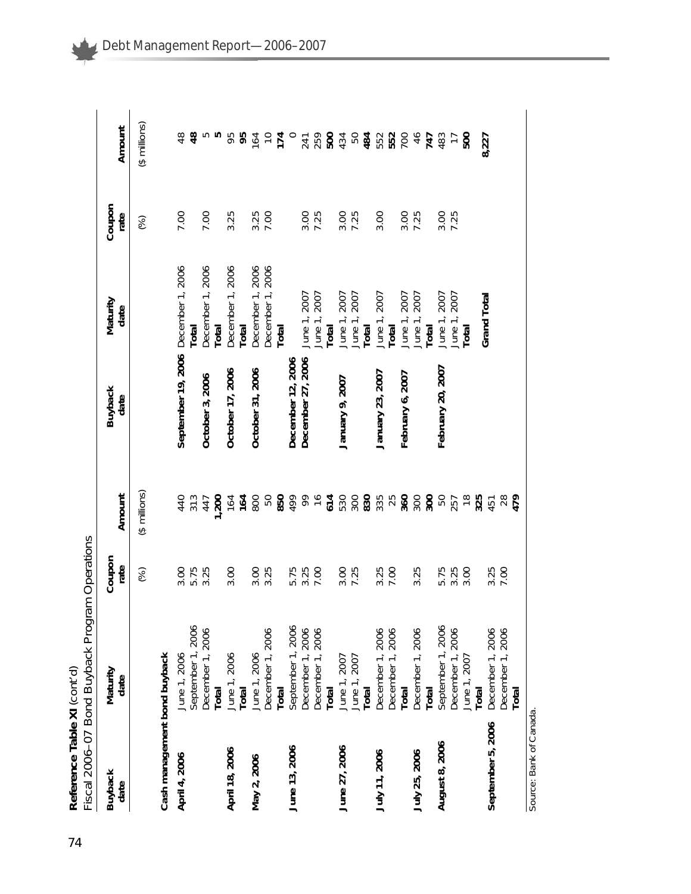**Reference Table XI** (cont'd)
Fiscal 2006–07 Bond Buyback Program Operations

| Buyback date | Maturity date | Coupon rate | Amount |
|---|---|---|---|
| | | (%) | ($ millions) |
| **Cash management bond buyback** | | | |
| **April 4, 2006** | June 1, 2006 | 3.00 | 440 |
| | September 1, 2006 | 5.75 | 313 |
| | December 1, 2006 | 3.25 | 447 |
| | **Total** | | **1,200** |
| **April 18, 2006** | June 1, 2006 | 3.00 | 164 |
| | **Total** | | **164** |
| **May 2, 2006** | June 1, 2006 | 3.00 | 800 |
| | December 1, 2006 | 3.25 | 50 |
| | **Total** | | **850** |
| **June 13, 2006** | September 1, 2006 | 5.75 | 499 |
| | December 1, 2006 | 3.25 | 99 |
| | December 1, 2006 | 7.00 | 16 |
| | **Total** | | **614** |
| **June 27, 2006** | June 1, 2007 | 3.00 | 530 |
| | June 1, 2007 | 7.25 | 300 |
| | **Total** | | **830** |
| **July 11, 2006** | December 1, 2006 | 3.25 | 335 |
| | December 1, 2006 | 7.00 | 25 |
| | **Total** | | **360** |
| **July 25, 2006** | December 1, 2006 | 3.25 | 300 |
| | **Total** | | **300** |
| **August 8, 2006** | September 1, 2006 | 5.75 | 50 |
| | December 1, 2006 | 3.25 | 257 |
| | June 1, 2007 | 3.00 | 18 |
| | **Total** | | **325** |
| **September 5, 2006** | December 1, 2006 | 3.25 | 451 |
| | December 1, 2006 | 7.00 | 28 |
| | **Total** | | **479** |
| **September 19, 2006** | December 1, 2006 | 7.00 | 48 |
| | **Total** | | **48** |
| **October 3, 2006** | December 1, 2006 | 7.00 | 5 |
| | **Total** | | **5** |
| **October 17, 2006** | December 1, 2006 | 3.25 | 95 |
| | **Total** | | **95** |
| **October 31, 2006** | December 1, 2006 | 3.25 | 164 |
| | December 1, 2006 | 7.00 | 10 |
| | **Total** | | **174** |
| **December 12, 2006** | | | 0 |
| **December 27, 2006** | June 1, 2007 | 3.00 | 241 |
| | June 1, 2007 | 7.25 | 259 |
| | **Total** | | **500** |
| **January 9, 2007** | June 1, 2007 | 3.00 | 434 |
| | June 1, 2007 | 7.25 | 50 |
| | **Total** | | **484** |
| **January 23, 2007** | June 1, 2007 | 3.00 | 552 |
| | **Total** | | **552** |
| **February 6, 2007** | June 1, 2007 | 3.00 | 700 |
| | June 1, 2007 | 7.25 | 46 |
| | **Total** | | **747** |
| **February 20, 2007** | June 1, 2007 | 3.00 | 483 |
| | June 1, 2007 | 7.25 | 17 |
| | **Total** | | **500** |
| | **Grand Total** | | **8,227** |

Source: Bank of Canada.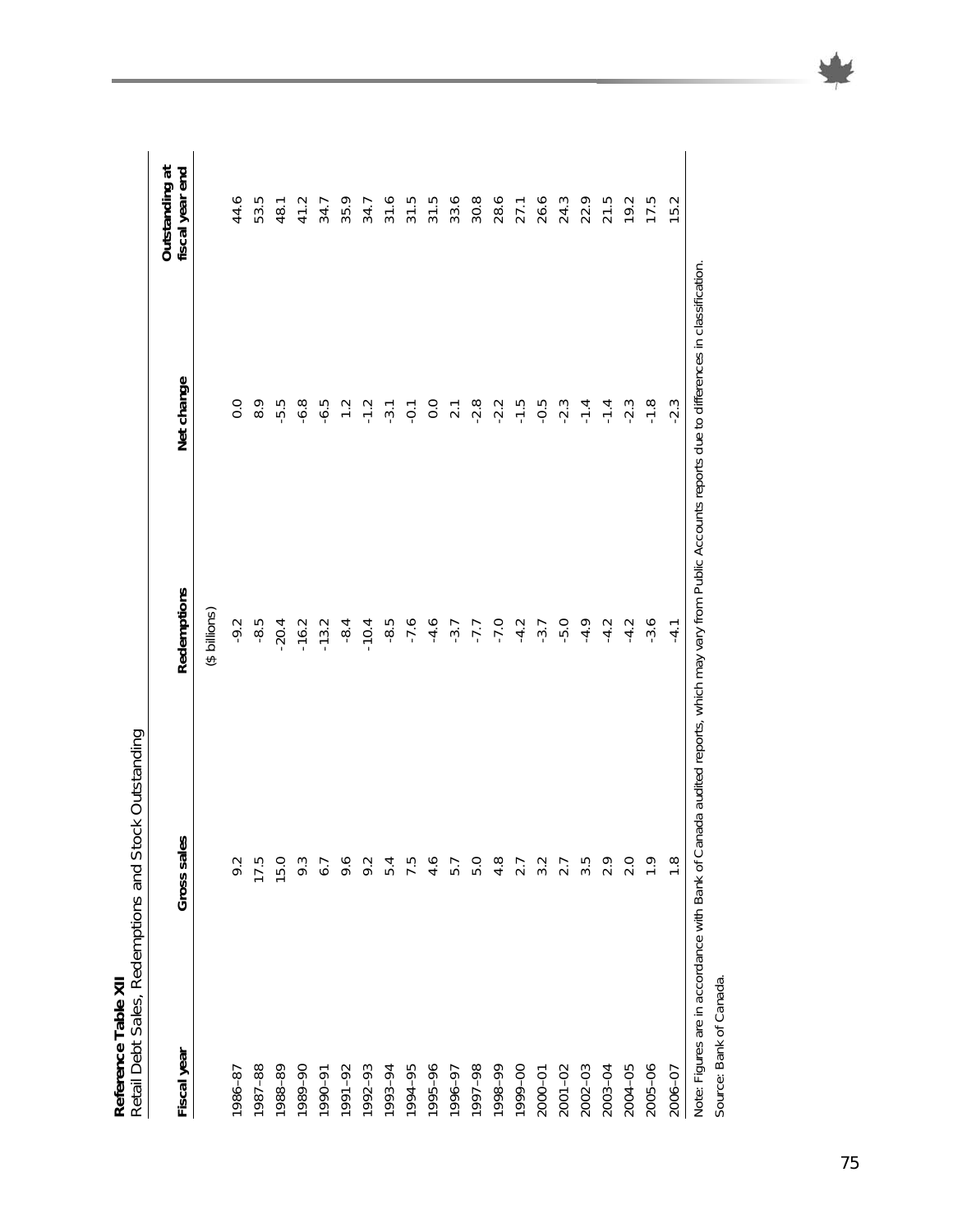**Reference Table XII**

Retail Debt Sales, Redemptions and Stock Outstanding

| Fiscal year | Gross sales | Redemptions | Net change | Outstanding at fiscal year end |
|---|---|---|---|---|
| | | ($ billions) | | |
| 1986–87 | 9.2 | -9.2 | 0.0 | 44.6 |
| 1987–88 | 17.5 | -8.5 | 8.9 | 53.5 |
| 1988–89 | 15.0 | -20.4 | -5.5 | 48.1 |
| 1989–90 | 9.3 | -16.2 | -6.8 | 41.2 |
| 1990–91 | 6.7 | -13.2 | -6.5 | 34.7 |
| 1991–92 | 9.6 | -8.4 | 1.2 | 35.9 |
| 1992–93 | 9.2 | -10.4 | -1.2 | 34.7 |
| 1993–94 | 5.4 | -8.5 | -3.1 | 31.6 |
| 1994–95 | 7.5 | -7.6 | -0.1 | 31.5 |
| 1995–96 | 4.6 | -4.6 | 0.0 | 31.5 |
| 1996–97 | 5.7 | -3.7 | 2.1 | 33.6 |
| 1997–98 | 5.0 | -7.7 | -2.8 | 30.8 |
| 1998–99 | 4.8 | -7.0 | -2.2 | 28.6 |
| 1999–00 | 2.7 | -4.2 | -1.5 | 27.1 |
| 2000–01 | 3.2 | -3.7 | -0.5 | 26.6 |
| 2001–02 | 2.7 | -5.0 | -2.3 | 24.3 |
| 2002–03 | 3.5 | -4.9 | -1.4 | 22.9 |
| 2003–04 | 2.9 | -4.2 | -1.4 | 21.5 |
| 2004–05 | 2.0 | -4.2 | -2.3 | 19.2 |
| 2005–06 | 1.9 | -3.6 | -1.8 | 17.5 |
| 2006–07 | 1.8 | -4.1 | -2.3 | 15.2 |

Note: Figures are in accordance with Bank of Canada audited reports, which may vary from Public Accounts reports due to differences in classification.

Source: Bank of Canada.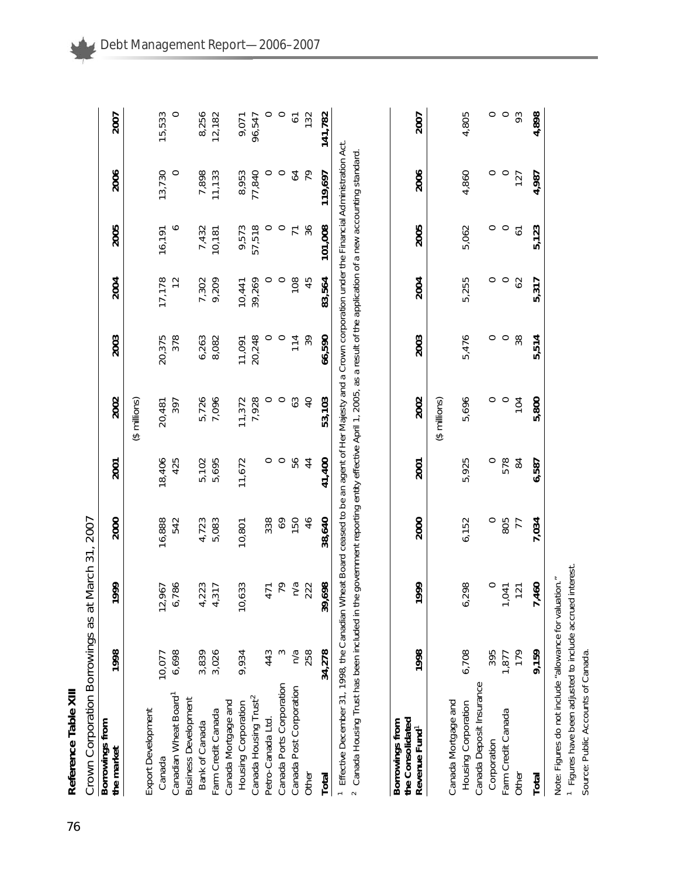## Reference Table XIII

### Crown Corporation Borrowings as at March 31, 2007

| Borrowings from the market | 1998 | 1999 | 2000 | 2001 | 2002 | 2003 | 2004 | 2005 | 2006 | 2007 |
|---|---|---|---|---|---|---|---|---|---|---|
| | | | | | ($ millions) | | | | | |
| Export Development Canada | 10,077 | 12,967 | 16,888 | 18,406 | 20,481 | 20,375 | 17,178 | 16,191 | 13,730 | 15,533 |
| Canadian Wheat Board[1] | 6,698 | 6,786 | 542 | 425 | 397 | 378 | 12 | 6 | 0 | 0 |
| Business Development Bank of Canada | 3,839 | 4,223 | 4,723 | 5,102 | 5,726 | 6,263 | 7,302 | 7,432 | 7,898 | 8,256 |
| Farm Credit Canada | 3,026 | 4,317 | 5,083 | 5,695 | 7,096 | 8,082 | 9,209 | 10,181 | 11,133 | 12,182 |
| Canada Mortgage and Housing Corporation | 9,934 | 10,633 | 10,801 | 11,672 | 11,372 | 11,091 | 10,441 | 9,573 | 8,953 | 9,071 |
| Canada Housing Trust[2] | | | | | 7,928 | 20,248 | 39,269 | 57,518 | 77,840 | 96,547 |
| Petro-Canada Ltd. | 443 | 471 | 338 | 0 | 0 | 0 | 0 | 0 | 0 | 0 |
| Canada Ports Corporation | 3 | 79 | 69 | 0 | 0 | 0 | 0 | 0 | 0 | 0 |
| Canada Post Corporation | n/a | n/a | 150 | 56 | 63 | 114 | 108 | 71 | 64 | 61 |
| Other | 258 | 222 | 46 | 44 | 40 | 39 | 45 | 36 | 79 | 132 |
| **Total** | **34,278** | **39,698** | **38,640** | **41,400** | **53,103** | **66,590** | **83,564** | **101,008** | **119,697** | **141,782** |

[1] Effective December 31, 1998, the Canadian Wheat Board ceased to be an agent of Her Majesty and a Crown corporation under the Financial Administration Act.

[2] Canada Housing Trust has been included in the government reporting entity effective April 1, 2005, as a result of the application of a new accounting standard.

| Borrowings from the Consolidated Revenue Fund[1] | 1998 | 1999 | 2000 | 2001 | 2002 | 2003 | 2004 | 2005 | 2006 | 2007 |
|---|---|---|---|---|---|---|---|---|---|---|
| | | | | | ($ millions) | | | | | |
| Canada Mortgage and Housing Corporation | 6,708 | 6,298 | 6,152 | 5,925 | 5,696 | 5,476 | 5,255 | 5,062 | 4,860 | 4,805 |
| Canada Deposit Insurance Corporation | 395 | 0 | 0 | 0 | 0 | 0 | 0 | 0 | 0 | 0 |
| Farm Credit Canada | 1,877 | 1,041 | 805 | 578 | 0 | 0 | 0 | 0 | 0 | 0 |
| Other | 179 | 121 | 77 | 84 | 104 | 38 | 62 | 61 | 127 | 93 |
| **Total** | **9,159** | **7,460** | **7,034** | **6,587** | **5,800** | **5,514** | **5,317** | **5,123** | **4,987** | **4,898** |

Note: Figures do not include "allowance for valuation."

[1] Figures have been adjusted to include accrued interest.

Source: Public Accounts of Canada.